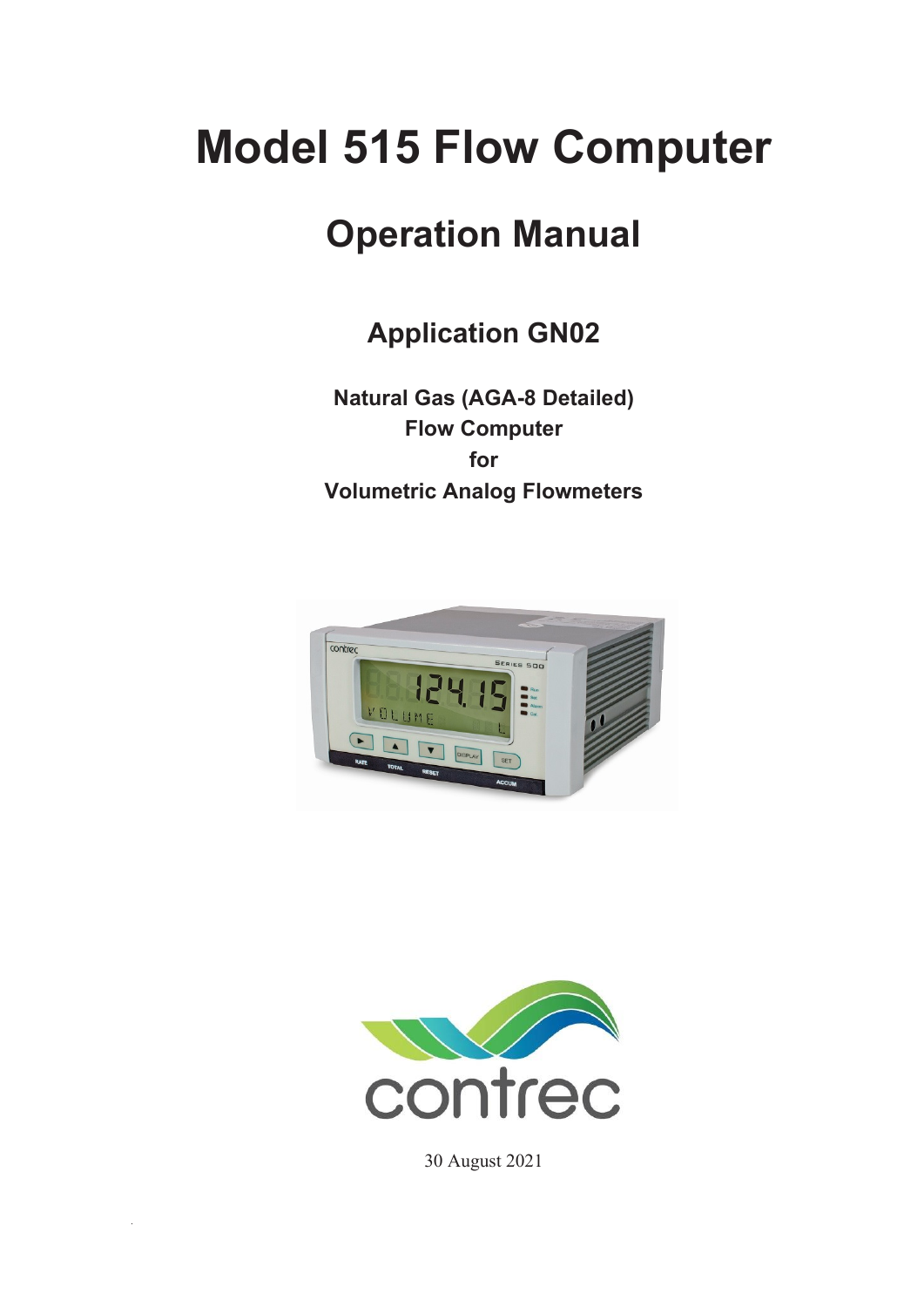# Model 515 Flow Computer

## Operation Manual

### Application GN02

**Natural Gas (AGA-8 Detailed)**
**Flow Computer**
**for**
**Volumetric Analog Flowmeters**

30 August 2021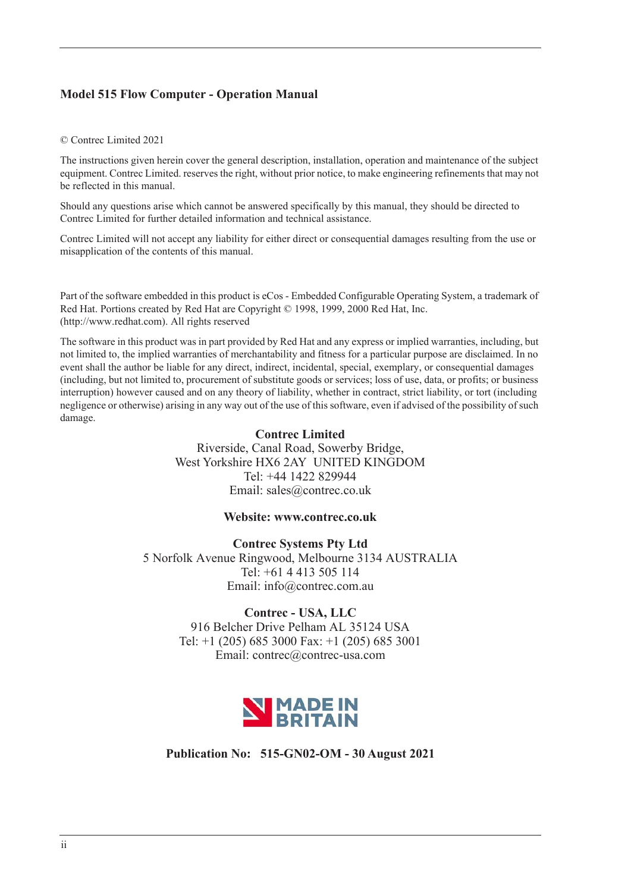**Model 515 Flow Computer - Operation Manual**

© Contrec Limited 2021

The instructions given herein cover the general description, installation, operation and maintenance of the subject equipment. Contrec Limited. reserves the right, without prior notice, to make engineering refinements that may not be reflected in this manual.

Should any questions arise which cannot be answered specifically by this manual, they should be directed to Contrec Limited for further detailed information and technical assistance.

Contrec Limited will not accept any liability for either direct or consequential damages resulting from the use or misapplication of the contents of this manual.

Part of the software embedded in this product is eCos - Embedded Configurable Operating System, a trademark of Red Hat. Portions created by Red Hat are Copyright © 1998, 1999, 2000 Red Hat, Inc. (http://www.redhat.com). All rights reserved

The software in this product was in part provided by Red Hat and any express or implied warranties, including, but not limited to, the implied warranties of merchantability and fitness for a particular purpose are disclaimed. In no event shall the author be liable for any direct, indirect, incidental, special, exemplary, or consequential damages (including, but not limited to, procurement of substitute goods or services; loss of use, data, or profits; or business interruption) however caused and on any theory of liability, whether in contract, strict liability, or tort (including negligence or otherwise) arising in any way out of the use of this software, even if advised of the possibility of such damage.

**Contrec Limited**
Riverside, Canal Road, Sowerby Bridge,
West Yorkshire HX6 2AY UNITED KINGDOM
Tel: +44 1422 829944
Email: sales@contrec.co.uk

**Website: www.contrec.co.uk**

**Contrec Systems Pty Ltd**
5 Norfolk Avenue Ringwood, Melbourne 3134 AUSTRALIA
Tel: +61 4 413 505 114
Email: info@contrec.com.au

**Contrec - USA, LLC**
916 Belcher Drive Pelham AL 35124 USA
Tel: +1 (205) 685 3000 Fax: +1 (205) 685 3001
Email: contrec@contrec-usa.com

MADE IN BRITAIN

**Publication No: 515-GN02-OM - 30 August 2021**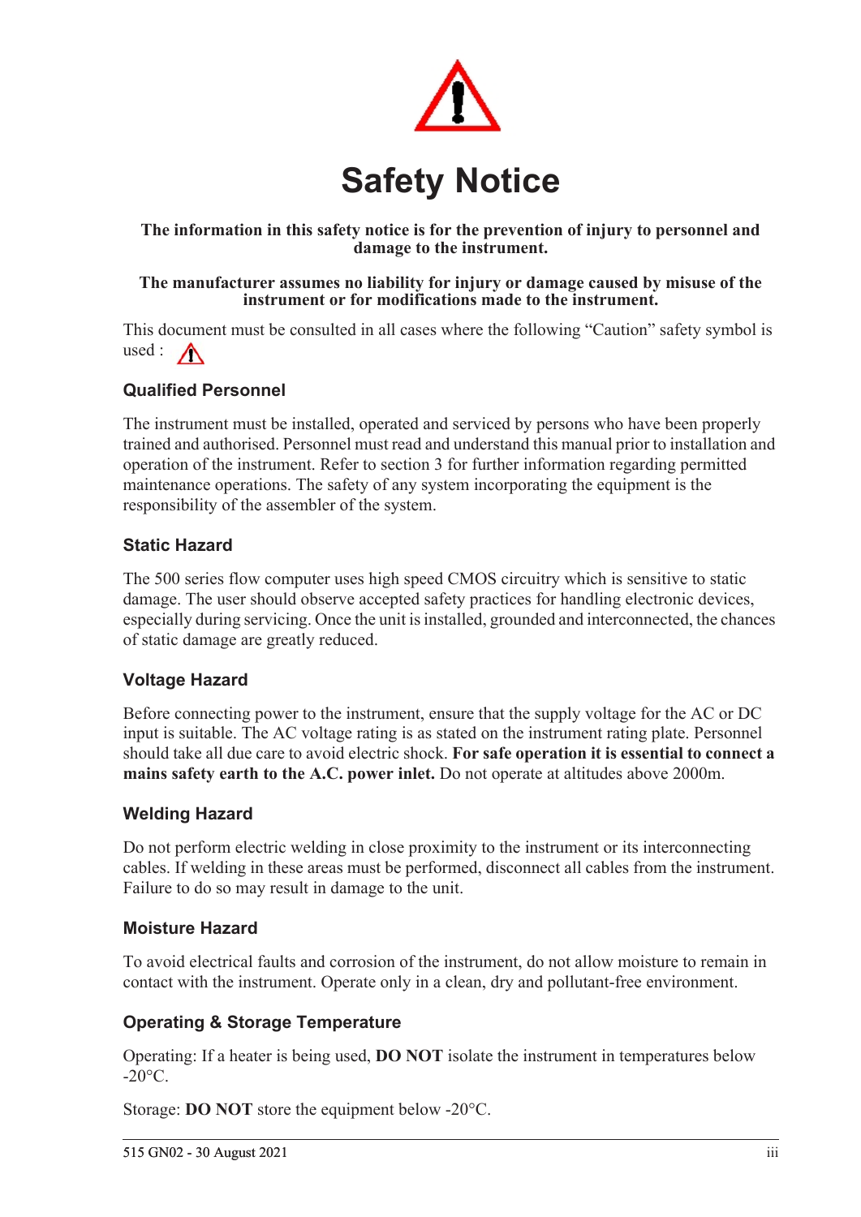# Safety Notice

**The information in this safety notice is for the prevention of injury to personnel and damage to the instrument.**

**The manufacturer assumes no liability for injury or damage caused by misuse of the instrument or for modifications made to the instrument.**

This document must be consulted in all cases where the following "Caution" safety symbol is used : ⚠

### Qualified Personnel

The instrument must be installed, operated and serviced by persons who have been properly trained and authorised. Personnel must read and understand this manual prior to installation and operation of the instrument. Refer to section 3 for further information regarding permitted maintenance operations. The safety of any system incorporating the equipment is the responsibility of the assembler of the system.

### Static Hazard

The 500 series flow computer uses high speed CMOS circuitry which is sensitive to static damage. The user should observe accepted safety practices for handling electronic devices, especially during servicing. Once the unit is installed, grounded and interconnected, the chances of static damage are greatly reduced.

### Voltage Hazard

Before connecting power to the instrument, ensure that the supply voltage for the AC or DC input is suitable. The AC voltage rating is as stated on the instrument rating plate. Personnel should take all due care to avoid electric shock. **For safe operation it is essential to connect a mains safety earth to the A.C. power inlet.** Do not operate at altitudes above 2000m.

### Welding Hazard

Do not perform electric welding in close proximity to the instrument or its interconnecting cables. If welding in these areas must be performed, disconnect all cables from the instrument. Failure to do so may result in damage to the unit.

### Moisture Hazard

To avoid electrical faults and corrosion of the instrument, do not allow moisture to remain in contact with the instrument. Operate only in a clean, dry and pollutant-free environment.

### Operating & Storage Temperature

Operating: If a heater is being used, **DO NOT** isolate the instrument in temperatures below -20°C.

Storage: **DO NOT** store the equipment below -20°C.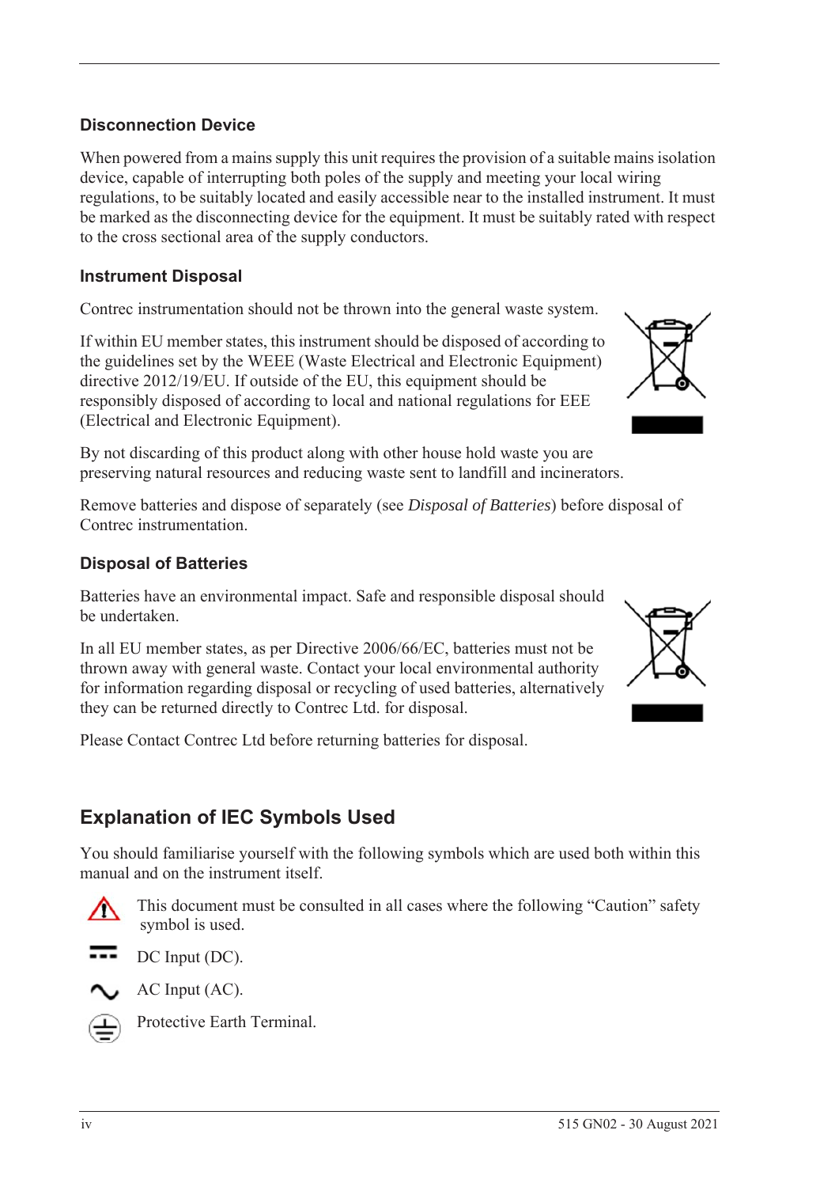### Disconnection Device

When powered from a mains supply this unit requires the provision of a suitable mains isolation device, capable of interrupting both poles of the supply and meeting your local wiring regulations, to be suitably located and easily accessible near to the installed instrument. It must be marked as the disconnecting device for the equipment. It must be suitably rated with respect to the cross sectional area of the supply conductors.

### Instrument Disposal

Contrec instrumentation should not be thrown into the general waste system.

If within EU member states, this instrument should be disposed of according to the guidelines set by the WEEE (Waste Electrical and Electronic Equipment) directive 2012/19/EU. If outside of the EU, this equipment should be responsibly disposed of according to local and national regulations for EEE (Electrical and Electronic Equipment).

By not discarding of this product along with other house hold waste you are preserving natural resources and reducing waste sent to landfill and incinerators.

Remove batteries and dispose of separately (see *Disposal of Batteries*) before disposal of Contrec instrumentation.

### Disposal of Batteries

Batteries have an environmental impact. Safe and responsible disposal should be undertaken.

In all EU member states, as per Directive 2006/66/EC, batteries must not be thrown away with general waste. Contact your local environmental authority for information regarding disposal or recycling of used batteries, alternatively they can be returned directly to Contrec Ltd. for disposal.

Please Contact Contrec Ltd before returning batteries for disposal.

## Explanation of IEC Symbols Used

You should familiarise yourself with the following symbols which are used both within this manual and on the instrument itself.

This document must be consulted in all cases where the following “Caution” safety symbol is used.

DC Input (DC).

AC Input (AC).

Protective Earth Terminal.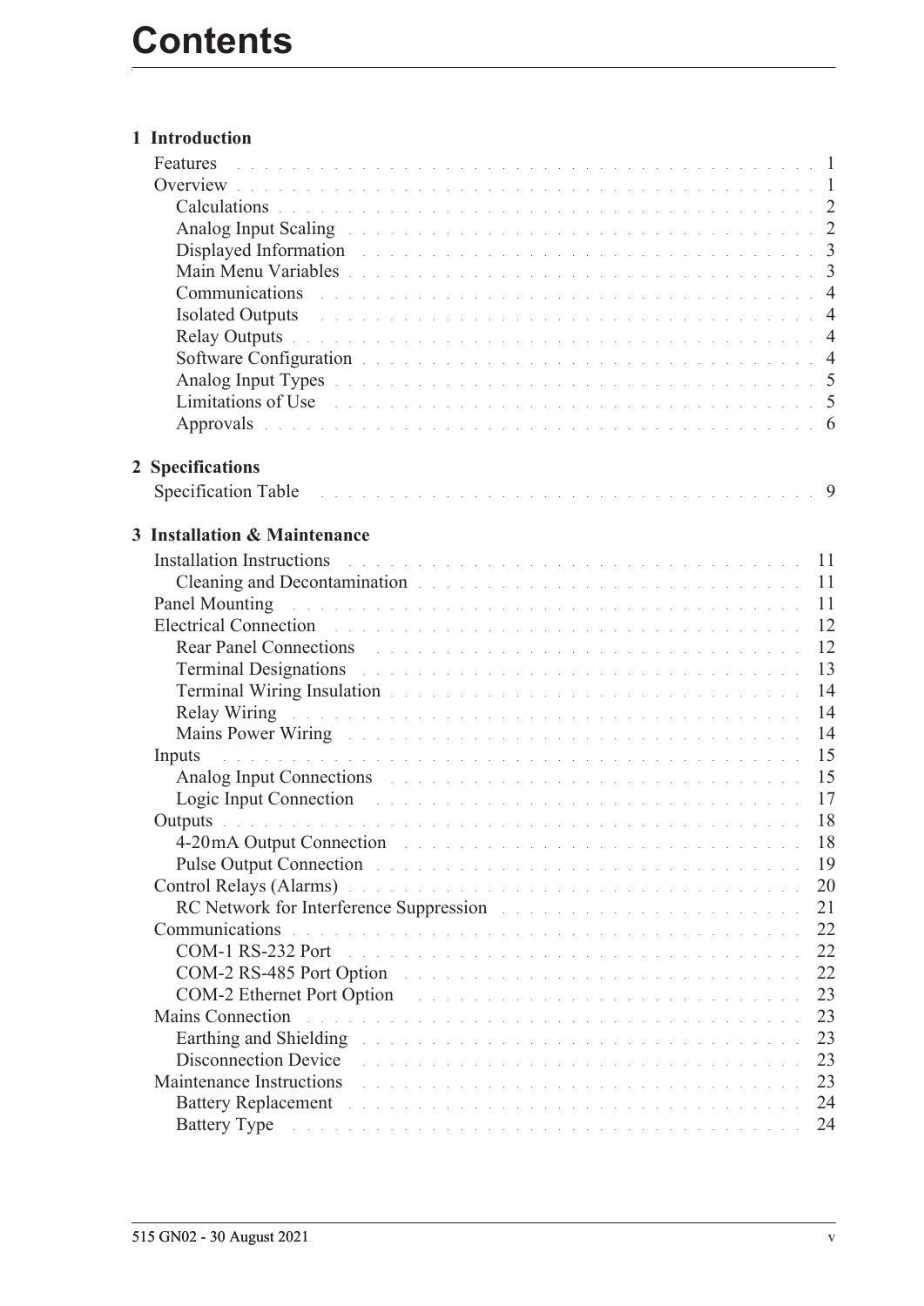# Contents

## 1 Introduction

- Features . . . 1
- Overview . . . 1
  - Calculations . . . 2
  - Analog Input Scaling . . . 2
  - Displayed Information . . . 3
  - Main Menu Variables . . . 3
  - Communications . . . 4
  - Isolated Outputs . . . 4
  - Relay Outputs . . . 4
  - Software Configuration . . . 4
  - Analog Input Types . . . 5
  - Limitations of Use . . . 5
  - Approvals . . . 6

## 2 Specifications

- Specification Table . . . 9

## 3 Installation & Maintenance

- Installation Instructions . . . 11
  - Cleaning and Decontamination . . . 11
- Panel Mounting . . . 11
- Electrical Connection . . . 12
  - Rear Panel Connections . . . 12
  - Terminal Designations . . . 13
  - Terminal Wiring Insulation . . . 14
  - Relay Wiring . . . 14
  - Mains Power Wiring . . . 14
- Inputs . . . 15
  - Analog Input Connections . . . 15
  - Logic Input Connection . . . 17
- Outputs . . . 18
  - 4-20mA Output Connection . . . 18
  - Pulse Output Connection . . . 19
- Control Relays (Alarms) . . . 20
  - RC Network for Interference Suppression . . . 21
- Communications . . . 22
  - COM-1 RS-232 Port . . . 22
  - COM-2 RS-485 Port Option . . . 22
  - COM-2 Ethernet Port Option . . . 23
- Mains Connection . . . 23
  - Earthing and Shielding . . . 23
  - Disconnection Device . . . 23
- Maintenance Instructions . . . 23
  - Battery Replacement . . . 24
  - Battery Type . . . 24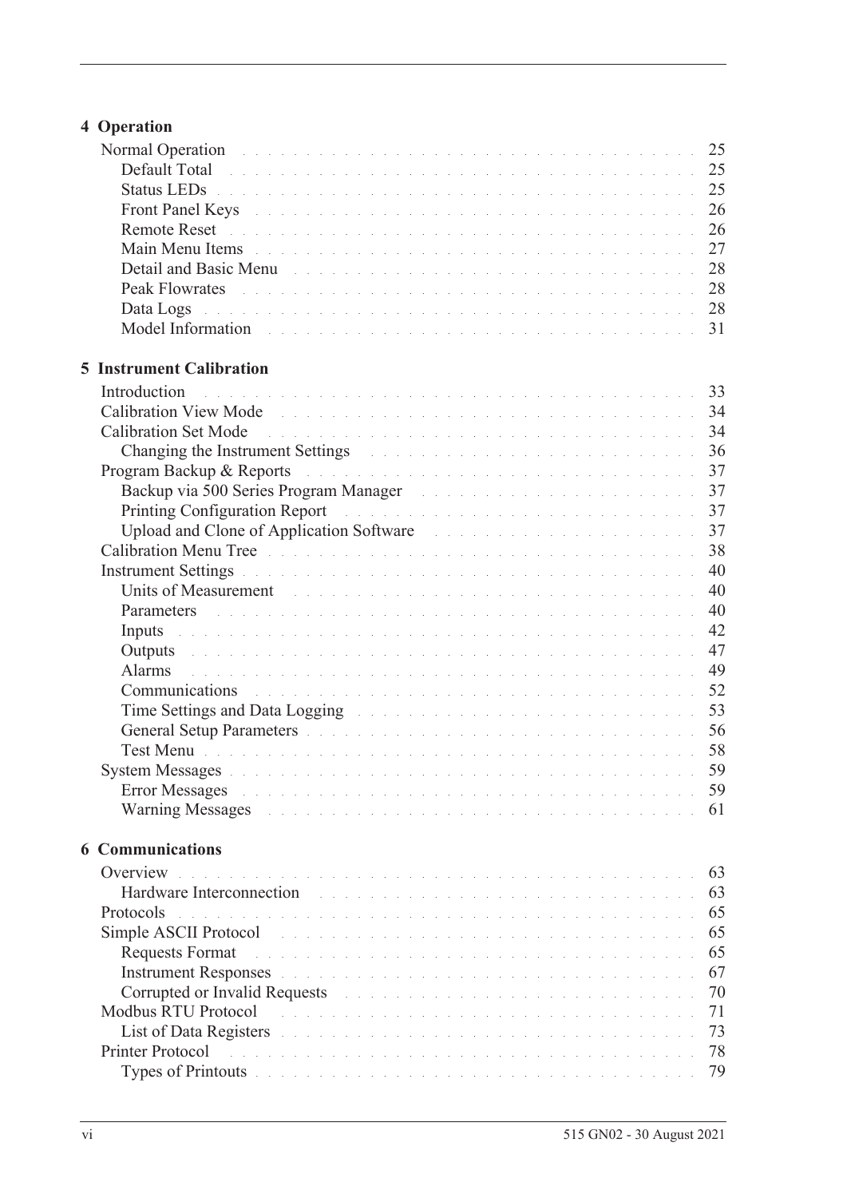## 4 Operation

- Normal Operation . . . 25
  - Default Total . . . 25
  - Status LEDs . . . 25
  - Front Panel Keys . . . 26
  - Remote Reset . . . 26
  - Main Menu Items . . . 27
  - Detail and Basic Menu . . . 28
  - Peak Flowrates . . . 28
  - Data Logs . . . 28
  - Model Information . . . 31

## 5 Instrument Calibration

- Introduction . . . 33
- Calibration View Mode . . . 34
- Calibration Set Mode . . . 34
  - Changing the Instrument Settings . . . 36
- Program Backup & Reports . . . 37
  - Backup via 500 Series Program Manager . . . 37
  - Printing Configuration Report . . . 37
  - Upload and Clone of Application Software . . . 37
- Calibration Menu Tree . . . 38
- Instrument Settings . . . 40
  - Units of Measurement . . . 40
  - Parameters . . . 40
  - Inputs . . . 42
  - Outputs . . . 47
  - Alarms . . . 49
  - Communications . . . 52
  - Time Settings and Data Logging . . . 53
  - General Setup Parameters . . . 56
  - Test Menu . . . 58
- System Messages . . . 59
  - Error Messages . . . 59
  - Warning Messages . . . 61

## 6 Communications

- Overview . . . 63
  - Hardware Interconnection . . . 63
- Protocols . . . 65
- Simple ASCII Protocol . . . 65
  - Requests Format . . . 65
  - Instrument Responses . . . 67
  - Corrupted or Invalid Requests . . . 70
- Modbus RTU Protocol . . . 71
  - List of Data Registers . . . 73
- Printer Protocol . . . 78
  - Types of Printouts . . . 79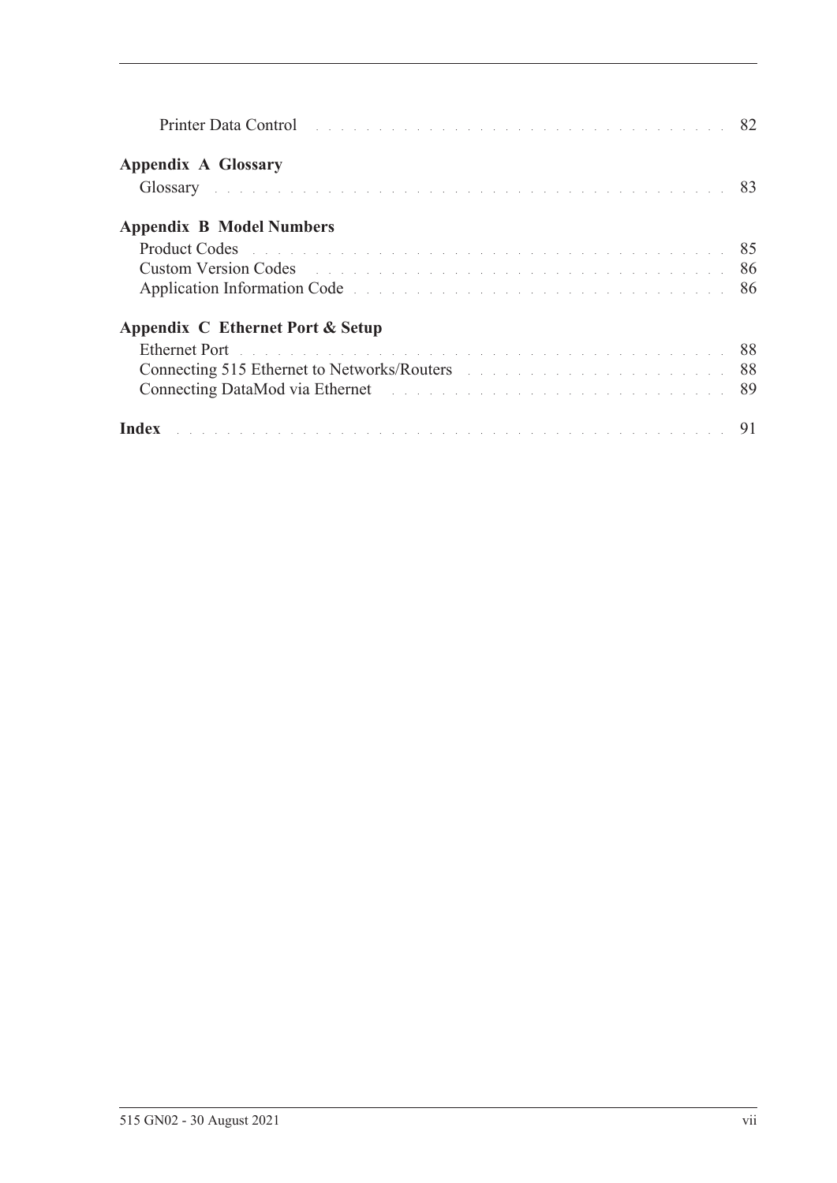Printer Data Control . . . . . . . . . . . . . . . . . . . . . . . . . . . . . . . . 82

**Appendix A Glossary**

Glossary . . . . . . . . . . . . . . . . . . . . . . . . . . . . . . . . . . . . . . . 83

**Appendix B Model Numbers**

Product Codes . . . . . . . . . . . . . . . . . . . . . . . . . . . . . . . . . . . 85
Custom Version Codes . . . . . . . . . . . . . . . . . . . . . . . . . . . . . . 86
Application Information Code . . . . . . . . . . . . . . . . . . . . . . . . . 86

**Appendix C Ethernet Port & Setup**

Ethernet Port . . . . . . . . . . . . . . . . . . . . . . . . . . . . . . . . . . . . 88
Connecting 515 Ethernet to Networks/Routers . . . . . . . . . . . . . 88
Connecting DataMod via Ethernet . . . . . . . . . . . . . . . . . . . . . . 89

**Index** . . . . . . . . . . . . . . . . . . . . . . . . . . . . . . . . . . . . . . . . . 91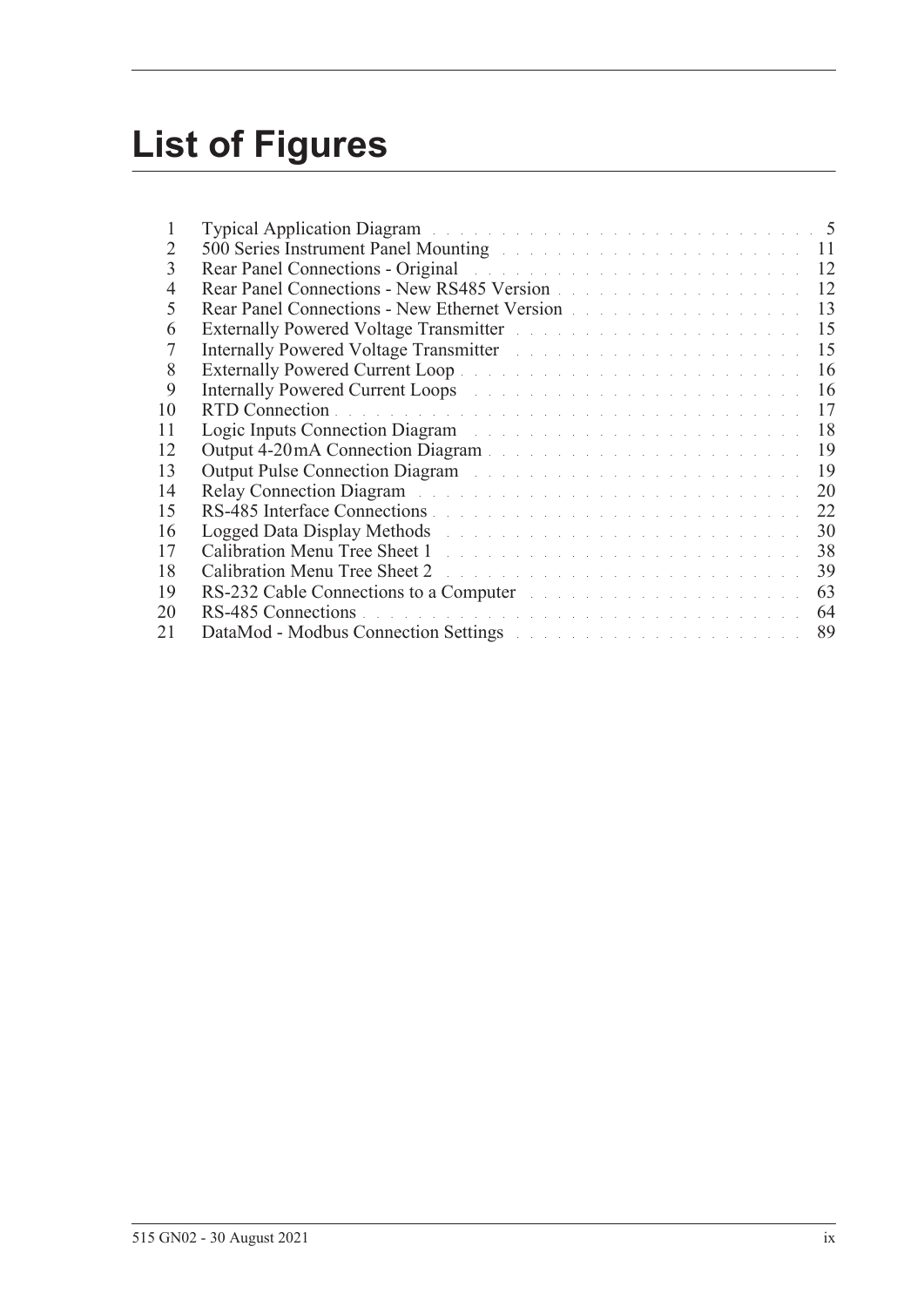# List of Figures

| | | |
|---|---|---|
| 1 | Typical Application Diagram | 5 |
| 2 | 500 Series Instrument Panel Mounting | 11 |
| 3 | Rear Panel Connections - Original | 12 |
| 4 | Rear Panel Connections - New RS485 Version | 12 |
| 5 | Rear Panel Connections - New Ethernet Version | 13 |
| 6 | Externally Powered Voltage Transmitter | 15 |
| 7 | Internally Powered Voltage Transmitter | 15 |
| 8 | Externally Powered Current Loop | 16 |
| 9 | Internally Powered Current Loops | 16 |
| 10 | RTD Connection | 17 |
| 11 | Logic Inputs Connection Diagram | 18 |
| 12 | Output 4-20 mA Connection Diagram | 19 |
| 13 | Output Pulse Connection Diagram | 19 |
| 14 | Relay Connection Diagram | 20 |
| 15 | RS-485 Interface Connections | 22 |
| 16 | Logged Data Display Methods | 30 |
| 17 | Calibration Menu Tree Sheet 1 | 38 |
| 18 | Calibration Menu Tree Sheet 2 | 39 |
| 19 | RS-232 Cable Connections to a Computer | 63 |
| 20 | RS-485 Connections | 64 |
| 21 | DataMod - Modbus Connection Settings | 89 |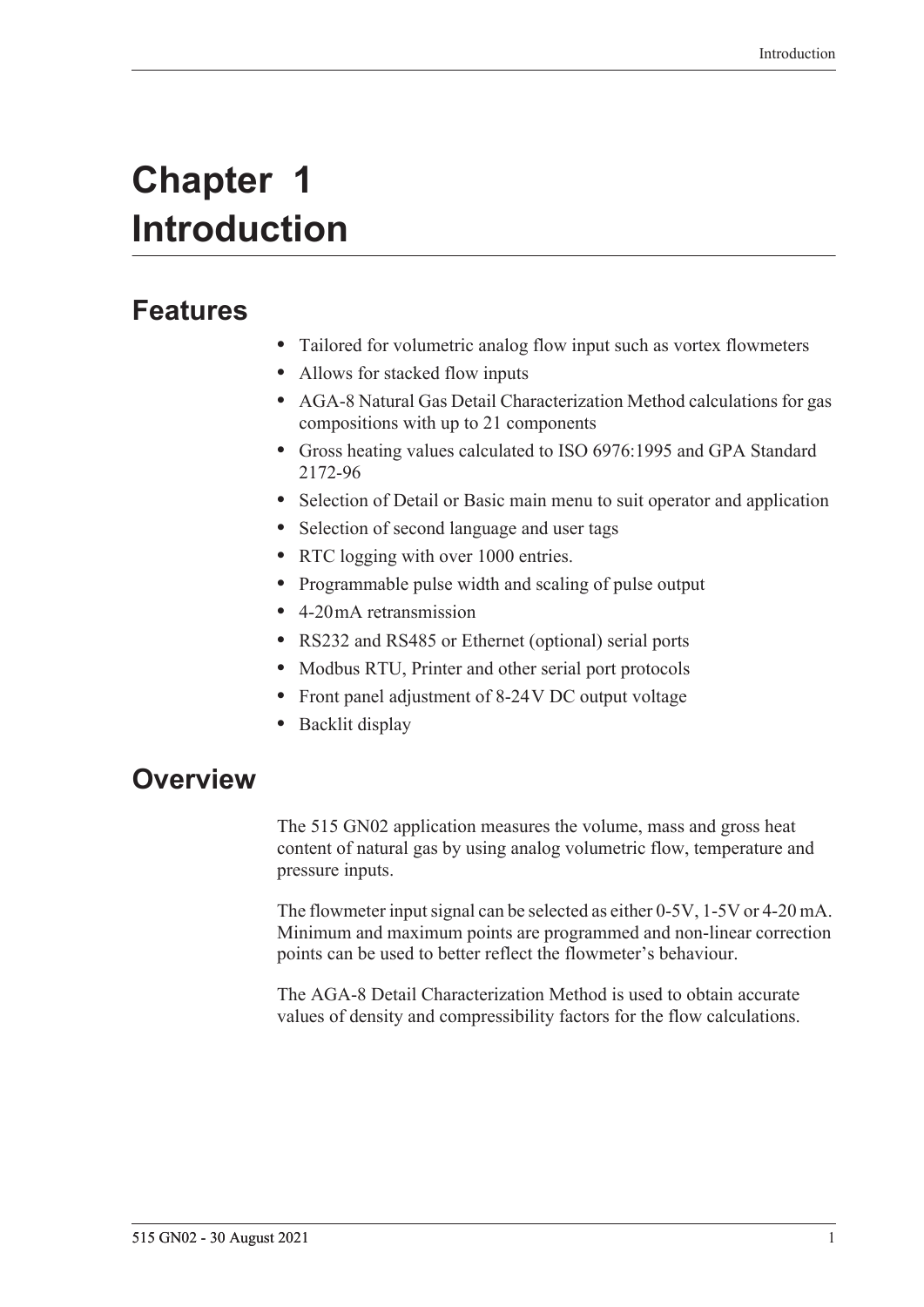# Chapter 1 Introduction

## Features

- Tailored for volumetric analog flow input such as vortex flowmeters
- Allows for stacked flow inputs
- AGA-8 Natural Gas Detail Characterization Method calculations for gas compositions with up to 21 components
- Gross heating values calculated to ISO 6976:1995 and GPA Standard 2172-96
- Selection of Detail or Basic main menu to suit operator and application
- Selection of second language and user tags
- RTC logging with over 1000 entries.
- Programmable pulse width and scaling of pulse output
- 4-20 mA retransmission
- RS232 and RS485 or Ethernet (optional) serial ports
- Modbus RTU, Printer and other serial port protocols
- Front panel adjustment of 8-24 V DC output voltage
- Backlit display

## Overview

The 515 GN02 application measures the volume, mass and gross heat content of natural gas by using analog volumetric flow, temperature and pressure inputs.

The flowmeter input signal can be selected as either 0-5V, 1-5V or 4-20 mA. Minimum and maximum points are programmed and non-linear correction points can be used to better reflect the flowmeter's behaviour.

The AGA-8 Detail Characterization Method is used to obtain accurate values of density and compressibility factors for the flow calculations.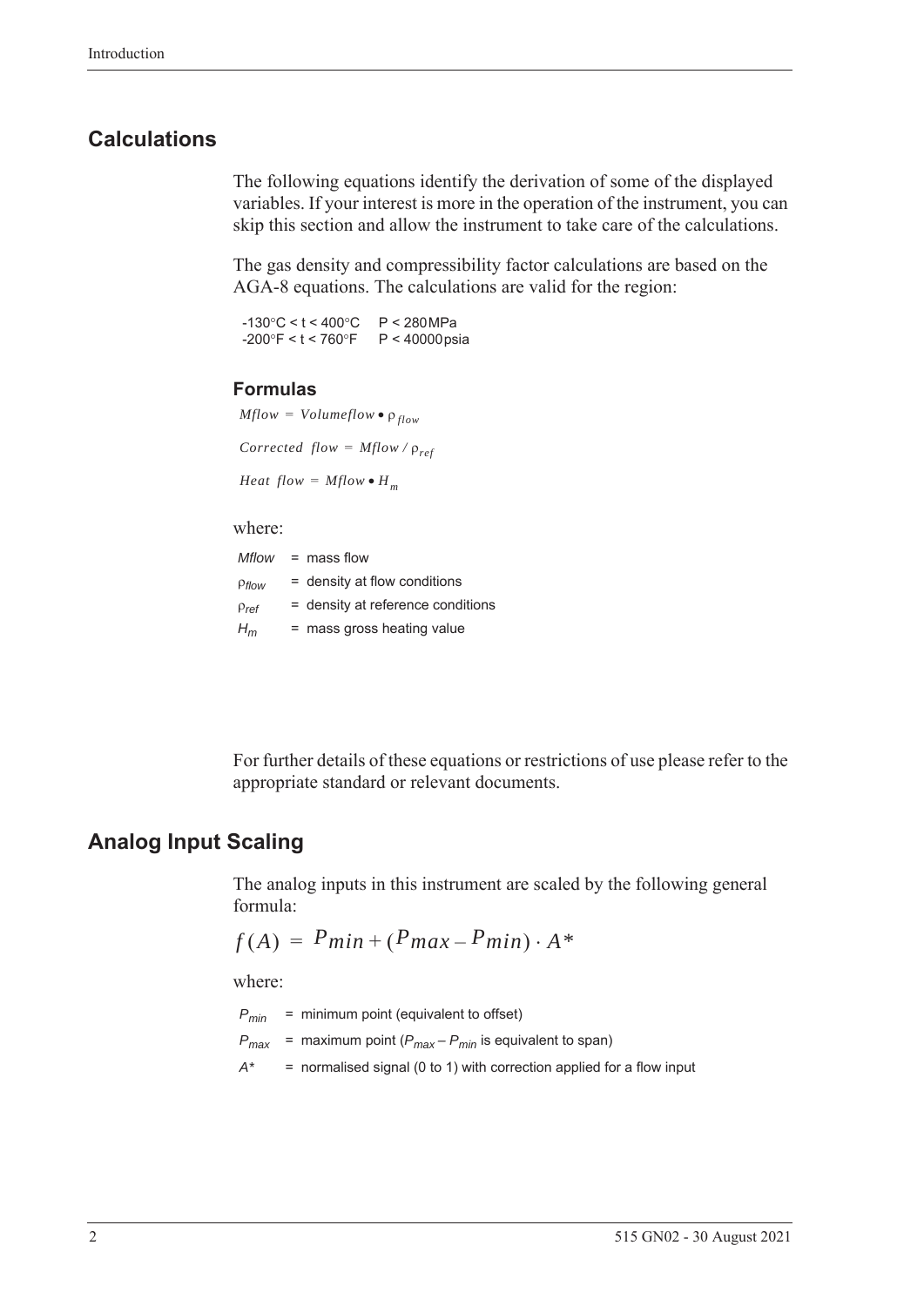## Calculations

The following equations identify the derivation of some of the displayed variables. If your interest is more in the operation of the instrument, you can skip this section and allow the instrument to take care of the calculations.

The gas density and compressibility factor calculations are based on the AGA-8 equations. The calculations are valid for the region:

-130°C < t < 400°C  P < 280 MPa
-200°F < t < 760°F  P < 40000 psia

### Formulas

$$Mflow = Volumeflow \bullet \rho_{flow}$$

$$Corrected\ \ flow = Mflow / \rho_{ref}$$

$$Heat\ \ flow = Mflow \bullet H_m$$

where:

$Mflow$ = mass flow
$\rho_{flow}$ = density at flow conditions
$\rho_{ref}$ = density at reference conditions
$H_m$ = mass gross heating value

For further details of these equations or restrictions of use please refer to the appropriate standard or relevant documents.

## Analog Input Scaling

The analog inputs in this instrument are scaled by the following general formula:

$$f(A) = Pmin + (Pmax - Pmin) \cdot A*$$

where:

$P_{min}$ = minimum point (equivalent to offset)
$P_{max}$ = maximum point ($P_{max} - P_{min}$ is equivalent to span)
$A^*$ = normalised signal (0 to 1) with correction applied for a flow input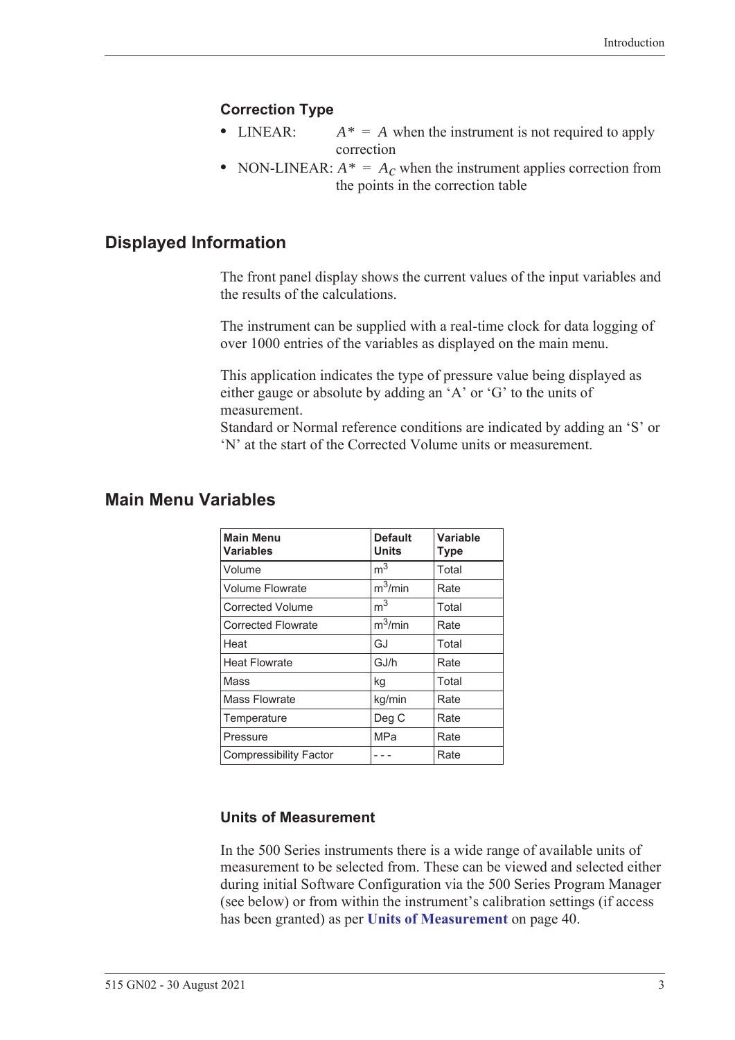### Correction Type

- LINEAR: $A^* = A$ when the instrument is not required to apply correction
- NON-LINEAR: $A^* = A_C$ when the instrument applies correction from the points in the correction table

## Displayed Information

The front panel display shows the current values of the input variables and the results of the calculations.

The instrument can be supplied with a real-time clock for data logging of over 1000 entries of the variables as displayed on the main menu.

This application indicates the type of pressure value being displayed as either gauge or absolute by adding an 'A' or 'G' to the units of measurement.
Standard or Normal reference conditions are indicated by adding an 'S' or 'N' at the start of the Corrected Volume units or measurement.

## Main Menu Variables

| Main Menu Variables | Default Units | Variable Type |
|---|---|---|
| Volume | $m^3$ | Total |
| Volume Flowrate | $m^3$/min | Rate |
| Corrected Volume | $m^3$ | Total |
| Corrected Flowrate | $m^3$/min | Rate |
| Heat | GJ | Total |
| Heat Flowrate | GJ/h | Rate |
| Mass | kg | Total |
| Mass Flowrate | kg/min | Rate |
| Temperature | Deg C | Rate |
| Pressure | MPa | Rate |
| Compressibility Factor | - - - | Rate |

### Units of Measurement

In the 500 Series instruments there is a wide range of available units of measurement to be selected from. These can be viewed and selected either during initial Software Configuration via the 500 Series Program Manager (see below) or from within the instrument's calibration settings (if access has been granted) as per **Units of Measurement** on page 40.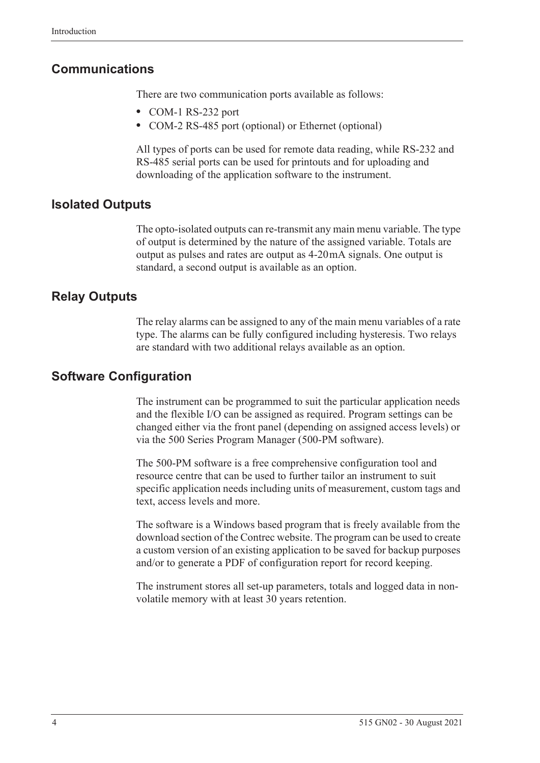## Communications

There are two communication ports available as follows:

- COM-1 RS-232 port
- COM-2 RS-485 port (optional) or Ethernet (optional)

All types of ports can be used for remote data reading, while RS-232 and RS-485 serial ports can be used for printouts and for uploading and downloading of the application software to the instrument.

## Isolated Outputs

The opto-isolated outputs can re-transmit any main menu variable. The type of output is determined by the nature of the assigned variable. Totals are output as pulses and rates are output as 4-20 mA signals. One output is standard, a second output is available as an option.

## Relay Outputs

The relay alarms can be assigned to any of the main menu variables of a rate type. The alarms can be fully configured including hysteresis. Two relays are standard with two additional relays available as an option.

## Software Configuration

The instrument can be programmed to suit the particular application needs and the flexible I/O can be assigned as required. Program settings can be changed either via the front panel (depending on assigned access levels) or via the 500 Series Program Manager (500-PM software).

The 500-PM software is a free comprehensive configuration tool and resource centre that can be used to further tailor an instrument to suit specific application needs including units of measurement, custom tags and text, access levels and more.

The software is a Windows based program that is freely available from the download section of the Contrec website. The program can be used to create a custom version of an existing application to be saved for backup purposes and/or to generate a PDF of configuration report for record keeping.

The instrument stores all set-up parameters, totals and logged data in non-volatile memory with at least 30 years retention.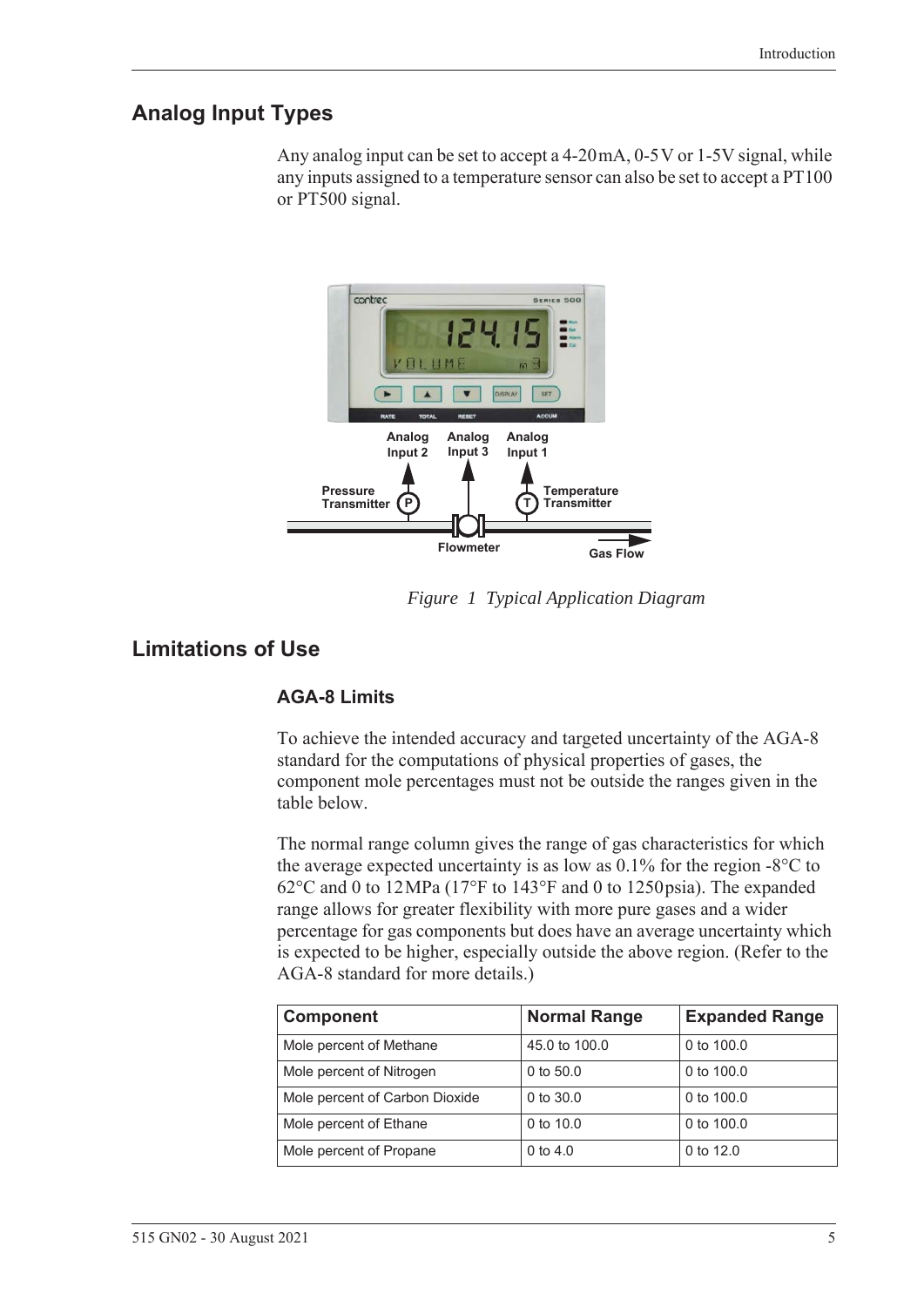## Analog Input Types

Any analog input can be set to accept a 4-20 mA, 0-5 V or 1-5V signal, while any inputs assigned to a temperature sensor can also be set to accept a PT100 or PT500 signal.

*Figure 1 Typical Application Diagram*

## Limitations of Use

### AGA-8 Limits

To achieve the intended accuracy and targeted uncertainty of the AGA-8 standard for the computations of physical properties of gases, the component mole percentages must not be outside the ranges given in the table below.

The normal range column gives the range of gas characteristics for which the average expected uncertainty is as low as 0.1% for the region -8°C to 62°C and 0 to 12 MPa (17°F to 143°F and 0 to 1250 psia). The expanded range allows for greater flexibility with more pure gases and a wider percentage for gas components but does have an average uncertainty which is expected to be higher, especially outside the above region. (Refer to the AGA-8 standard for more details.)

| Component | Normal Range | Expanded Range |
|---|---|---|
| Mole percent of Methane | 45.0 to 100.0 | 0 to 100.0 |
| Mole percent of Nitrogen | 0 to 50.0 | 0 to 100.0 |
| Mole percent of Carbon Dioxide | 0 to 30.0 | 0 to 100.0 |
| Mole percent of Ethane | 0 to 10.0 | 0 to 100.0 |
| Mole percent of Propane | 0 to 4.0 | 0 to 12.0 |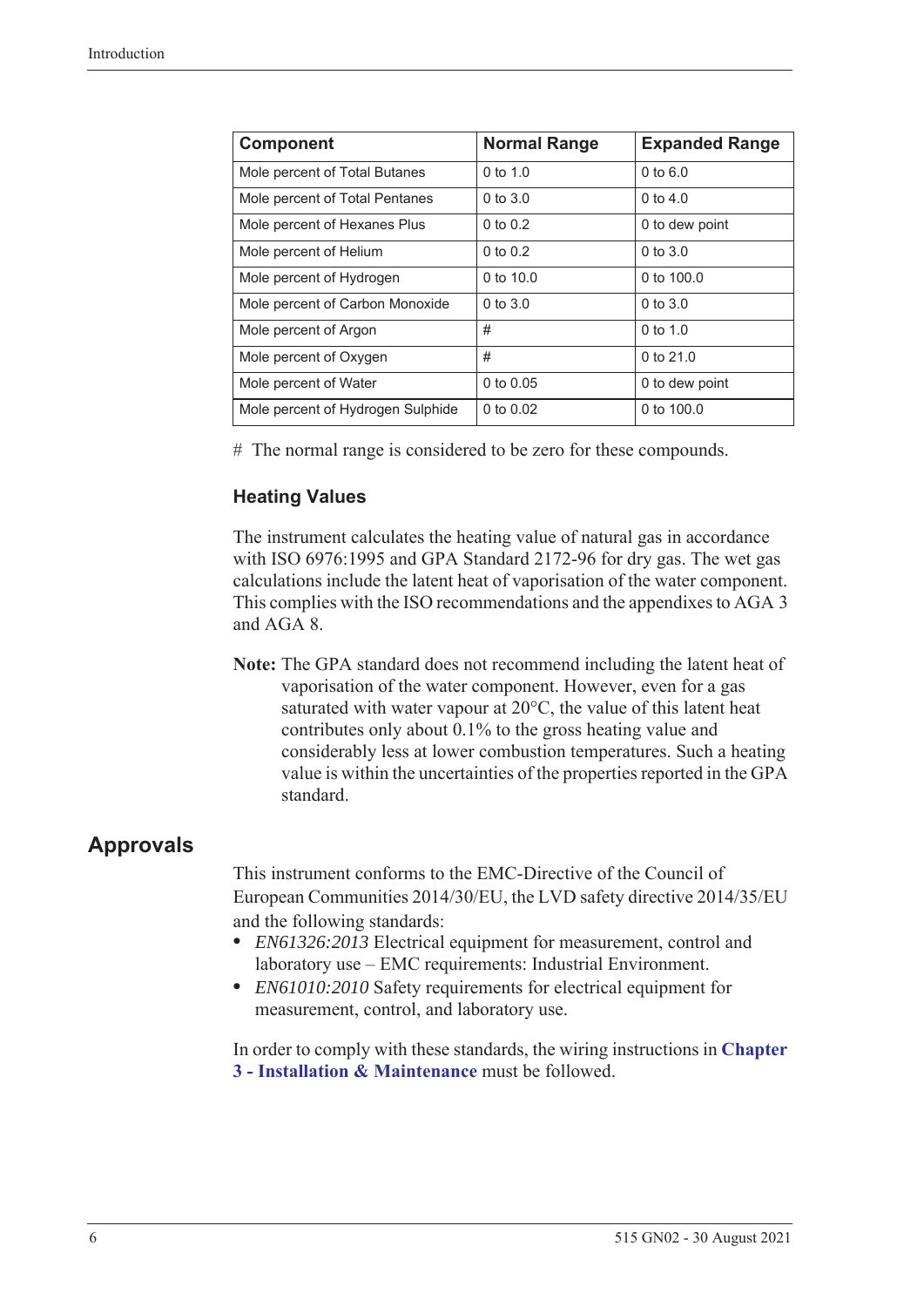| Component | Normal Range | Expanded Range |
|---|---|---|
| Mole percent of Total Butanes | 0 to 1.0 | 0 to 6.0 |
| Mole percent of Total Pentanes | 0 to 3.0 | 0 to 4.0 |
| Mole percent of Hexanes Plus | 0 to 0.2 | 0 to dew point |
| Mole percent of Helium | 0 to 0.2 | 0 to 3.0 |
| Mole percent of Hydrogen | 0 to 10.0 | 0 to 100.0 |
| Mole percent of Carbon Monoxide | 0 to 3.0 | 0 to 3.0 |
| Mole percent of Argon | # | 0 to 1.0 |
| Mole percent of Oxygen | # | 0 to 21.0 |
| Mole percent of Water | 0 to 0.05 | 0 to dew point |
| Mole percent of Hydrogen Sulphide | 0 to 0.02 | 0 to 100.0 |

# The normal range is considered to be zero for these compounds.

### Heating Values

The instrument calculates the heating value of natural gas in accordance with ISO 6976:1995 and GPA Standard 2172-96 for dry gas. The wet gas calculations include the latent heat of vaporisation of the water component. This complies with the ISO recommendations and the appendixes to AGA 3 and AGA 8.

**Note:** The GPA standard does not recommend including the latent heat of vaporisation of the water component. However, even for a gas saturated with water vapour at 20°C, the value of this latent heat contributes only about 0.1% to the gross heating value and considerably less at lower combustion temperatures. Such a heating value is within the uncertainties of the properties reported in the GPA standard.

## Approvals

This instrument conforms to the EMC-Directive of the Council of European Communities 2014/30/EU, the LVD safety directive 2014/35/EU and the following standards:

- *EN61326:2013* Electrical equipment for measurement, control and laboratory use – EMC requirements: Industrial Environment.
- *EN61010:2010* Safety requirements for electrical equipment for measurement, control, and laboratory use.

In order to comply with these standards, the wiring instructions in **Chapter 3 - Installation & Maintenance** must be followed.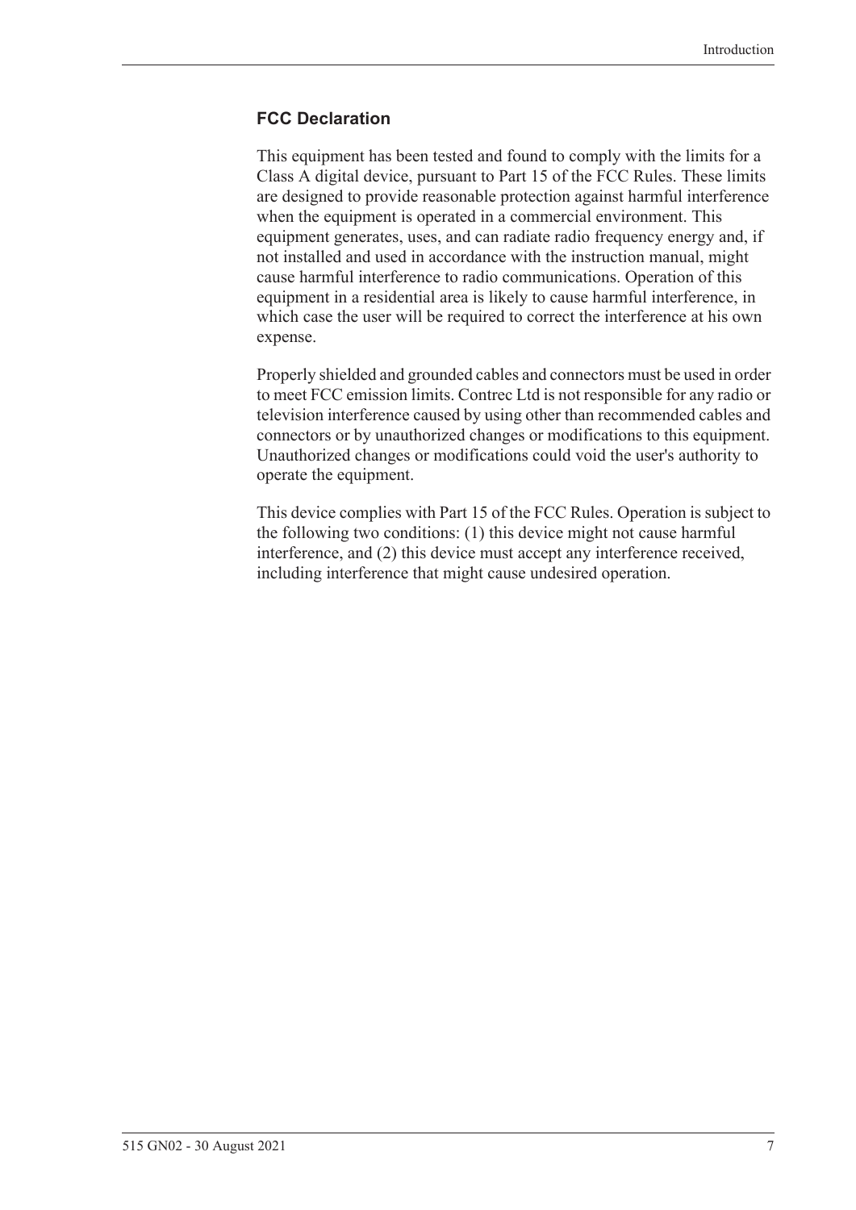### FCC Declaration

This equipment has been tested and found to comply with the limits for a Class A digital device, pursuant to Part 15 of the FCC Rules. These limits are designed to provide reasonable protection against harmful interference when the equipment is operated in a commercial environment. This equipment generates, uses, and can radiate radio frequency energy and, if not installed and used in accordance with the instruction manual, might cause harmful interference to radio communications. Operation of this equipment in a residential area is likely to cause harmful interference, in which case the user will be required to correct the interference at his own expense.

Properly shielded and grounded cables and connectors must be used in order to meet FCC emission limits. Contrec Ltd is not responsible for any radio or television interference caused by using other than recommended cables and connectors or by unauthorized changes or modifications to this equipment. Unauthorized changes or modifications could void the user's authority to operate the equipment.

This device complies with Part 15 of the FCC Rules. Operation is subject to the following two conditions: (1) this device might not cause harmful interference, and (2) this device must accept any interference received, including interference that might cause undesired operation.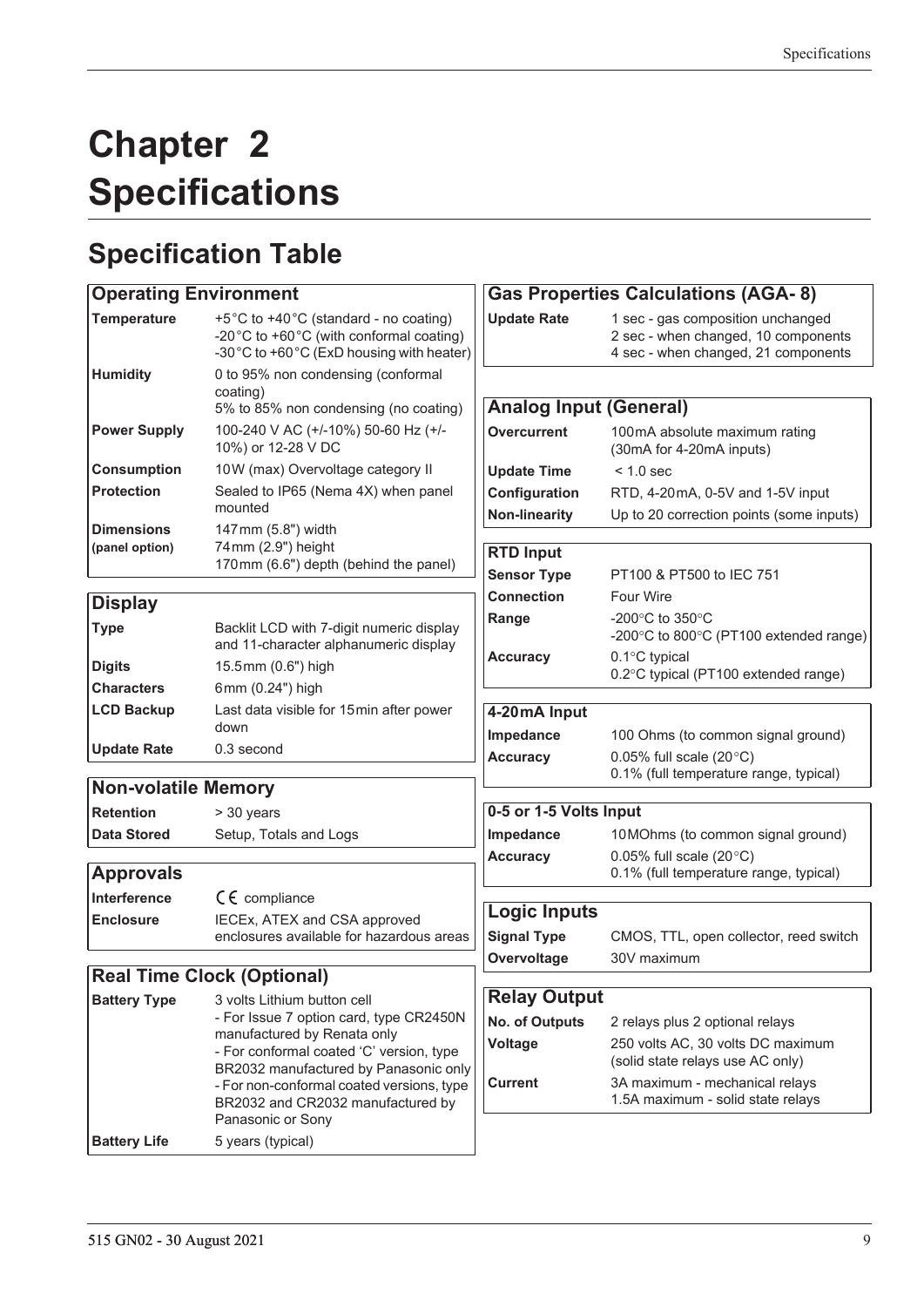# Chapter 2 Specifications

## Specification Table

| Operating Environment | |
|---|---|
| **Temperature** | +5°C to +40°C (standard - no coating)<br>-20°C to +60°C (with conformal coating)<br>-30°C to +60°C (ExD housing with heater) |
| **Humidity** | 0 to 95% non condensing (conformal coating)<br>5% to 85% non condensing (no coating) |
| **Power Supply** | 100-240 V AC (+/-10%) 50-60 Hz (+/-10%) or 12-28 V DC |
| **Consumption** | 10W (max) Overvoltage category II |
| **Protection** | Sealed to IP65 (Nema 4X) when panel mounted |
| **Dimensions (panel option)** | 147mm (5.8") width<br>74mm (2.9") height<br>170mm (6.6") depth (behind the panel) |

| Display | |
|---|---|
| **Type** | Backlit LCD with 7-digit numeric display and 11-character alphanumeric display |
| **Digits** | 15.5mm (0.6") high |
| **Characters** | 6mm (0.24") high |
| **LCD Backup** | Last data visible for 15min after power down |
| **Update Rate** | 0.3 second |

| Non-volatile Memory | |
|---|---|
| **Retention** | > 30 years |
| **Data Stored** | Setup, Totals and Logs |

| Approvals | |
|---|---|
| **Interference** | CE compliance |
| **Enclosure** | IECEx, ATEX and CSA approved enclosures available for hazardous areas |

| Real Time Clock (Optional) | |
|---|---|
| **Battery Type** | 3 volts Lithium button cell<br>- For Issue 7 option card, type CR2450N manufactured by Renata only<br>- For conformal coated 'C' version, type BR2032 manufactured by Panasonic only<br>- For non-conformal coated versions, type BR2032 and CR2032 manufactured by Panasonic or Sony |
| **Battery Life** | 5 years (typical) |

| Gas Properties Calculations (AGA-8) | |
|---|---|
| **Update Rate** | 1 sec - gas composition unchanged<br>2 sec - when changed, 10 components<br>4 sec - when changed, 21 components |

| Analog Input (General) | |
|---|---|
| **Overcurrent** | 100mA absolute maximum rating (30mA for 4-20mA inputs) |
| **Update Time** | < 1.0 sec |
| **Configuration** | RTD, 4-20mA, 0-5V and 1-5V input |
| **Non-linearity** | Up to 20 correction points (some inputs) |

| RTD Input | |
|---|---|
| **Sensor Type** | PT100 & PT500 to IEC 751 |
| **Connection** | Four Wire |
| **Range** | -200°C to 350°C<br>-200°C to 800°C (PT100 extended range) |
| **Accuracy** | 0.1°C typical<br>0.2°C typical (PT100 extended range) |

| 4-20mA Input | |
|---|---|
| **Impedance** | 100 Ohms (to common signal ground) |
| **Accuracy** | 0.05% full scale (20°C)<br>0.1% (full temperature range, typical) |

| 0-5 or 1-5 Volts Input | |
|---|---|
| **Impedance** | 10MOhms (to common signal ground) |
| **Accuracy** | 0.05% full scale (20°C)<br>0.1% (full temperature range, typical) |

| Logic Inputs | |
|---|---|
| **Signal Type** | CMOS, TTL, open collector, reed switch |
| **Overvoltage** | 30V maximum |

| Relay Output | |
|---|---|
| **No. of Outputs** | 2 relays plus 2 optional relays |
| **Voltage** | 250 volts AC, 30 volts DC maximum (solid state relays use AC only) |
| **Current** | 3A maximum - mechanical relays<br>1.5A maximum - solid state relays |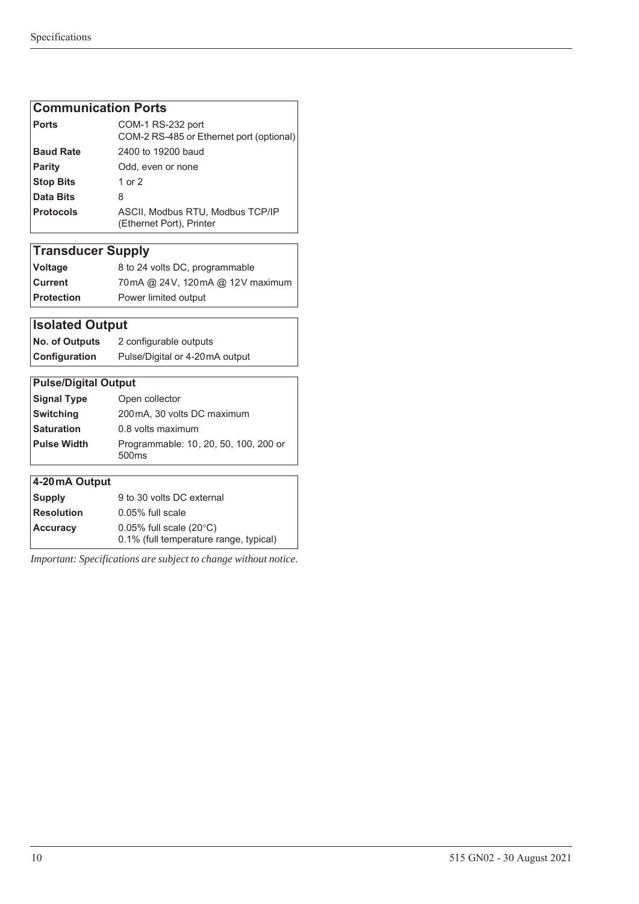| Communication Ports | |
|---|---|
| **Ports** | COM-1 RS-232 port<br>COM-2 RS-485 or Ethernet port (optional) |
| **Baud Rate** | 2400 to 19200 baud |
| **Parity** | Odd, even or none |
| **Stop Bits** | 1 or 2 |
| **Data Bits** | 8 |
| **Protocols** | ASCII, Modbus RTU, Modbus TCP/IP (Ethernet Port), Printer |

| Transducer Supply | |
|---|---|
| **Voltage** | 8 to 24 volts DC, programmable |
| **Current** | 70 mA @ 24 V, 120 mA @ 12 V maximum |
| **Protection** | Power limited output |

| Isolated Output | |
|---|---|
| **No. of Outputs** | 2 configurable outputs |
| **Configuration** | Pulse/Digital or 4-20 mA output |

| Pulse/Digital Output | |
|---|---|
| **Signal Type** | Open collector |
| **Switching** | 200 mA, 30 volts DC maximum |
| **Saturation** | 0.8 volts maximum |
| **Pulse Width** | Programmable: 10, 20, 50, 100, 200 or 500ms |

| 4-20 mA Output | |
|---|---|
| **Supply** | 9 to 30 volts DC external |
| **Resolution** | 0.05% full scale |
| **Accuracy** | 0.05% full scale (20°C)<br>0.1% (full temperature range, typical) |

*Important: Specifications are subject to change without notice.*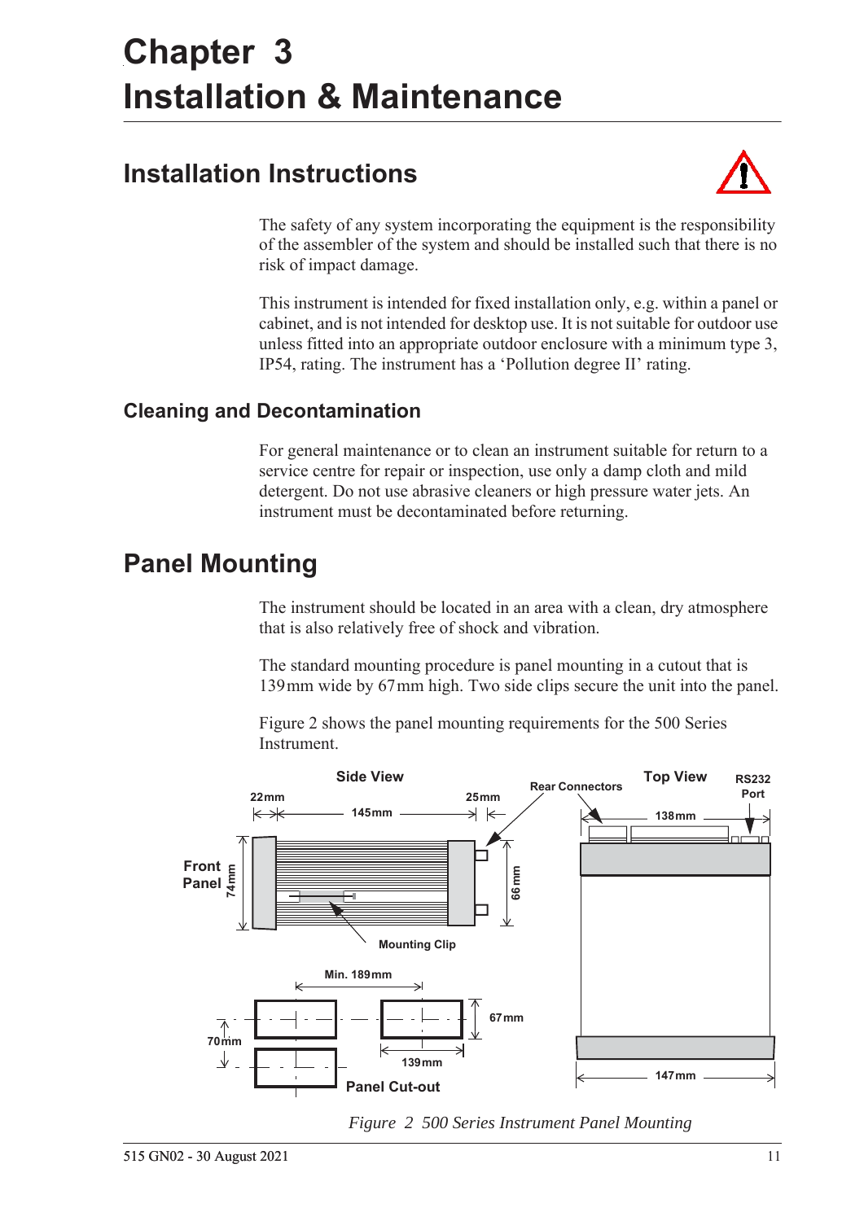# Chapter 3 Installation & Maintenance

## Installation Instructions

The safety of any system incorporating the equipment is the responsibility of the assembler of the system and should be installed such that there is no risk of impact damage.

This instrument is intended for fixed installation only, e.g. within a panel or cabinet, and is not intended for desktop use. It is not suitable for outdoor use unless fitted into an appropriate outdoor enclosure with a minimum type 3, IP54, rating. The instrument has a 'Pollution degree II' rating.

### Cleaning and Decontamination

For general maintenance or to clean an instrument suitable for return to a service centre for repair or inspection, use only a damp cloth and mild detergent. Do not use abrasive cleaners or high pressure water jets. An instrument must be decontaminated before returning.

## Panel Mounting

The instrument should be located in an area with a clean, dry atmosphere that is also relatively free of shock and vibration.

The standard mounting procedure is panel mounting in a cutout that is 139 mm wide by 67 mm high. Two side clips secure the unit into the panel.

Figure 2 shows the panel mounting requirements for the 500 Series Instrument.

*Figure 2 500 Series Instrument Panel Mounting*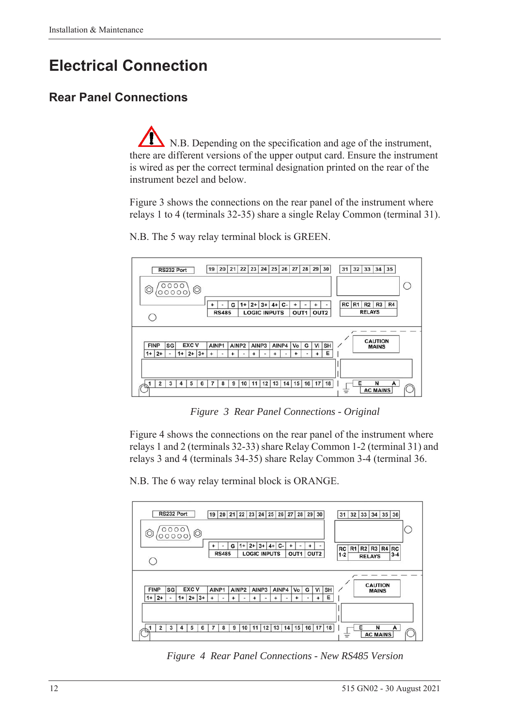# Electrical Connection

## Rear Panel Connections

N.B. Depending on the specification and age of the instrument, there are different versions of the upper output card. Ensure the instrument is wired as per the correct terminal designation printed on the rear of the instrument bezel and below.

Figure 3 shows the connections on the rear panel of the instrument where relays 1 to 4 (terminals 32-35) share a single Relay Common (terminal 31).

N.B. The 5 way relay terminal block is GREEN.

*Figure 3 Rear Panel Connections - Original*

Figure 4 shows the connections on the rear panel of the instrument where relays 1 and 2 (terminals 32-33) share Relay Common 1-2 (terminal 31) and relays 3 and 4 (terminals 34-35) share Relay Common 3-4 (terminal 36.

N.B. The 6 way relay terminal block is ORANGE.

*Figure 4 Rear Panel Connections - New RS485 Version*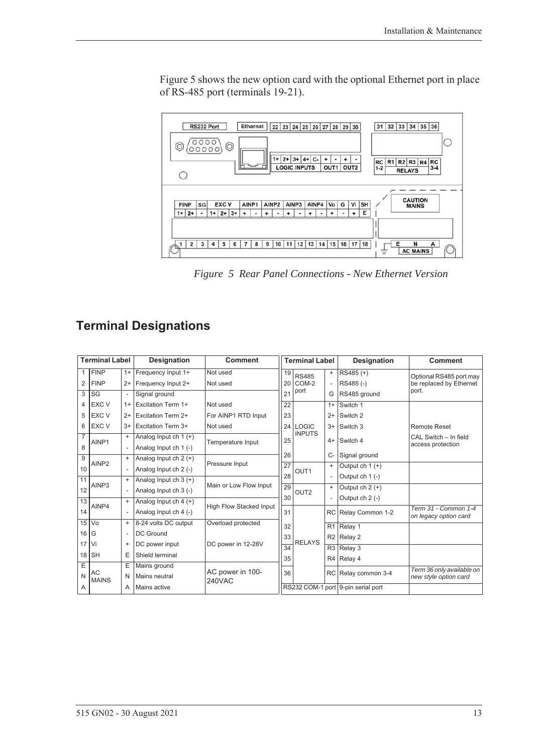Figure 5 shows the new option card with the optional Ethernet port in place of RS-485 port (terminals 19-21).

*Figure 5 Rear Panel Connections - New Ethernet Version*

## Terminal Designations

| Terminal Label | | | Designation | Comment |
|---|---|---|---|---|
| 1 | FINP | 1+ | Frequency Input 1+ | Not used |
| 2 | FINP | 2+ | Frequency Input 2+ | Not used |
| 3 | SG | - | Signal ground | |
| 4 | EXC V | 1+ | Excitation Term 1+ | Not used |
| 5 | EXC V | 2+ | Excitation Term 2+ | For AINP1 RTD Input |
| 6 | EXC V | 3+ | Excitation Term 3+ | Not used |
| 7 | AINP1 | + | Analog Input ch 1 (+) | Temperature Input |
| 8 | | - | Analog Input ch 1 (-) | |
| 9 | AINP2 | + | Analog Input ch 2 (+) | Pressure Input |
| 10 | | - | Analog Input ch 2 (-) | |
| 11 | AINP3 | + | Analog Input ch 3 (+) | Main or Low Flow Input |
| 12 | | - | Analog Input ch 3 (-) | |
| 13 | AINP4 | + | Analog Input ch 4 (+) | High Flow Stacked Input |
| 14 | | - | Analog Input ch 4 (-) | |
| 15 | Vo | + | 8-24 volts DC output | Overload protected |
| 16 | G | - | DC Ground | |
| 17 | Vi | + | DC power input | DC power in 12-28V |
| 18 | SH | E | Shield terminal | |
| E | AC MAINS | E | Mains ground | AC power in 100-240VAC |
| N | | N | Mains neutral | |
| A | | A | Mains active | |

| Terminal Label | | | Designation | Comment |
|---|---|---|---|---|
| 19 | RS485 COM-2 port | + | RS485 (+) | Optional RS485 port may be replaced by Ethernet port. |
| 20 | | - | RS485 (-) | |
| 21 | | G | RS485 ground | |
| 22 | LOGIC INPUTS | 1+ | Switch 1 | |
| 23 | | 2+ | Switch 2 | |
| 24 | | 3+ | Switch 3 | Remote Reset |
| 25 | | 4+ | Switch 4 | CAL Switch – In field access protection |
| 26 | | C- | Signal ground | |
| 27 | OUT1 | + | Output ch 1 (+) | |
| 28 | | - | Output ch 1 (-) | |
| 29 | OUT2 | + | Output ch 2 (+) | |
| 30 | | - | Output ch 2 (-) | |
| 31 | RELAYS | RC | Relay Common 1-2 | *Term 31 - Common 1-4 on legacy option card* |
| 32 | | R1 | Relay 1 | |
| 33 | | R2 | Relay 2 | |
| 34 | | R3 | Relay 3 | |
| 35 | | R4 | Relay 4 | |
| 36 | | RC | Relay common 3-4 | *Term 36 only available on new style option card* |
| RS232 COM-1 port | | | 9-pin serial port | |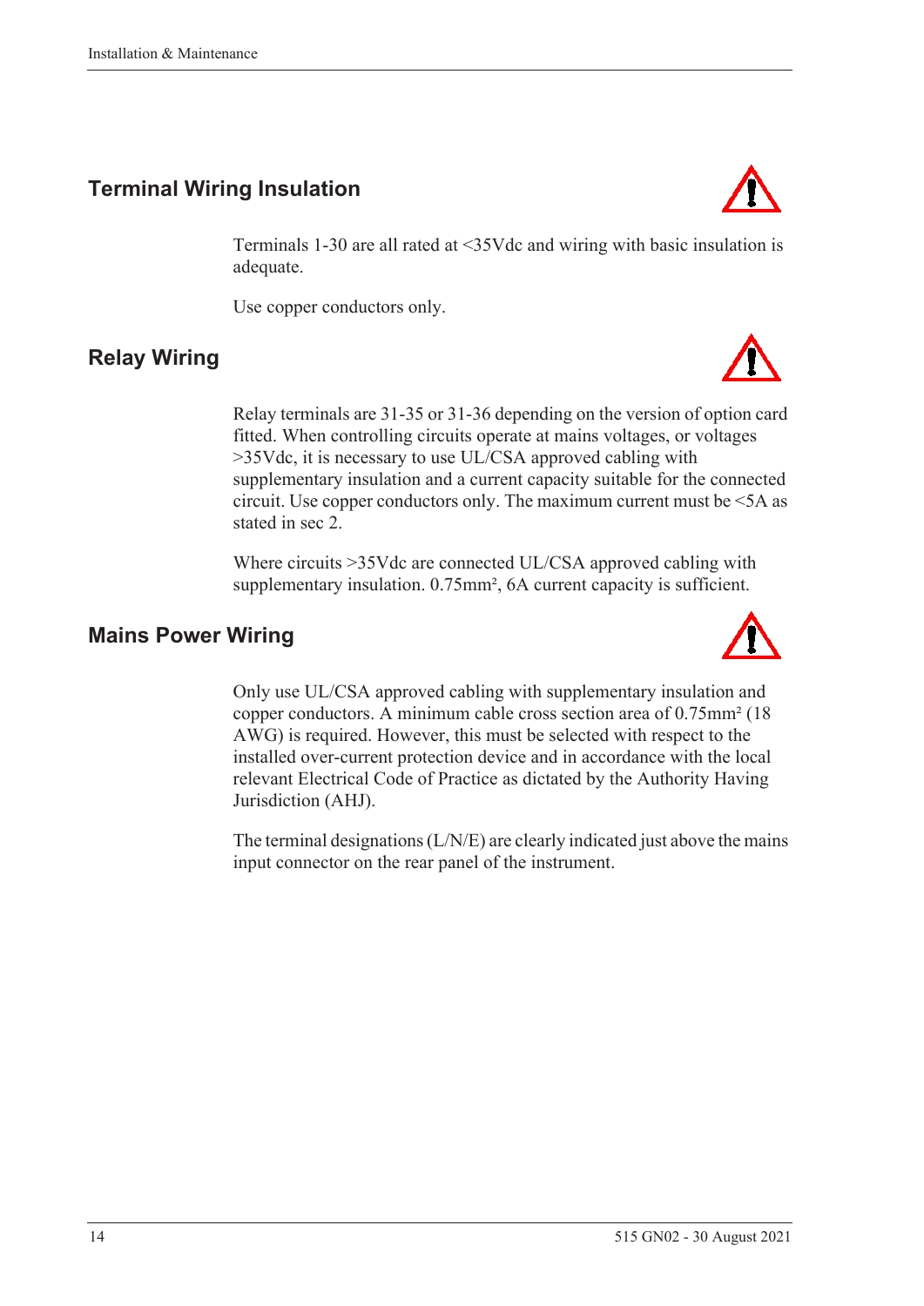## Terminal Wiring Insulation

Terminals 1-30 are all rated at <35Vdc and wiring with basic insulation is adequate.

Use copper conductors only.

## Relay Wiring

Relay terminals are 31-35 or 31-36 depending on the version of option card fitted. When controlling circuits operate at mains voltages, or voltages >35Vdc, it is necessary to use UL/CSA approved cabling with supplementary insulation and a current capacity suitable for the connected circuit. Use copper conductors only. The maximum current must be <5A as stated in sec 2.

Where circuits >35Vdc are connected UL/CSA approved cabling with supplementary insulation. $0.75mm^2$, 6A current capacity is sufficient.

## Mains Power Wiring

Only use UL/CSA approved cabling with supplementary insulation and copper conductors. A minimum cable cross section area of $0.75mm^2$ (18 AWG) is required. However, this must be selected with respect to the installed over-current protection device and in accordance with the local relevant Electrical Code of Practice as dictated by the Authority Having Jurisdiction (AHJ).

The terminal designations (L/N/E) are clearly indicated just above the mains input connector on the rear panel of the instrument.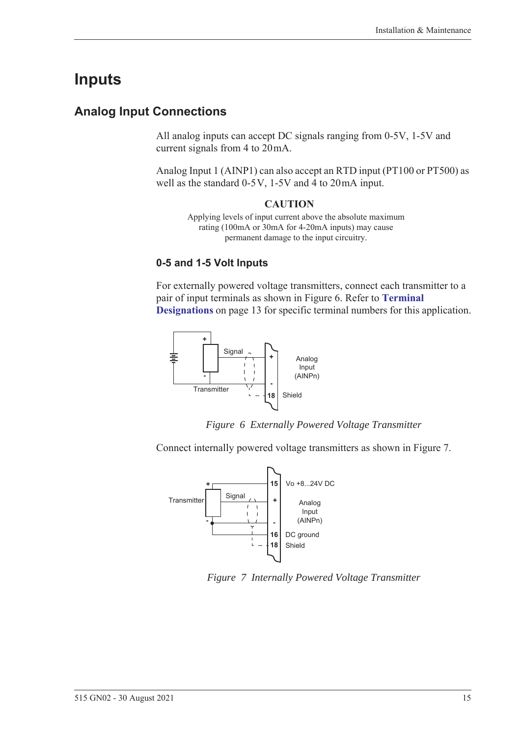# Inputs

## Analog Input Connections

All analog inputs can accept DC signals ranging from 0-5V, 1-5V and current signals from 4 to 20mA.

Analog Input 1 (AINP1) can also accept an RTD input (PT100 or PT500) as well as the standard 0-5V, 1-5V and 4 to 20mA input.

**CAUTION**

Applying levels of input current above the absolute maximum rating (100mA or 30mA for 4-20mA inputs) may cause permanent damage to the input circuitry.

### 0-5 and 1-5 Volt Inputs

For externally powered voltage transmitters, connect each transmitter to a pair of input terminals as shown in Figure 6. Refer to **Terminal Designations** on page 13 for specific terminal numbers for this application.

*Figure 6 Externally Powered Voltage Transmitter*

Connect internally powered voltage transmitters as shown in Figure 7.

*Figure 7 Internally Powered Voltage Transmitter*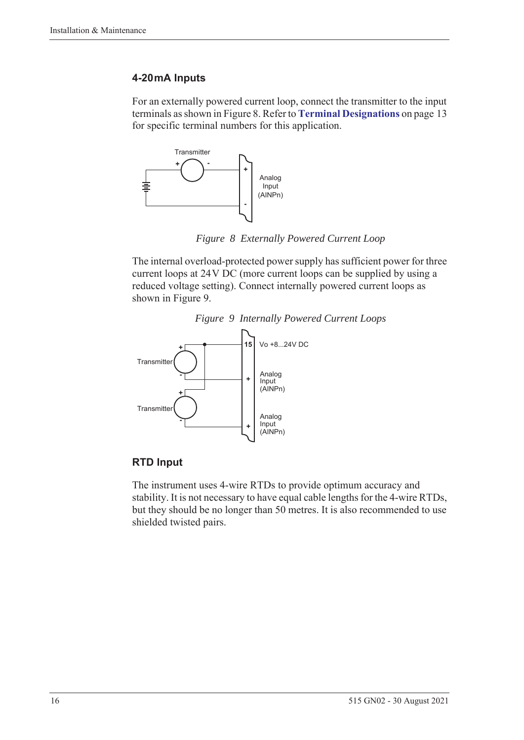### 4-20 mA Inputs

For an externally powered current loop, connect the transmitter to the input terminals as shown in Figure 8. Refer to **Terminal Designations** on page 13 for specific terminal numbers for this application.

*Figure 8 Externally Powered Current Loop*

The internal overload-protected power supply has sufficient power for three current loops at 24 V DC (more current loops can be supplied by using a reduced voltage setting). Connect internally powered current loops as shown in Figure 9.

*Figure 9 Internally Powered Current Loops*

### RTD Input

The instrument uses 4-wire RTDs to provide optimum accuracy and stability. It is not necessary to have equal cable lengths for the 4-wire RTDs, but they should be no longer than 50 metres. It is also recommended to use shielded twisted pairs.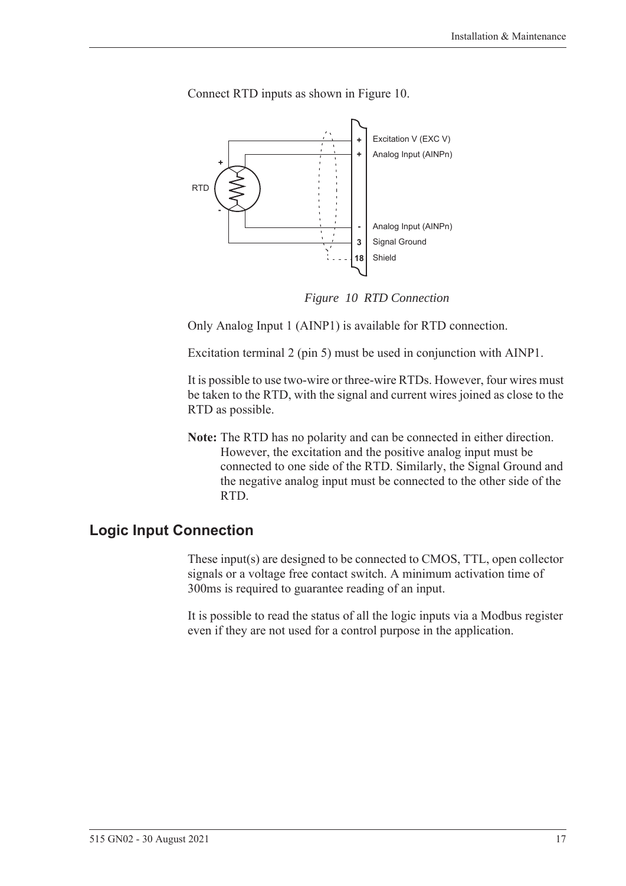Connect RTD inputs as shown in Figure 10.

*Figure 10 RTD Connection*

Only Analog Input 1 (AINP1) is available for RTD connection.

Excitation terminal 2 (pin 5) must be used in conjunction with AINP1.

It is possible to use two-wire or three-wire RTDs. However, four wires must be taken to the RTD, with the signal and current wires joined as close to the RTD as possible.

**Note:** The RTD has no polarity and can be connected in either direction. However, the excitation and the positive analog input must be connected to one side of the RTD. Similarly, the Signal Ground and the negative analog input must be connected to the other side of the RTD.

## Logic Input Connection

These input(s) are designed to be connected to CMOS, TTL, open collector signals or a voltage free contact switch. A minimum activation time of 300ms is required to guarantee reading of an input.

It is possible to read the status of all the logic inputs via a Modbus register even if they are not used for a control purpose in the application.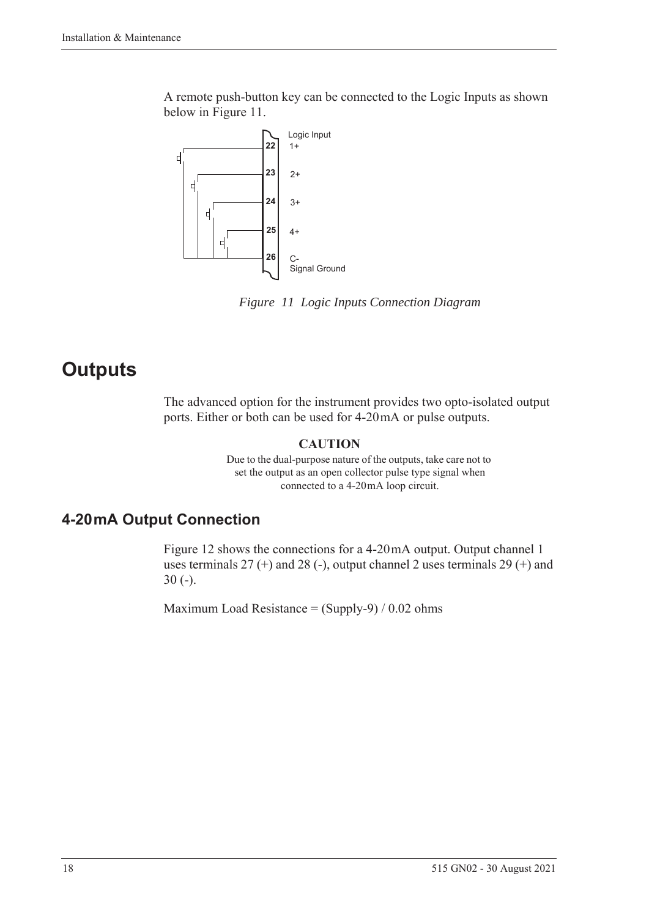A remote push-button key can be connected to the Logic Inputs as shown below in Figure 11.

*Figure 11 Logic Inputs Connection Diagram*

# Outputs

The advanced option for the instrument provides two opto-isolated output ports. Either or both can be used for 4-20 mA or pulse outputs.

**CAUTION**

Due to the dual-purpose nature of the outputs, take care not to set the output as an open collector pulse type signal when connected to a 4-20 mA loop circuit.

## 4-20 mA Output Connection

Figure 12 shows the connections for a 4-20 mA output. Output channel 1 uses terminals 27 (+) and 28 (-), output channel 2 uses terminals 29 (+) and 30 (-).

Maximum Load Resistance = (Supply-9) / 0.02 ohms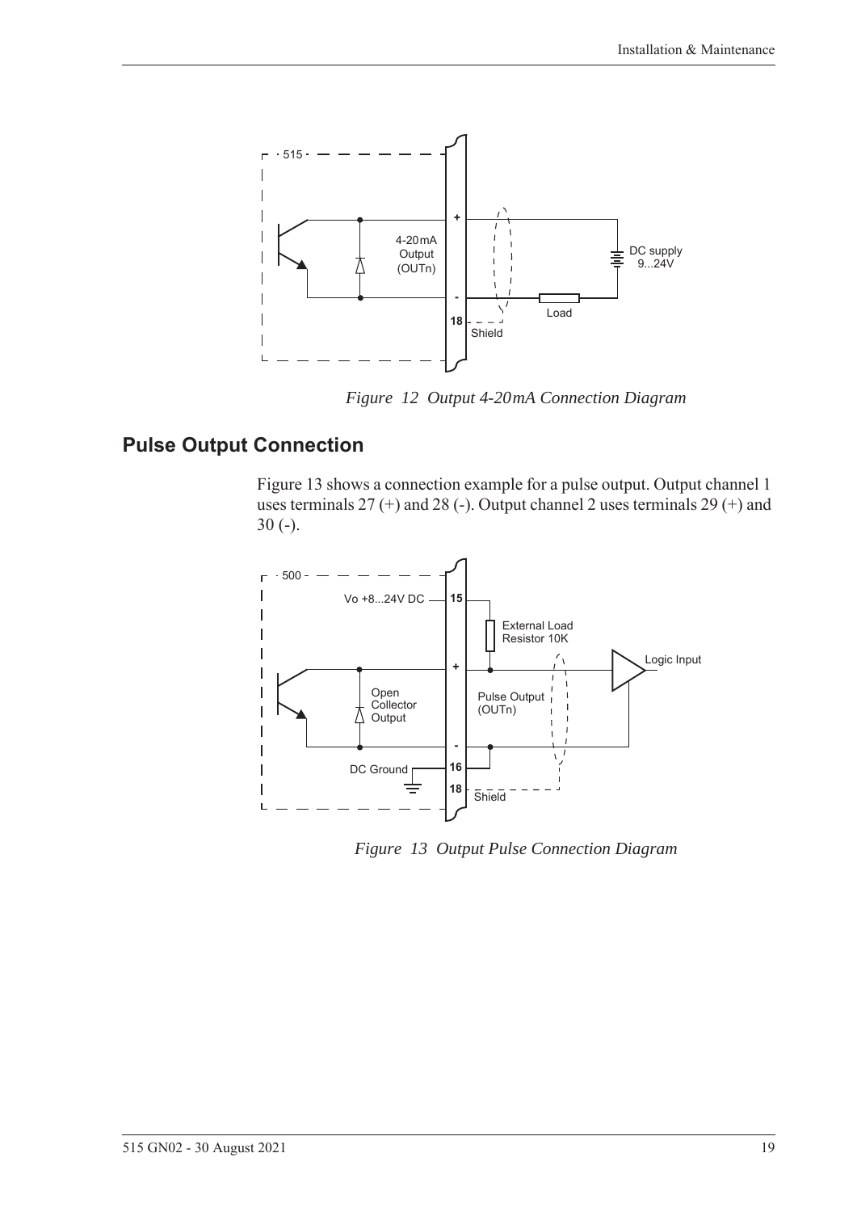*Figure 12 Output 4-20mA Connection Diagram*

## Pulse Output Connection

Figure 13 shows a connection example for a pulse output. Output channel 1 uses terminals 27 (+) and 28 (-). Output channel 2 uses terminals 29 (+) and 30 (-).

*Figure 13 Output Pulse Connection Diagram*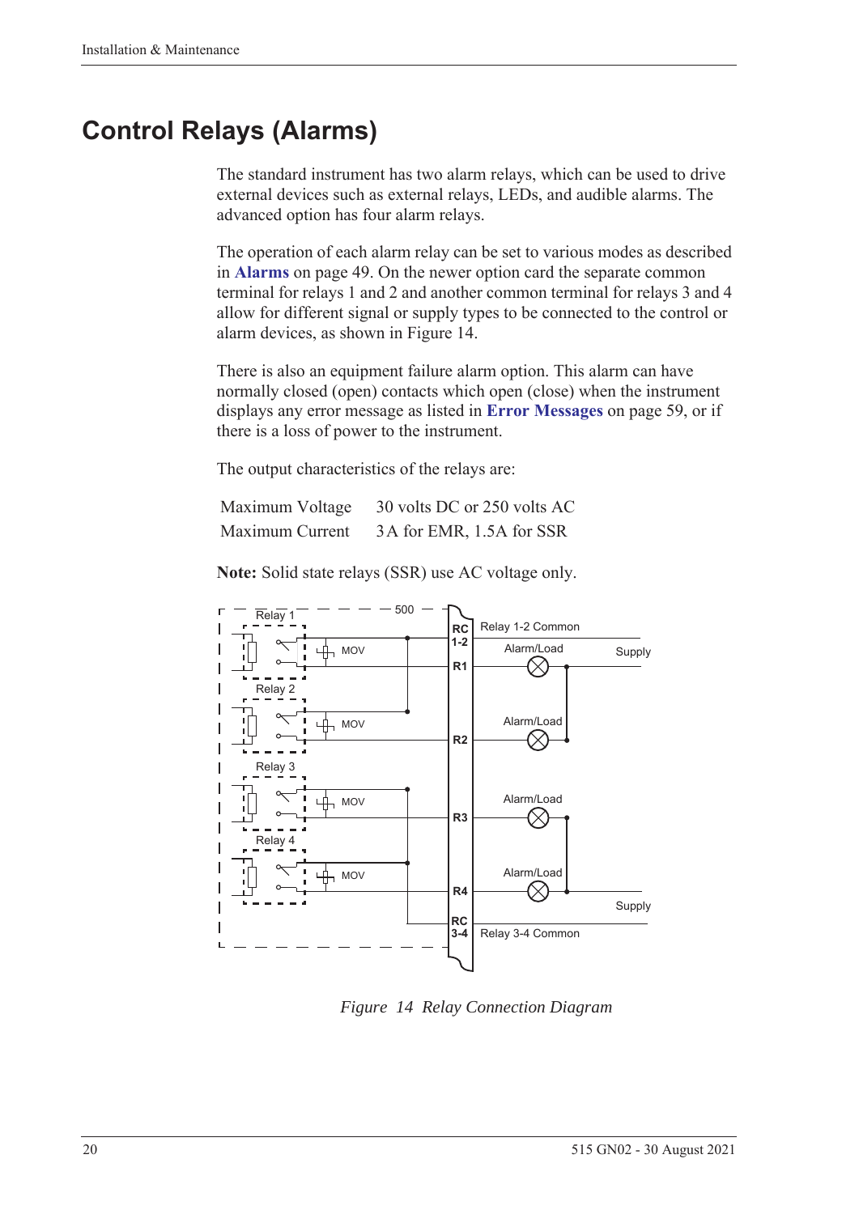# Control Relays (Alarms)

The standard instrument has two alarm relays, which can be used to drive external devices such as external relays, LEDs, and audible alarms. The advanced option has four alarm relays.

The operation of each alarm relay can be set to various modes as described in **Alarms** on page 49. On the newer option card the separate common terminal for relays 1 and 2 and another common terminal for relays 3 and 4 allow for different signal or supply types to be connected to the control or alarm devices, as shown in Figure 14.

There is also an equipment failure alarm option. This alarm can have normally closed (open) contacts which open (close) when the instrument displays any error message as listed in **Error Messages** on page 59, or if there is a loss of power to the instrument.

The output characteristics of the relays are:

| | |
|---|---|
| Maximum Voltage | 30 volts DC or 250 volts AC |
| Maximum Current | 3 A for EMR, 1.5A for SSR |

**Note:** Solid state relays (SSR) use AC voltage only.

*Figure 14 Relay Connection Diagram*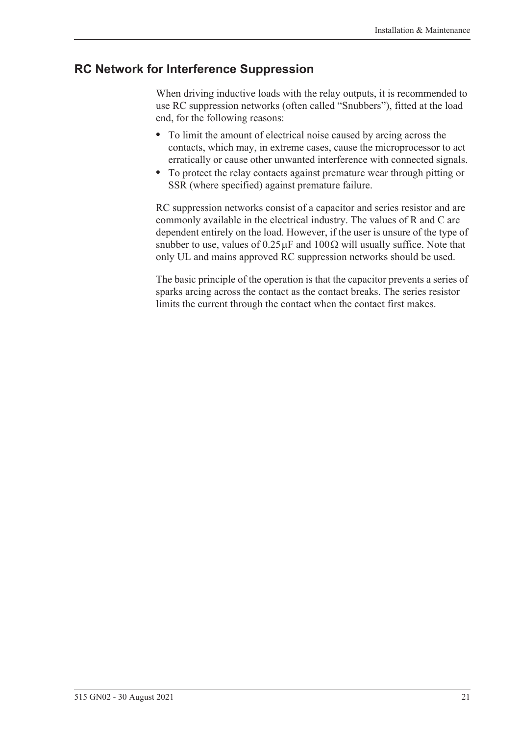## RC Network for Interference Suppression

When driving inductive loads with the relay outputs, it is recommended to use RC suppression networks (often called "Snubbers"), fitted at the load end, for the following reasons:

- To limit the amount of electrical noise caused by arcing across the contacts, which may, in extreme cases, cause the microprocessor to act erratically or cause other unwanted interference with connected signals.
- To protect the relay contacts against premature wear through pitting or SSR (where specified) against premature failure.

RC suppression networks consist of a capacitor and series resistor and are commonly available in the electrical industry. The values of R and C are dependent entirely on the load. However, if the user is unsure of the type of snubber to use, values of $0.25\,\mu F$ and $100\,\Omega$ will usually suffice. Note that only UL and mains approved RC suppression networks should be used.

The basic principle of the operation is that the capacitor prevents a series of sparks arcing across the contact as the contact breaks. The series resistor limits the current through the contact when the contact first makes.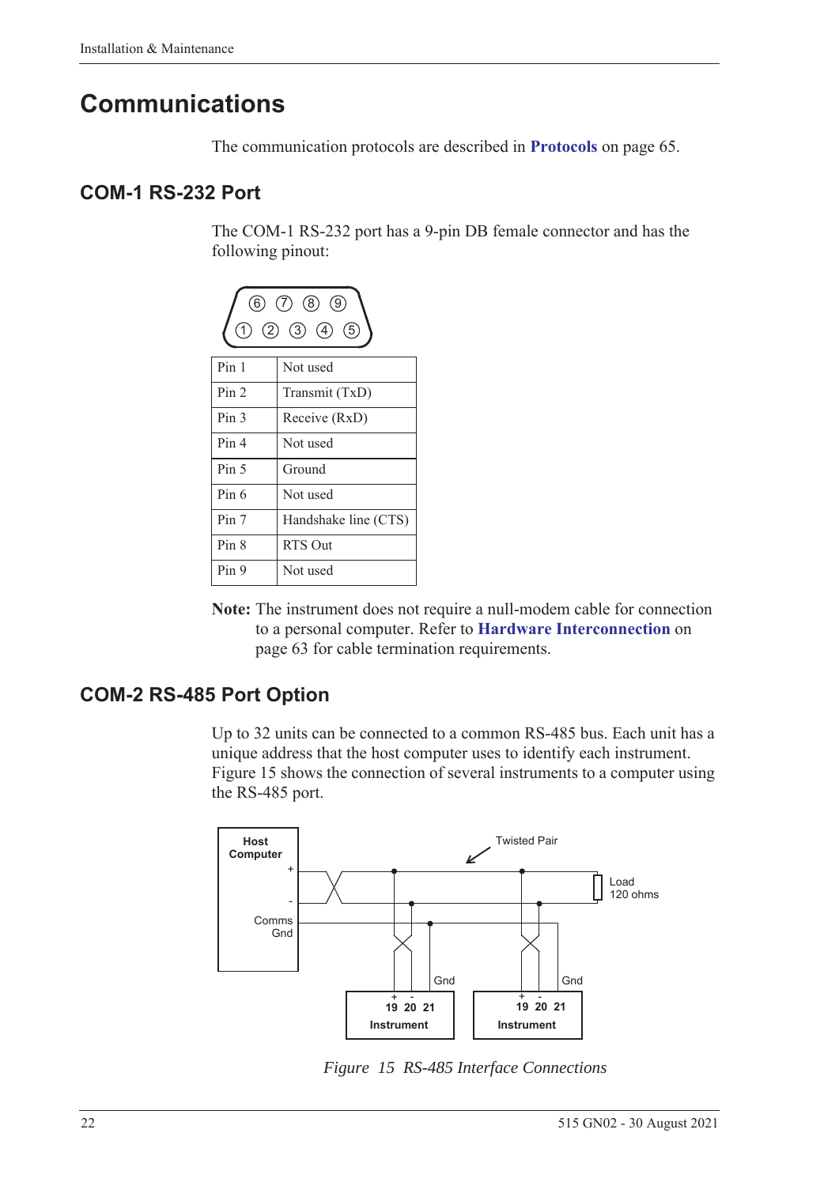# Communications

The communication protocols are described in **Protocols** on page 65.

## COM-1 RS-232 Port

The COM-1 RS-232 port has a 9-pin DB female connector and has the following pinout:

| Pin | Function |
|---|---|
| Pin 1 | Not used |
| Pin 2 | Transmit (TxD) |
| Pin 3 | Receive (RxD) |
| Pin 4 | Not used |
| Pin 5 | Ground |
| Pin 6 | Not used |
| Pin 7 | Handshake line (CTS) |
| Pin 8 | RTS Out |
| Pin 9 | Not used |

**Note:** The instrument does not require a null-modem cable for connection to a personal computer. Refer to **Hardware Interconnection** on page 63 for cable termination requirements.

## COM-2 RS-485 Port Option

Up to 32 units can be connected to a common RS-485 bus. Each unit has a unique address that the host computer uses to identify each instrument. Figure 15 shows the connection of several instruments to a computer using the RS-485 port.

*Figure 15 RS-485 Interface Connections*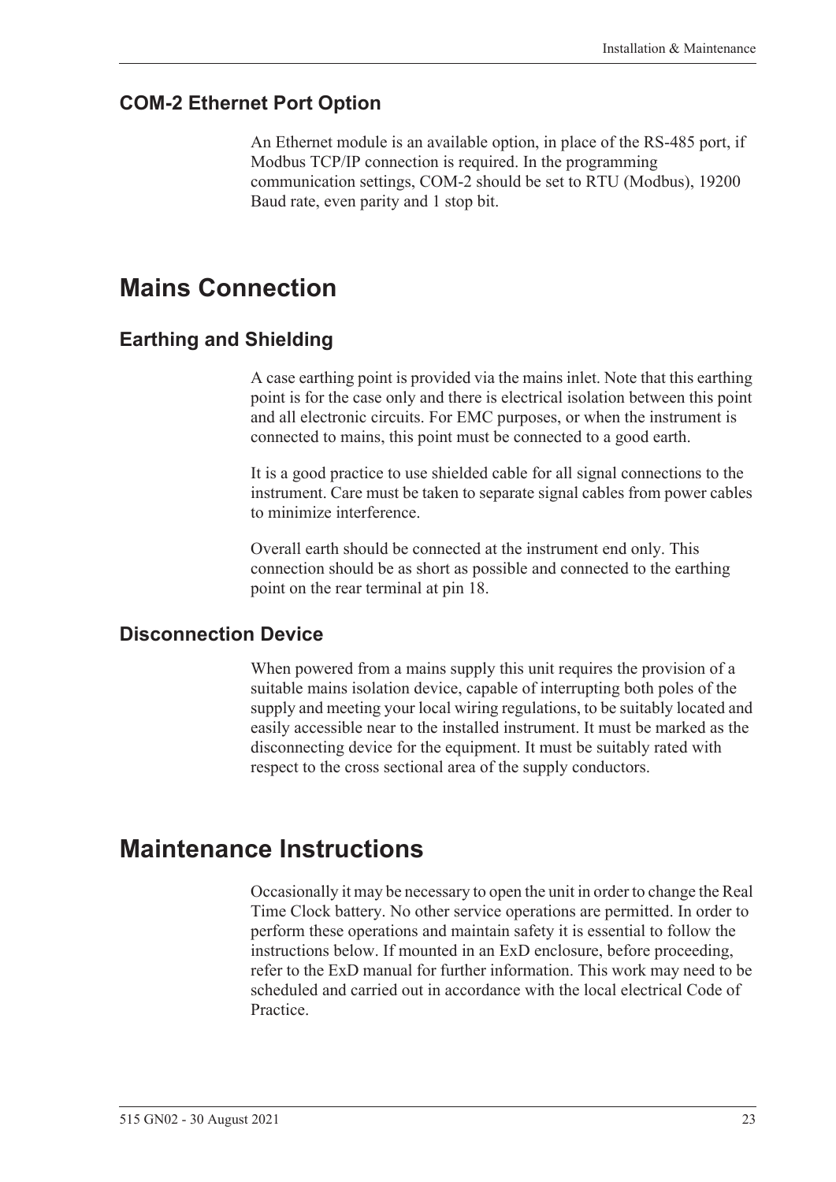### COM-2 Ethernet Port Option

An Ethernet module is an available option, in place of the RS-485 port, if Modbus TCP/IP connection is required. In the programming communication settings, COM-2 should be set to RTU (Modbus), 19200 Baud rate, even parity and 1 stop bit.

## Mains Connection

### Earthing and Shielding

A case earthing point is provided via the mains inlet. Note that this earthing point is for the case only and there is electrical isolation between this point and all electronic circuits. For EMC purposes, or when the instrument is connected to mains, this point must be connected to a good earth.

It is a good practice to use shielded cable for all signal connections to the instrument. Care must be taken to separate signal cables from power cables to minimize interference.

Overall earth should be connected at the instrument end only. This connection should be as short as possible and connected to the earthing point on the rear terminal at pin 18.

### Disconnection Device

When powered from a mains supply this unit requires the provision of a suitable mains isolation device, capable of interrupting both poles of the supply and meeting your local wiring regulations, to be suitably located and easily accessible near to the installed instrument. It must be marked as the disconnecting device for the equipment. It must be suitably rated with respect to the cross sectional area of the supply conductors.

## Maintenance Instructions

Occasionally it may be necessary to open the unit in order to change the Real Time Clock battery. No other service operations are permitted. In order to perform these operations and maintain safety it is essential to follow the instructions below. If mounted in an ExD enclosure, before proceeding, refer to the ExD manual for further information. This work may need to be scheduled and carried out in accordance with the local electrical Code of Practice.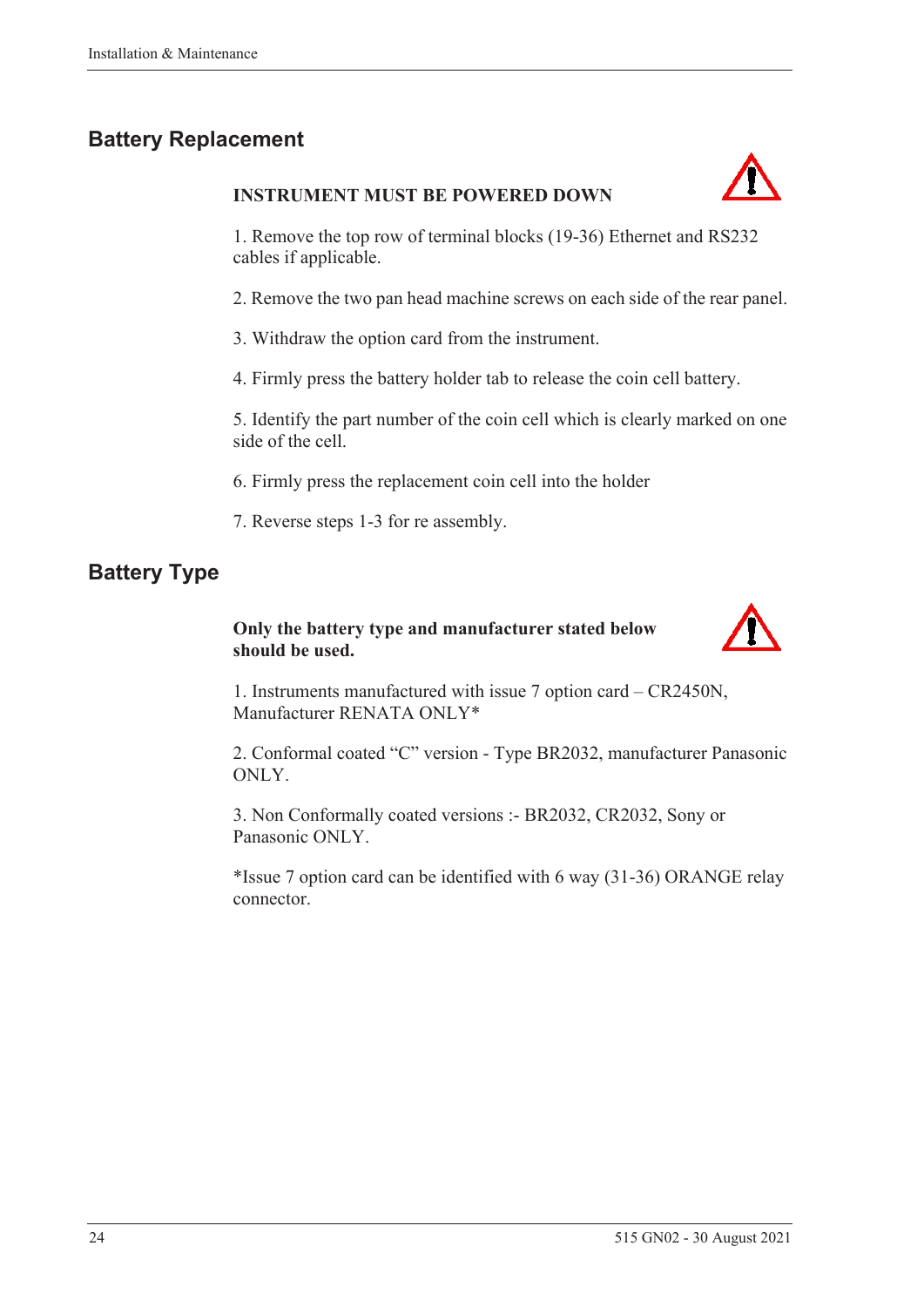## Battery Replacement

**INSTRUMENT MUST BE POWERED DOWN**

1. Remove the top row of terminal blocks (19-36) Ethernet and RS232 cables if applicable.

2. Remove the two pan head machine screws on each side of the rear panel.

3. Withdraw the option card from the instrument.

4. Firmly press the battery holder tab to release the coin cell battery.

5. Identify the part number of the coin cell which is clearly marked on one side of the cell.

6. Firmly press the replacement coin cell into the holder

7. Reverse steps 1-3 for re assembly.

## Battery Type

**Only the battery type and manufacturer stated below should be used.**

1. Instruments manufactured with issue 7 option card – CR2450N, Manufacturer RENATA ONLY*

2. Conformal coated “C” version - Type BR2032, manufacturer Panasonic ONLY.

3. Non Conformally coated versions :- BR2032, CR2032, Sony or Panasonic ONLY.

*Issue 7 option card can be identified with 6 way (31-36) ORANGE relay connector.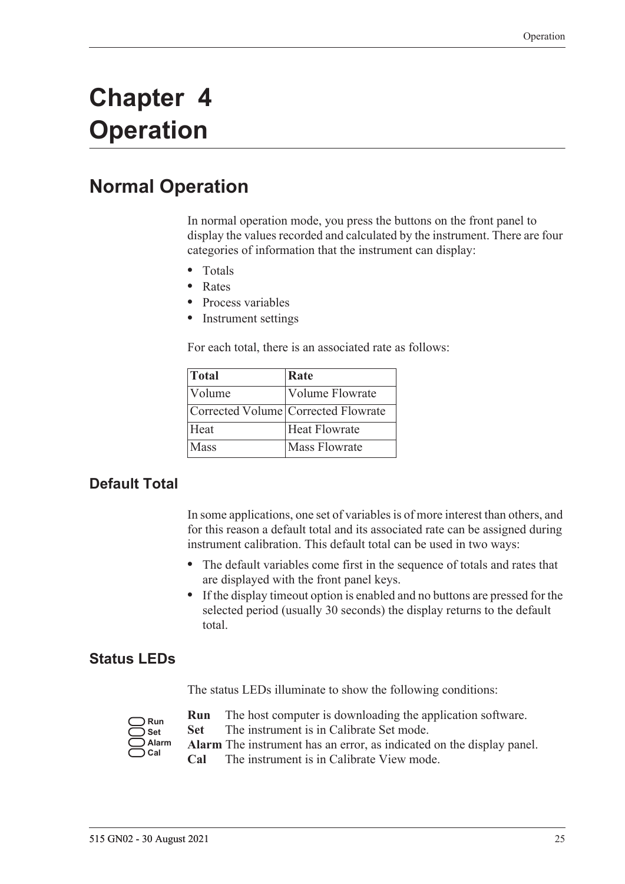# Chapter 4 Operation

## Normal Operation

In normal operation mode, you press the buttons on the front panel to display the values recorded and calculated by the instrument. There are four categories of information that the instrument can display:

- Totals
- Rates
- Process variables
- Instrument settings

For each total, there is an associated rate as follows:

| Total | Rate |
|---|---|
| Volume | Volume Flowrate |
| Corrected Volume | Corrected Flowrate |
| Heat | Heat Flowrate |
| Mass | Mass Flowrate |

### Default Total

In some applications, one set of variables is of more interest than others, and for this reason a default total and its associated rate can be assigned during instrument calibration. This default total can be used in two ways:

- The default variables come first in the sequence of totals and rates that are displayed with the front panel keys.
- If the display timeout option is enabled and no buttons are pressed for the selected period (usually 30 seconds) the display returns to the default total.

### Status LEDs

The status LEDs illuminate to show the following conditions:

Run
Set
Alarm
Cal

**Run** The host computer is downloading the application software.
**Set** The instrument is in Calibrate Set mode.
**Alarm** The instrument has an error, as indicated on the display panel.
**Cal** The instrument is in Calibrate View mode.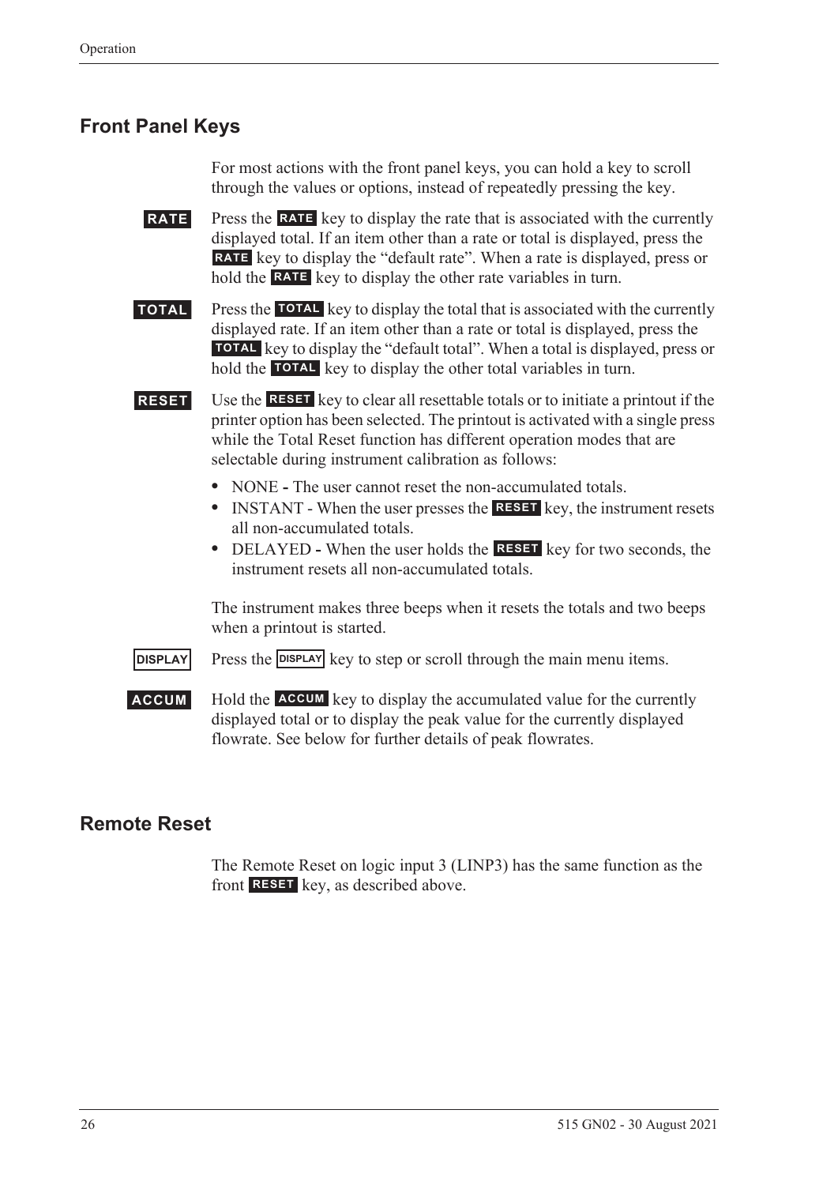## Front Panel Keys

For most actions with the front panel keys, you can hold a key to scroll through the values or options, instead of repeatedly pressing the key.

**RATE** Press the **RATE** key to display the rate that is associated with the currently displayed total. If an item other than a rate or total is displayed, press the **RATE** key to display the "default rate". When a rate is displayed, press or hold the **RATE** key to display the other rate variables in turn.

**TOTAL** Press the **TOTAL** key to display the total that is associated with the currently displayed rate. If an item other than a rate or total is displayed, press the **TOTAL** key to display the "default total". When a total is displayed, press or hold the **TOTAL** key to display the other total variables in turn.

**RESET** Use the **RESET** key to clear all resettable totals or to initiate a printout if the printer option has been selected. The printout is activated with a single press while the Total Reset function has different operation modes that are selectable during instrument calibration as follows:

- NONE **-** The user cannot reset the non-accumulated totals.
- INSTANT - When the user presses the **RESET** key, the instrument resets all non-accumulated totals.
- DELAYED **-** When the user holds the **RESET** key for two seconds, the instrument resets all non-accumulated totals.

The instrument makes three beeps when it resets the totals and two beeps when a printout is started.

**DISPLAY** Press the **DISPLAY** key to step or scroll through the main menu items.

**ACCUM** Hold the **ACCUM** key to display the accumulated value for the currently displayed total or to display the peak value for the currently displayed flowrate. See below for further details of peak flowrates.

## Remote Reset

The Remote Reset on logic input 3 (LINP3) has the same function as the front **RESET** key, as described above.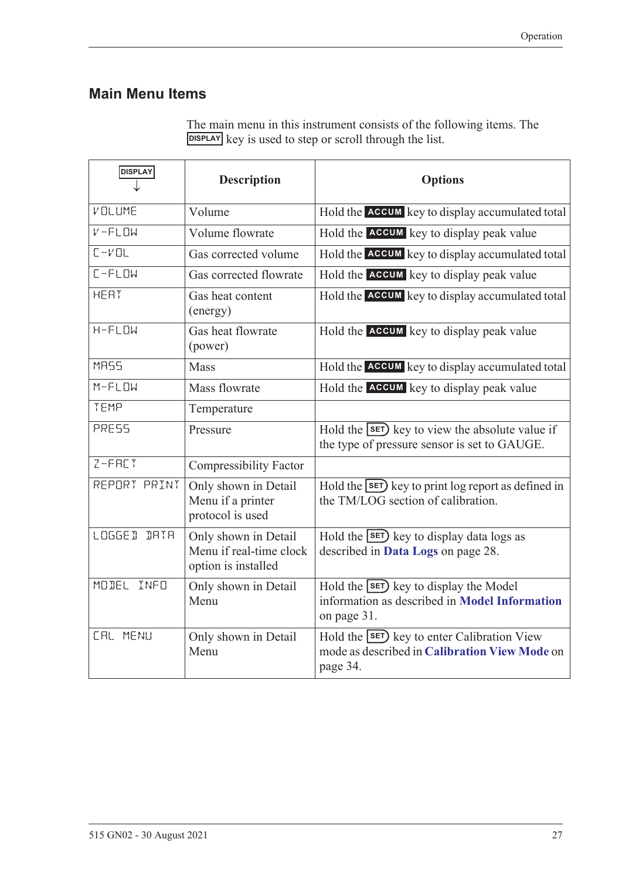## Main Menu Items

The main menu in this instrument consists of the following items. The DISPLAY key is used to step or scroll through the list.

| DISPLAY ↓ | Description | Options |
|---|---|---|
| VOLUME | Volume | Hold the ACCUM key to display accumulated total |
| V-FLOW | Volume flowrate | Hold the ACCUM key to display peak value |
| C-VOL | Gas corrected volume | Hold the ACCUM key to display accumulated total |
| C-FLOW | Gas corrected flowrate | Hold the ACCUM key to display peak value |
| HEAT | Gas heat content (energy) | Hold the ACCUM key to display accumulated total |
| H-FLOW | Gas heat flowrate (power) | Hold the ACCUM key to display peak value |
| MASS | Mass | Hold the ACCUM key to display accumulated total |
| M-FLOW | Mass flowrate | Hold the ACCUM key to display peak value |
| TEMP | Temperature | |
| PRESS | Pressure | Hold the SET key to view the absolute value if the type of pressure sensor is set to GAUGE. |
| Z-FACT | Compressibility Factor | |
| REPORT PRINT | Only shown in Detail Menu if a printer protocol is used | Hold the SET key to print log report as defined in the TM/LOG section of calibration. |
| LOGGED DATA | Only shown in Detail Menu if real-time clock option is installed | Hold the SET key to display data logs as described in **Data Logs** on page 28. |
| MODEL INFO | Only shown in Detail Menu | Hold the SET key to display the Model information as described in **Model Information** on page 31. |
| CAL MENU | Only shown in Detail Menu | Hold the SET key to enter Calibration View mode as described in **Calibration View Mode** on page 34. |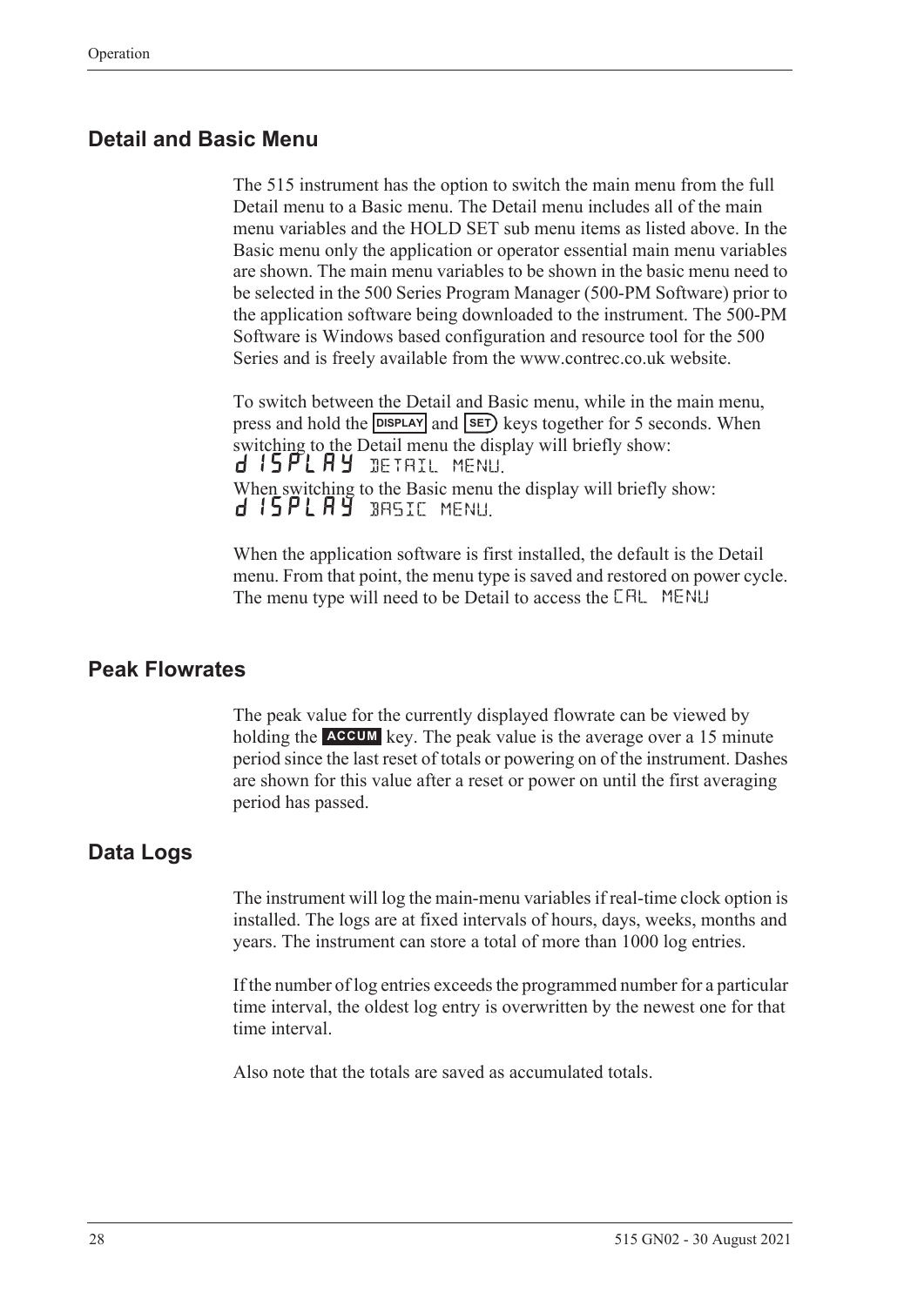## Detail and Basic Menu

The 515 instrument has the option to switch the main menu from the full Detail menu to a Basic menu. The Detail menu includes all of the main menu variables and the HOLD SET sub menu items as listed above. In the Basic menu only the application or operator essential main menu variables are shown. The main menu variables to be shown in the basic menu need to be selected in the 500 Series Program Manager (500-PM Software) prior to the application software being downloaded to the instrument. The 500-PM Software is Windows based configuration and resource tool for the 500 Series and is freely available from the www.contrec.co.uk website.

To switch between the Detail and Basic menu, while in the main menu, press and hold the DISPLAY and SET keys together for 5 seconds. When switching to the Detail menu the display will briefly show:

dISPLAY DETAIL MENU.

When switching to the Basic menu the display will briefly show:

dISPLAY BASIC MENU.

When the application software is first installed, the default is the Detail menu. From that point, the menu type is saved and restored on power cycle. The menu type will need to be Detail to access the CAL MENU

## Peak Flowrates

The peak value for the currently displayed flowrate can be viewed by holding the ACCUM key. The peak value is the average over a 15 minute period since the last reset of totals or powering on of the instrument. Dashes are shown for this value after a reset or power on until the first averaging period has passed.

## Data Logs

The instrument will log the main-menu variables if real-time clock option is installed. The logs are at fixed intervals of hours, days, weeks, months and years. The instrument can store a total of more than 1000 log entries.

If the number of log entries exceeds the programmed number for a particular time interval, the oldest log entry is overwritten by the newest one for that time interval.

Also note that the totals are saved as accumulated totals.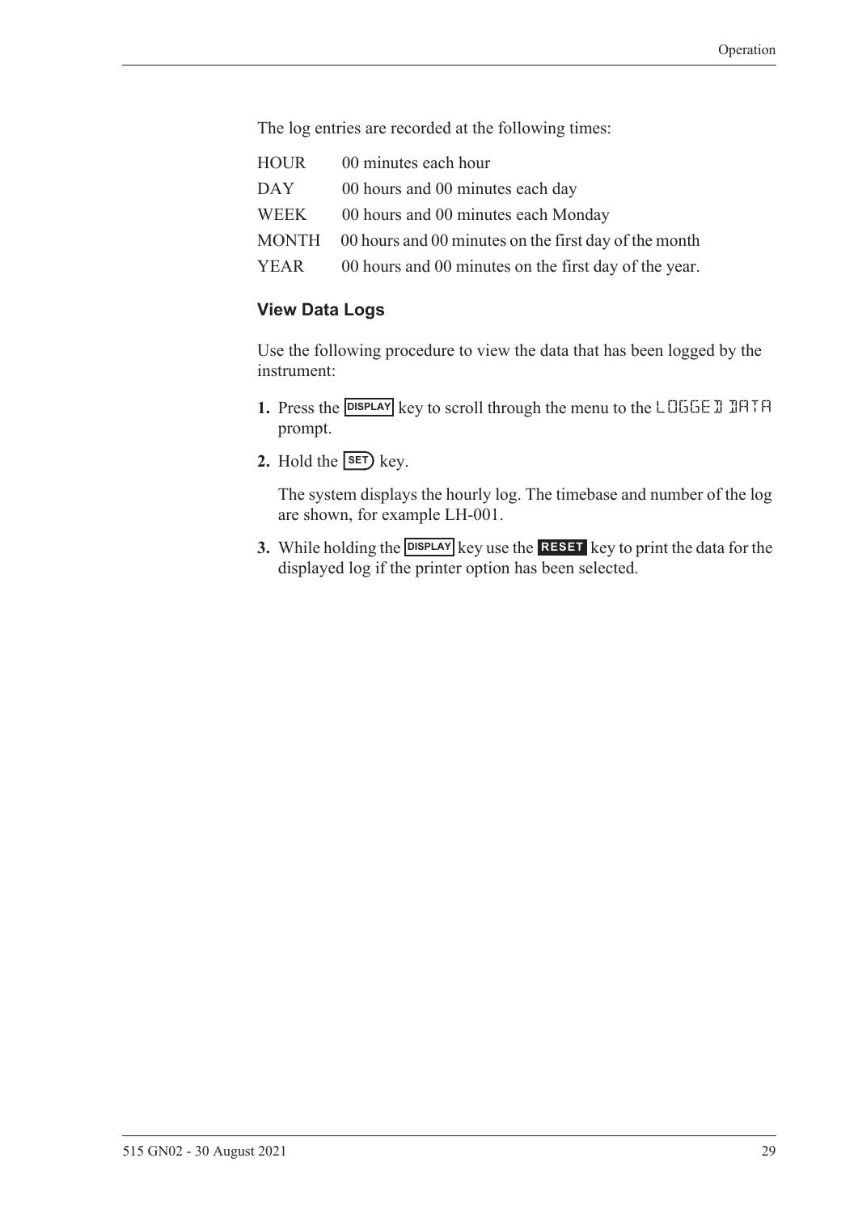The log entries are recorded at the following times:

| | |
|---|---|
| HOUR | 00 minutes each hour |
| DAY | 00 hours and 00 minutes each day |
| WEEK | 00 hours and 00 minutes each Monday |
| MONTH | 00 hours and 00 minutes on the first day of the month |
| YEAR | 00 hours and 00 minutes on the first day of the year. |

### View Data Logs

Use the following procedure to view the data that has been logged by the instrument:

1. Press the **DISPLAY** key to scroll through the menu to the LOGGED DATA prompt.
2. Hold the **SET** key.

   The system displays the hourly log. The timebase and number of the log are shown, for example LH-001.
3. While holding the **DISPLAY** key use the **RESET** key to print the data for the displayed log if the printer option has been selected.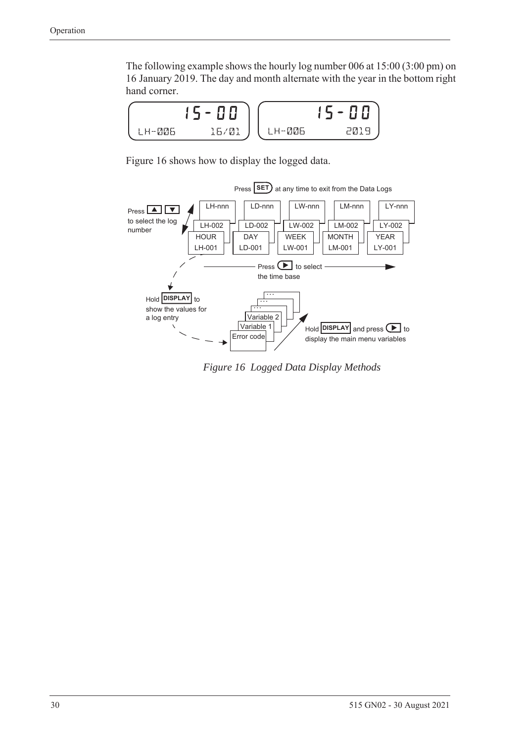The following example shows the hourly log number 006 at 15:00 (3:00 pm) on 16 January 2019. The day and month alternate with the year in the bottom right hand corner.

```
      15-00            15-00
LH-006      16/01   LH-006      2019
```

Figure 16 shows how to display the logged data.

Press **SET** at any time to exit from the Data Logs

Press ▲ ▼ to select the log number

| HOUR | DAY | WEEK | MONTH | YEAR |
|---|---|---|---|---|
| LH-001 | LD-001 | LW-001 | LM-001 | LY-001 |
| LH-002 | LD-002 | LW-002 | LM-002 | LY-002 |
| LH-nnn | LD-nnn | LW-nnn | LM-nnn | LY-nnn |

Press ▶ to select the time base

Hold **DISPLAY** to show the values for a log entry

Error code, Variable 1, Variable 2, …

Hold **DISPLAY** and press ▶ to display the main menu variables

*Figure 16 Logged Data Display Methods*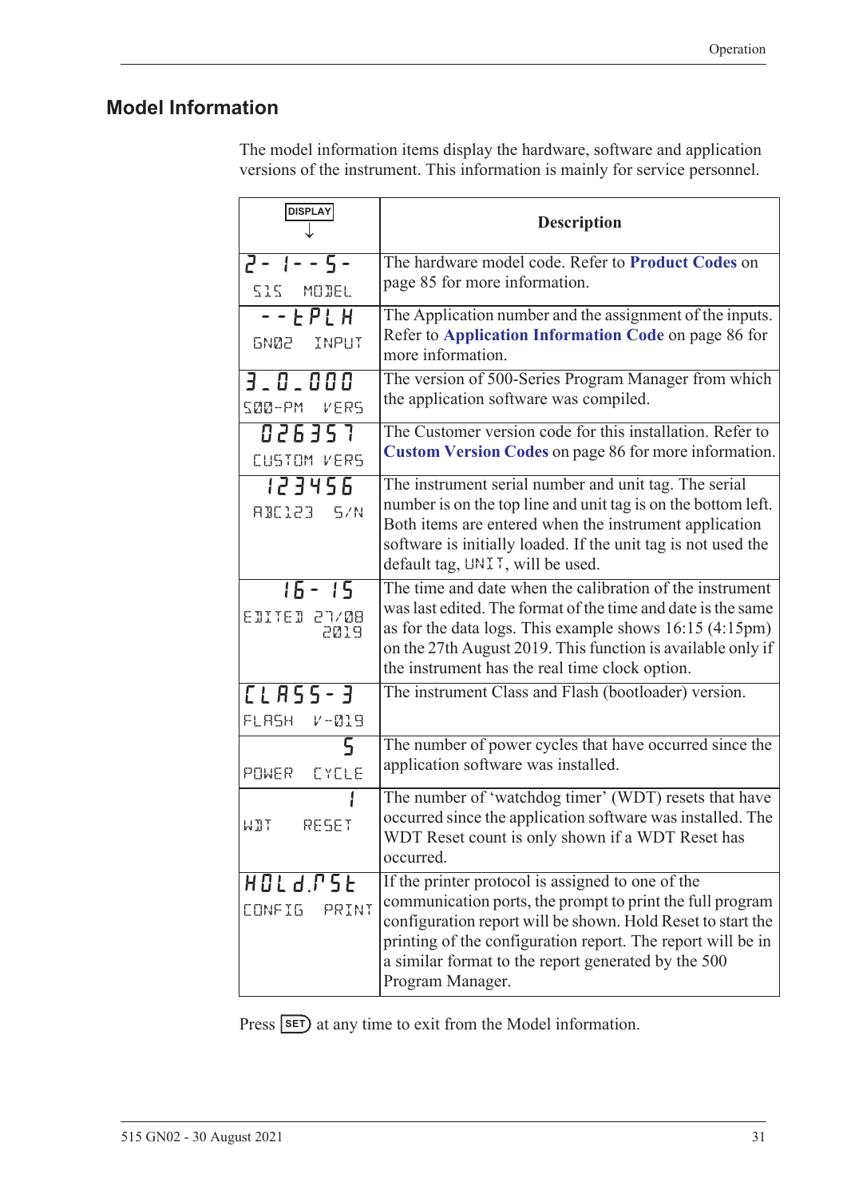## Model Information

The model information items display the hardware, software and application versions of the instrument. This information is mainly for service personnel.

| DISPLAY ↓ | Description |
|---|---|
| 2- 1--5- <br> 515 MODEL | The hardware model code. Refer to **Product Codes** on page 85 for more information. |
| --EPLH <br> GN02 INPUT | The Application number and the assignment of the inputs. Refer to **Application Information Code** on page 86 for more information. |
| 3_0_000 <br> 500-PM VERS | The version of 500-Series Program Manager from which the application software was compiled. |
| 026357 <br> CUSTOM VERS | The Customer version code for this installation. Refer to **Custom Version Codes** on page 86 for more information. |
| 123456 <br> ABC123 S/N | The instrument serial number and unit tag. The serial number is on the top line and unit tag is on the bottom left. Both items are entered when the instrument application software is initially loaded. If the unit tag is not used the default tag, UNIT, will be used. |
| 16-15 <br> EDITED 27/08 2019 | The time and date when the calibration of the instrument was last edited. The format of the time and date is the same as for the data logs. This example shows 16:15 (4:15pm) on the 27th August 2019. This function is available only if the instrument has the real time clock option. |
| CLASS-3 <br> FLASH V-019 | The instrument Class and Flash (bootloader) version. |
| 5 <br> POWER CYCLE | The number of power cycles that have occurred since the application software was installed. |
| 1 <br> WDT RESET | The number of 'watchdog timer' (WDT) resets that have occurred since the application software was installed. The WDT Reset count is only shown if a WDT Reset has occurred. |
| HOLd.RSt <br> CONFIG PRINT | If the printer protocol is assigned to one of the communication ports, the prompt to print the full program configuration report will be shown. Hold Reset to start the printing of the configuration report. The report will be in a similar format to the report generated by the 500 Program Manager. |

Press SET at any time to exit from the Model information.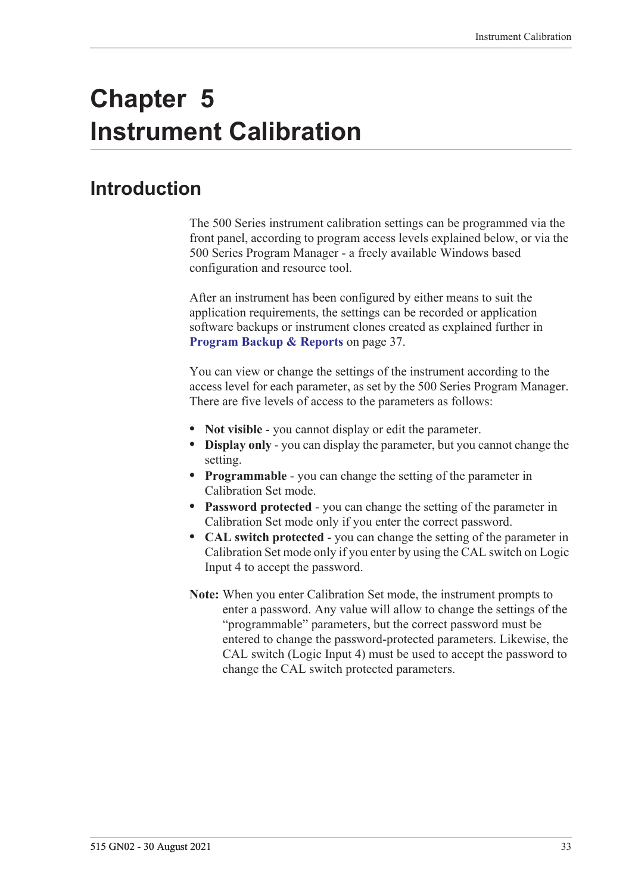# Chapter 5
# Instrument Calibration

## Introduction

The 500 Series instrument calibration settings can be programmed via the front panel, according to program access levels explained below, or via the 500 Series Program Manager - a freely available Windows based configuration and resource tool.

After an instrument has been configured by either means to suit the application requirements, the settings can be recorded or application software backups or instrument clones created as explained further in **Program Backup & Reports** on page 37.

You can view or change the settings of the instrument according to the access level for each parameter, as set by the 500 Series Program Manager. There are five levels of access to the parameters as follows:

- **Not visible** - you cannot display or edit the parameter.
- **Display only** - you can display the parameter, but you cannot change the setting.
- **Programmable** - you can change the setting of the parameter in Calibration Set mode.
- **Password protected** - you can change the setting of the parameter in Calibration Set mode only if you enter the correct password.
- **CAL switch protected** - you can change the setting of the parameter in Calibration Set mode only if you enter by using the CAL switch on Logic Input 4 to accept the password.

**Note:** When you enter Calibration Set mode, the instrument prompts to enter a password. Any value will allow to change the settings of the "programmable" parameters, but the correct password must be entered to change the password-protected parameters. Likewise, the CAL switch (Logic Input 4) must be used to accept the password to change the CAL switch protected parameters.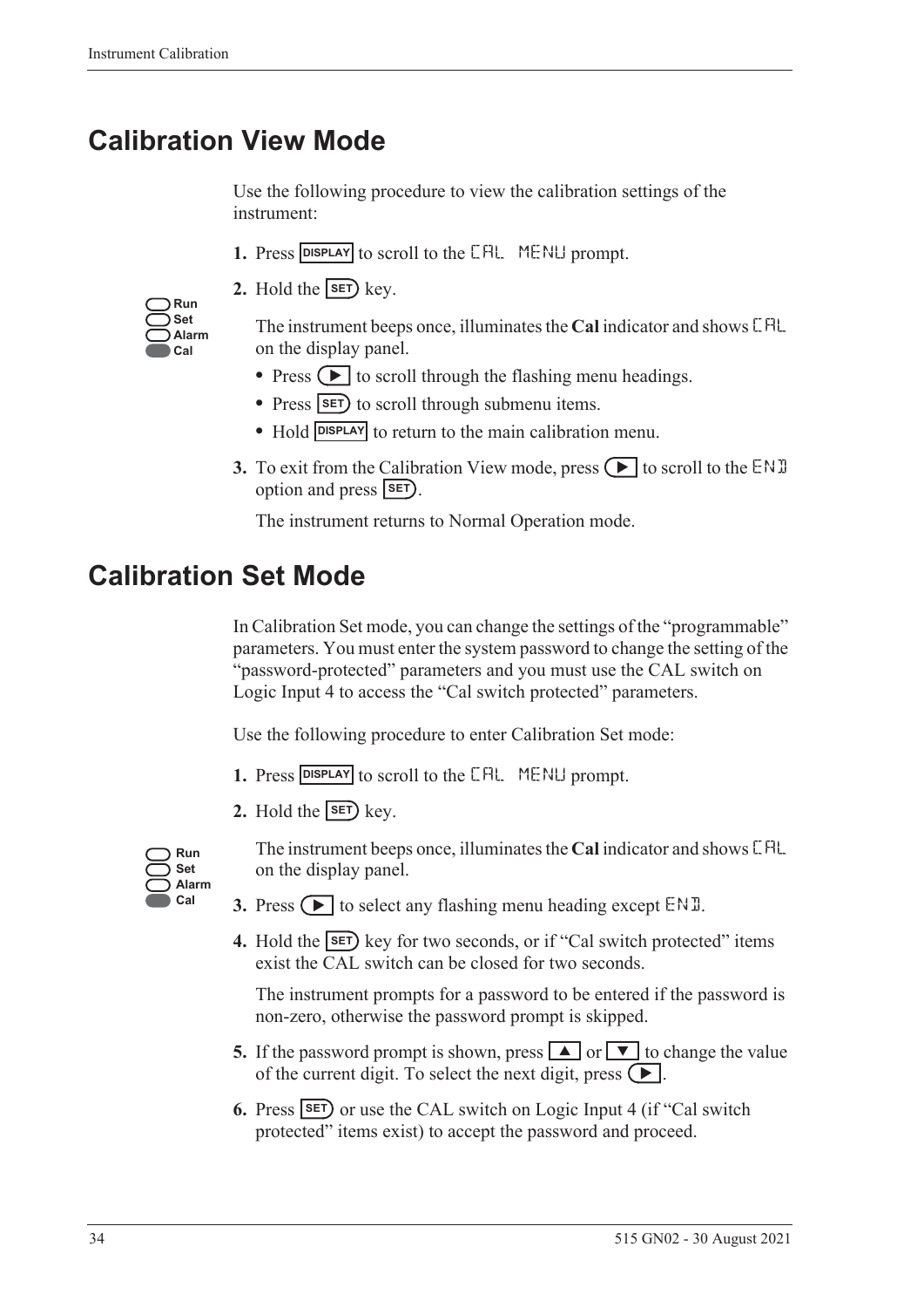# Calibration View Mode

Use the following procedure to view the calibration settings of the instrument:

1. Press **DISPLAY** to scroll to the CAL MENU prompt.
2. Hold the **SET** key.

   Run
   Set
   Alarm
   Cal

   The instrument beeps once, illuminates the **Cal** indicator and shows CAL on the display panel.

   - Press ▶ to scroll through the flashing menu headings.
   - Press **SET** to scroll through submenu items.
   - Hold **DISPLAY** to return to the main calibration menu.

3. To exit from the Calibration View mode, press ▶ to scroll to the END option and press **SET**.

   The instrument returns to Normal Operation mode.

# Calibration Set Mode

In Calibration Set mode, you can change the settings of the "programmable" parameters. You must enter the system password to change the setting of the "password-protected" parameters and you must use the CAL switch on Logic Input 4 to access the "Cal switch protected" parameters.

Use the following procedure to enter Calibration Set mode:

1. Press **DISPLAY** to scroll to the CAL MENU prompt.
2. Hold the **SET** key.

   Run
   Set
   Alarm
   Cal

   The instrument beeps once, illuminates the **Cal** indicator and shows CAL on the display panel.

3. Press ▶ to select any flashing menu heading except END.
4. Hold the **SET** key for two seconds, or if "Cal switch protected" items exist the CAL switch can be closed for two seconds.

   The instrument prompts for a password to be entered if the password is non-zero, otherwise the password prompt is skipped.

5. If the password prompt is shown, press ▲ or ▼ to change the value of the current digit. To select the next digit, press ▶.
6. Press **SET** or use the CAL switch on Logic Input 4 (if "Cal switch protected" items exist) to accept the password and proceed.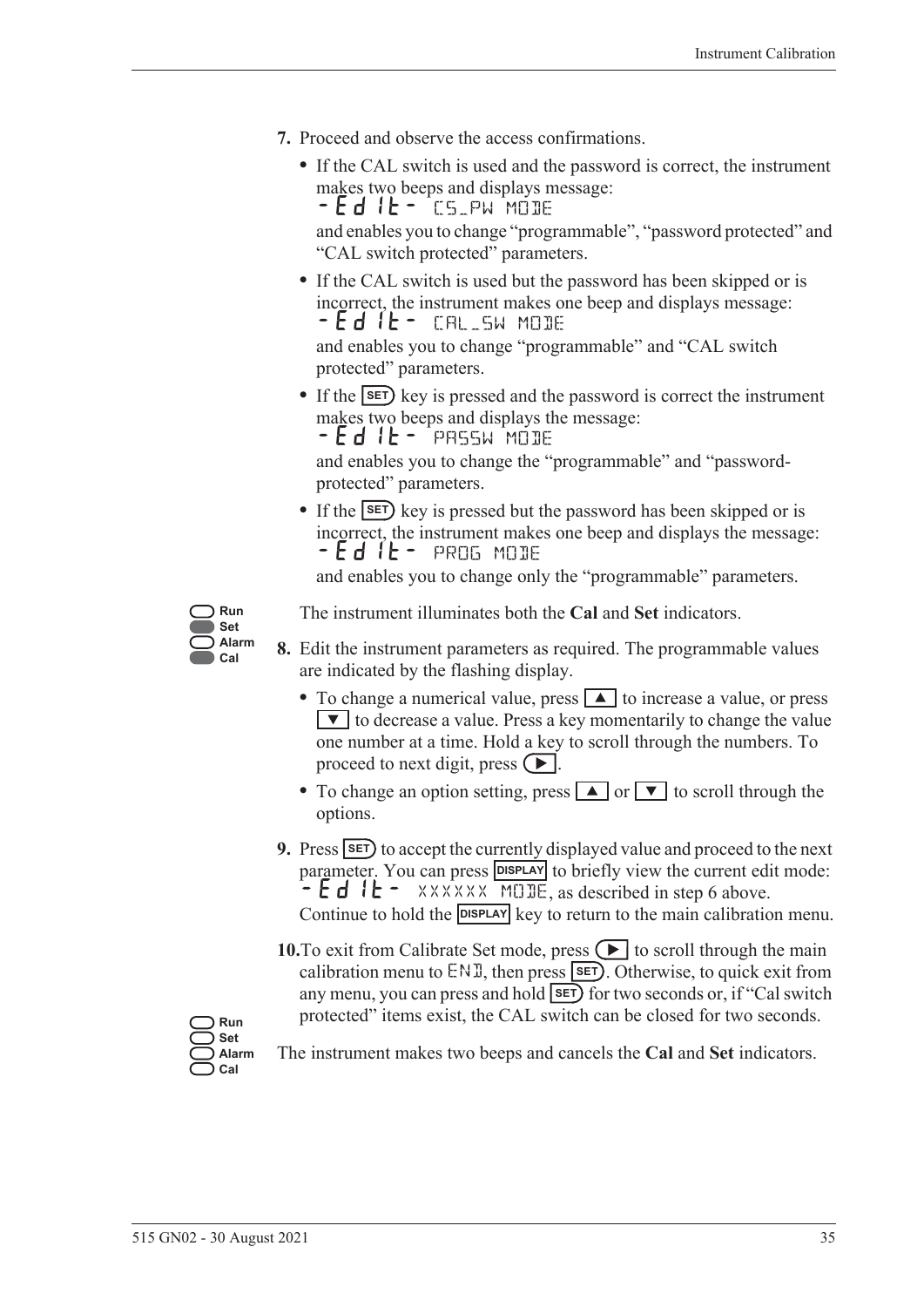7. Proceed and observe the access confirmations.

   - If the CAL switch is used and the password is correct, the instrument makes two beeps and displays message:
     -Edit- CS_PW MODE
     and enables you to change "programmable", "password protected" and "CAL switch protected" parameters.
   - If the CAL switch is used but the password has been skipped or is incorrect, the instrument makes one beep and displays message:
     -Edit- CAL_SW MODE
     and enables you to change "programmable" and "CAL switch protected" parameters.
   - If the SET key is pressed and the password is correct the instrument makes two beeps and displays the message:
     -Edit- PASSW MODE
     and enables you to change the "programmable" and "password-protected" parameters.
   - If the SET key is pressed but the password has been skipped or is incorrect, the instrument makes one beep and displays the message:
     -Edit- PROG MODE
     and enables you to change only the "programmable" parameters.

Run
Set
Alarm
Cal

The instrument illuminates both the **Cal** and **Set** indicators.

8. Edit the instrument parameters as required. The programmable values are indicated by the flashing display.

   - To change a numerical value, press ▲ to increase a value, or press ▼ to decrease a value. Press a key momentarily to change the value one number at a time. Hold a key to scroll through the numbers. To proceed to next digit, press ▶.
   - To change an option setting, press ▲ or ▼ to scroll through the options.

9. Press SET to accept the currently displayed value and proceed to the next parameter. You can press DISPLAY to briefly view the current edit mode: -Edit- XXXXXX MODE, as described in step 6 above. Continue to hold the DISPLAY key to return to the main calibration menu.

10. To exit from Calibrate Set mode, press ▶ to scroll through the main calibration menu to END, then press SET. Otherwise, to quick exit from any menu, you can press and hold SET for two seconds or, if "Cal switch protected" items exist, the CAL switch can be closed for two seconds.

Run
Set
Alarm
Cal

The instrument makes two beeps and cancels the **Cal** and **Set** indicators.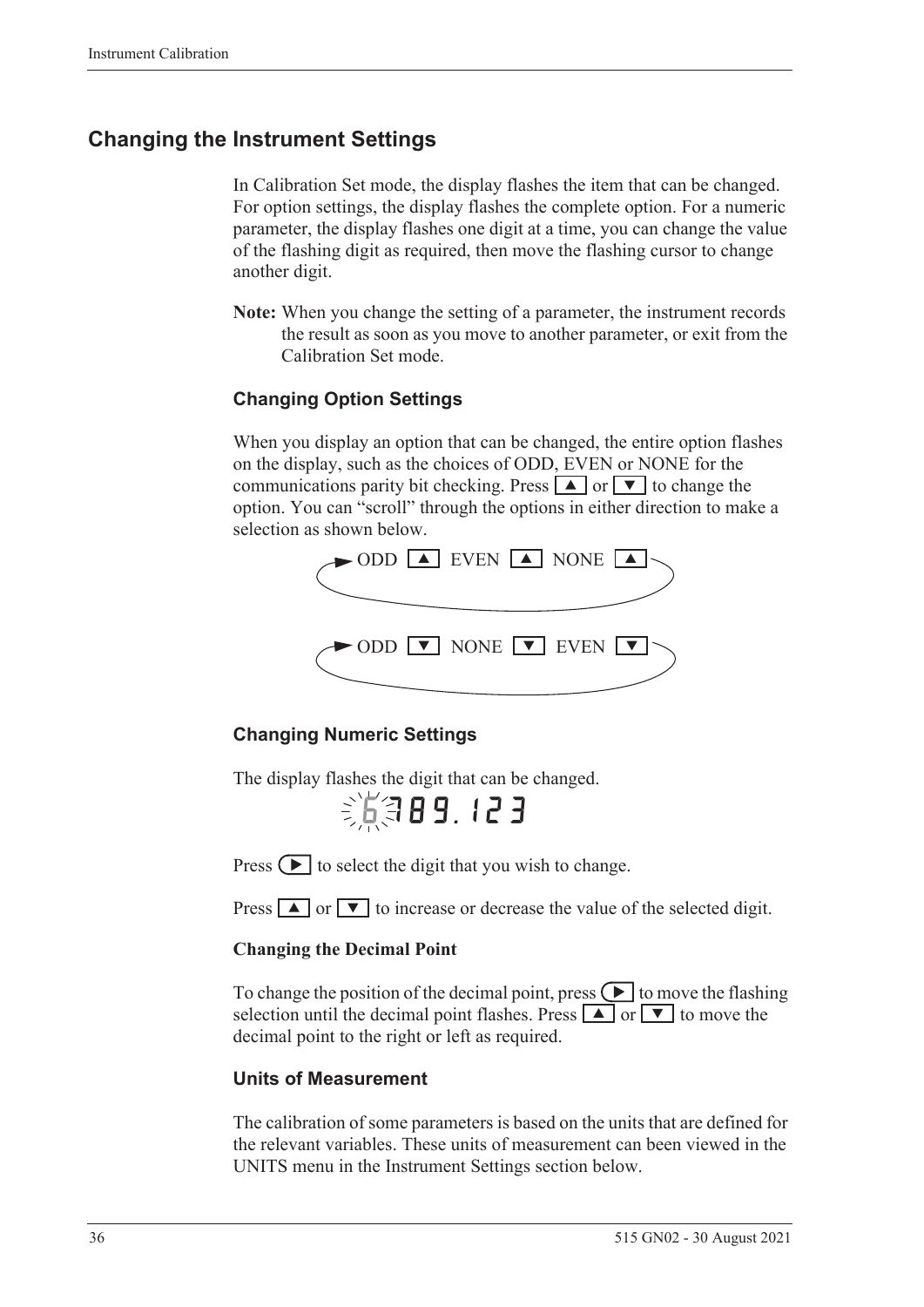## Changing the Instrument Settings

In Calibration Set mode, the display flashes the item that can be changed. For option settings, the display flashes the complete option. For a numeric parameter, the display flashes one digit at a time, you can change the value of the flashing digit as required, then move the flashing cursor to change another digit.

**Note:** When you change the setting of a parameter, the instrument records the result as soon as you move to another parameter, or exit from the Calibration Set mode.

### Changing Option Settings

When you display an option that can be changed, the entire option flashes on the display, such as the choices of ODD, EVEN or NONE for the communications parity bit checking. Press ▲ or ▼ to change the option. You can "scroll" through the options in either direction to make a selection as shown below.

ODD ▲ EVEN ▲ NONE ▲

ODD ▼ NONE ▼ EVEN ▼

### Changing Numeric Settings

The display flashes the digit that can be changed.

6789.123

Press ► to select the digit that you wish to change.

Press ▲ or ▼ to increase or decrease the value of the selected digit.

**Changing the Decimal Point**

To change the position of the decimal point, press ► to move the flashing selection until the decimal point flashes. Press ▲ or ▼ to move the decimal point to the right or left as required.

### Units of Measurement

The calibration of some parameters is based on the units that are defined for the relevant variables. These units of measurement can been viewed in the UNITS menu in the Instrument Settings section below.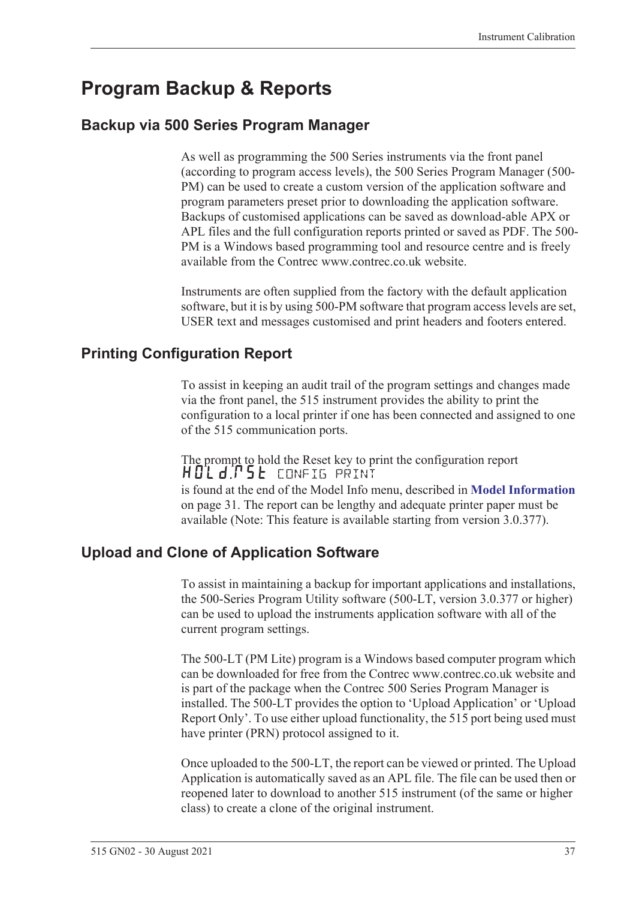# Program Backup & Reports

## Backup via 500 Series Program Manager

As well as programming the 500 Series instruments via the front panel (according to program access levels), the 500 Series Program Manager (500-PM) can be used to create a custom version of the application software and program parameters preset prior to downloading the application software. Backups of customised applications can be saved as download-able APX or APL files and the full configuration reports printed or saved as PDF. The 500-PM is a Windows based programming tool and resource centre and is freely available from the Contrec www.contrec.co.uk website.

Instruments are often supplied from the factory with the default application software, but it is by using 500-PM software that program access levels are set, USER text and messages customised and print headers and footers entered.

## Printing Configuration Report

To assist in keeping an audit trail of the program settings and changes made via the front panel, the 515 instrument provides the ability to print the configuration to a local printer if one has been connected and assigned to one of the 515 communication ports.

The prompt to hold the Reset key to print the configuration report
HOLd.RST CONFIG PRINT
is found at the end of the Model Info menu, described in **Model Information** on page 31. The report can be lengthy and adequate printer paper must be available (Note: This feature is available starting from version 3.0.377).

## Upload and Clone of Application Software

To assist in maintaining a backup for important applications and installations, the 500-Series Program Utility software (500-LT, version 3.0.377 or higher) can be used to upload the instruments application software with all of the current program settings.

The 500-LT (PM Lite) program is a Windows based computer program which can be downloaded for free from the Contrec www.contrec.co.uk website and is part of the package when the Contrec 500 Series Program Manager is installed. The 500-LT provides the option to 'Upload Application' or 'Upload Report Only'. To use either upload functionality, the 515 port being used must have printer (PRN) protocol assigned to it.

Once uploaded to the 500-LT, the report can be viewed or printed. The Upload Application is automatically saved as an APL file. The file can be used then or reopened later to download to another 515 instrument (of the same or higher class) to create a clone of the original instrument.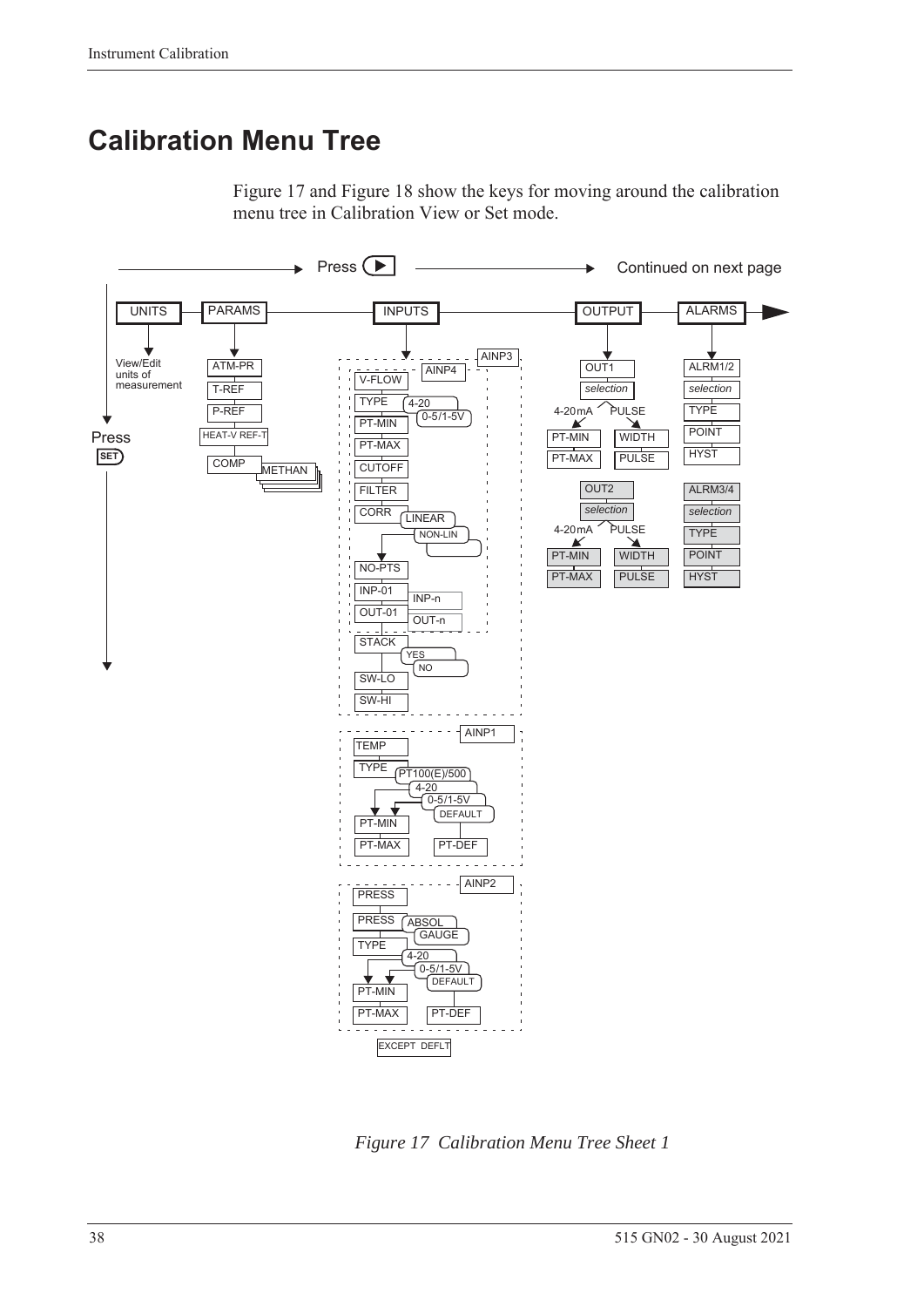# Calibration Menu Tree

Figure 17 and Figure 18 show the keys for moving around the calibration menu tree in Calibration View or Set mode.

Press ▶ Continued on next page

UNITS — View/Edit units of measurement

PARAMS — ATM-PR, T-REF, P-REF, HEAT-V REF-T, COMP, METHAN

INPUTS — AINP3 / AINP4: V-FLOW, TYPE (4-20, 0-5/1-5V), PT-MIN, PT-MAX, CUTOFF, FILTER, CORR (LINEAR, NON-LIN), NO-PTS, INP-01 … INP-n, OUT-01 … OUT-n, STACK (YES, NO), SW-LO, SW-HI

AINP1: TEMP, TYPE (PT100(E)/500, 4-20, 0-5/1-5V, DEFAULT), PT-MIN, PT-MAX, PT-DEF

AINP2: PRESS, PRESS (ABSOL, GAUGE), TYPE (4-20, 0-5/1-5V, DEFAULT), PT-MIN, PT-MAX, PT-DEF

EXCEPT DEFLT

OUTPUT — OUT1, *selection* (4-20mA: PT-MIN, PT-MAX; PULSE: WIDTH, PULSE); OUT2, *selection* (4-20mA: PT-MIN, PT-MAX; PULSE: WIDTH, PULSE)

ALARMS — ALRM1/2, *selection*, TYPE, POINT, HYST; ALRM3/4, *selection*, TYPE, POINT, HYST

Press SET

*Figure 17 Calibration Menu Tree Sheet 1*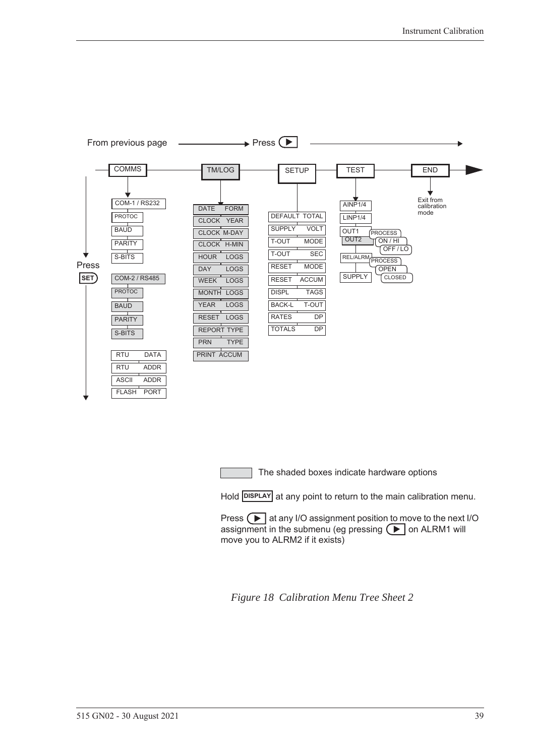From previous page → Press ▶

COMMS — TM/LOG — SETUP — TEST — END

**COMMS** (Press SET):
- COM-1 / RS232
- PROTOC
- BAUD
- PARITY
- S-BITS
- COM-2 / RS485
- PROTOC
- BAUD
- PARITY
- S-BITS
- RTU DATA
- RTU ADDR
- ASCII ADDR
- FLASH PORT

**TM/LOG**:
- DATE FORM
- CLOCK YEAR
- CLOCK M-DAY
- CLOCK H-MIN
- HOUR LOGS
- DAY LOGS
- WEEK LOGS
- MONTH LOGS
- YEAR LOGS
- RESET LOGS
- REPORT TYPE
- PRN TYPE
- PRINT ACCUM

**SETUP**:
- DEFAULT TOTAL
- SUPPLY VOLT
- T-OUT MODE
- T-OUT SEC
- RESET MODE
- RESET ACCUM
- DISPL TAGS
- BACK-L T-OUT
- RATES DP
- TOTALS DP

**TEST**:
- AINP1/4
- LINP1/4
- OUT1 / OUT2 — PROCESS, ON / HI, OFF / LO
- REL/ALRM — PROCESS, OPEN, CLOSED
- SUPPLY

**END**: Exit from calibration mode

The shaded boxes indicate hardware options

Hold DISPLAY at any point to return to the main calibration menu.

Press ▶ at any I/O assignment position to move to the next I/O assignment in the submenu (eg pressing ▶ on ALRM1 will move you to ALRM2 if it exists)

*Figure 18 Calibration Menu Tree Sheet 2*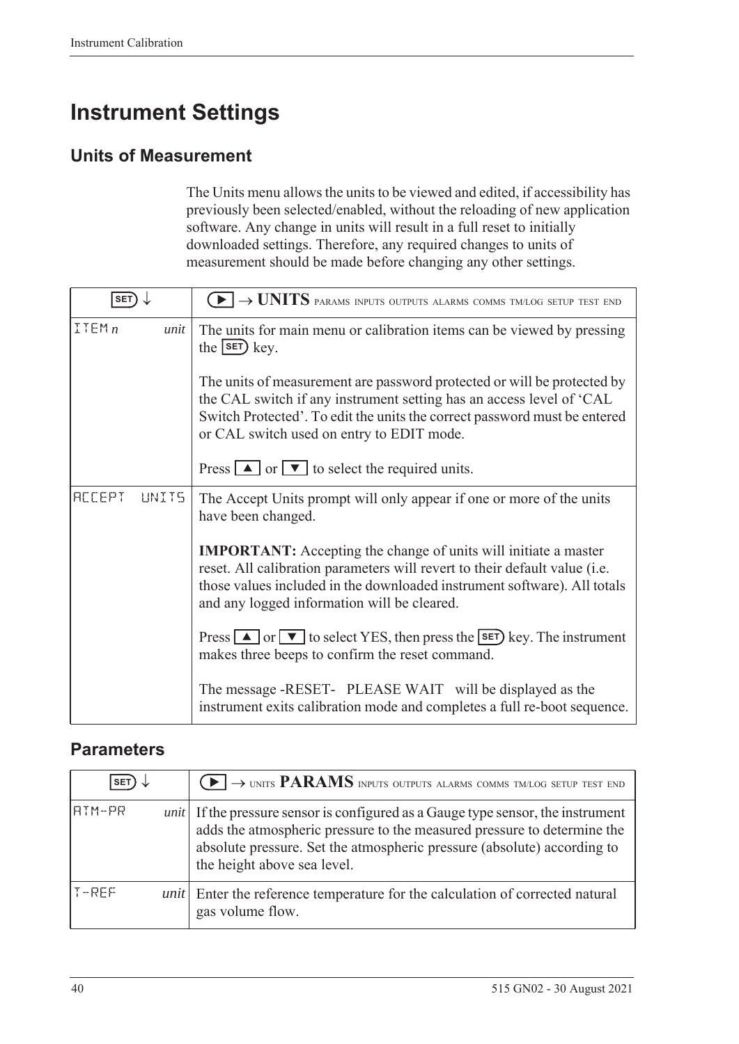# Instrument Settings

## Units of Measurement

The Units menu allows the units to be viewed and edited, if accessibility has previously been selected/enabled, without the reloading of new application software. Any change in units will result in a full reset to initially downloaded settings. Therefore, any required changes to units of measurement should be made before changing any other settings.

| SET ↓ | ▶ → **UNITS** PARAMS INPUTS OUTPUTS ALARMS COMMS TM/LOG SETUP TEST END |
|---|---|
| ITEM *n* *unit* | The units for main menu or calibration items can be viewed by pressing the SET key.<br><br>The units of measurement are password protected or will be protected by the CAL switch if any instrument setting has an access level of 'CAL Switch Protected'. To edit the units the correct password must be entered or CAL switch used on entry to EDIT mode.<br><br>Press ▲ or ▼ to select the required units. |
| ACCEPT UNITS | The Accept Units prompt will only appear if one or more of the units have been changed.<br><br>**IMPORTANT:** Accepting the change of units will initiate a master reset. All calibration parameters will revert to their default value (i.e. those values included in the downloaded instrument software). All totals and any logged information will be cleared.<br><br>Press ▲ or ▼ to select YES, then press the SET key. The instrument makes three beeps to confirm the reset command.<br><br>The message -RESET- PLEASE WAIT will be displayed as the instrument exits calibration mode and completes a full re-boot sequence. |

## Parameters

| SET ↓ | ▶ → UNITS **PARAMS** INPUTS OUTPUTS ALARMS COMMS TM/LOG SETUP TEST END |
|---|---|
| ATM-PR *unit* | If the pressure sensor is configured as a Gauge type sensor, the instrument adds the atmospheric pressure to the measured pressure to determine the absolute pressure. Set the atmospheric pressure (absolute) according to the height above sea level. |
| T-REF *unit* | Enter the reference temperature for the calculation of corrected natural gas volume flow. |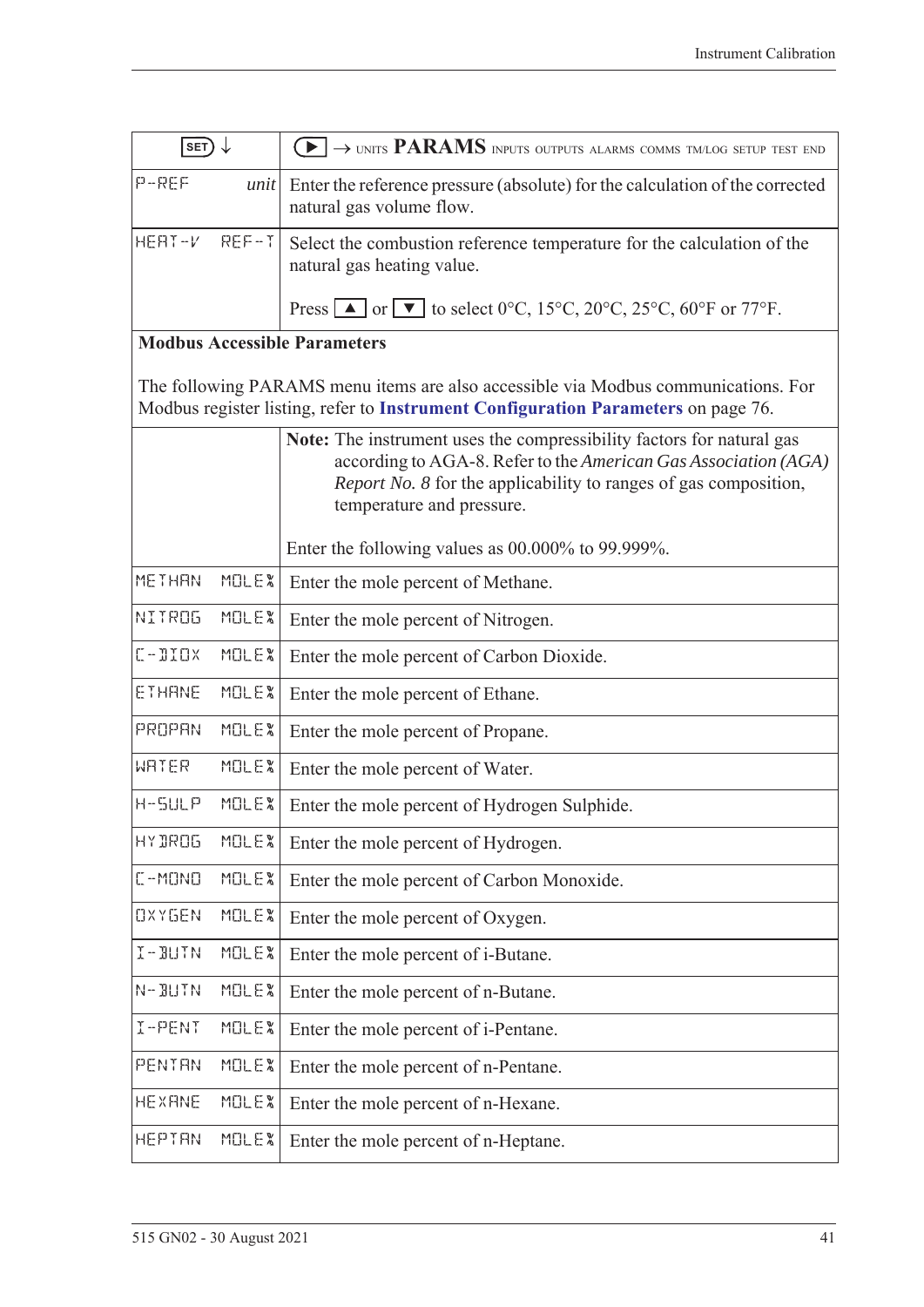| SET ↓ | ▶ → UNITS **PARAMS** INPUTS OUTPUTS ALARMS COMMS TM/LOG SETUP TEST END |
|---|---|
| P-REF *unit* | Enter the reference pressure (absolute) for the calculation of the corrected natural gas volume flow. |
| HEAT-V REF-T | Select the combustion reference temperature for the calculation of the natural gas heating value.<br><br>Press ▲ or ▼ to select 0°C, 15°C, 20°C, 25°C, 60°F or 77°F. |
| **Modbus Accessible Parameters**<br><br>The following PARAMS menu items are also accessible via Modbus communications. For Modbus register listing, refer to **Instrument Configuration Parameters** on page 76. | |
| | **Note:** The instrument uses the compressibility factors for natural gas according to AGA-8. Refer to the *American Gas Association (AGA) Report No. 8* for the applicability to ranges of gas composition, temperature and pressure.<br><br>Enter the following values as 00.000% to 99.999%. |
| METHAN MOLE% | Enter the mole percent of Methane. |
| NITROG MOLE% | Enter the mole percent of Nitrogen. |
| C-DIOX MOLE% | Enter the mole percent of Carbon Dioxide. |
| ETHANE MOLE% | Enter the mole percent of Ethane. |
| PROPAN MOLE% | Enter the mole percent of Propane. |
| WATER MOLE% | Enter the mole percent of Water. |
| H-SULP MOLE% | Enter the mole percent of Hydrogen Sulphide. |
| HYDROG MOLE% | Enter the mole percent of Hydrogen. |
| C-MONO MOLE% | Enter the mole percent of Carbon Monoxide. |
| OXYGEN MOLE% | Enter the mole percent of Oxygen. |
| I-BUTN MOLE% | Enter the mole percent of i-Butane. |
| N-BUTN MOLE% | Enter the mole percent of n-Butane. |
| I-PENT MOLE% | Enter the mole percent of i-Pentane. |
| PENTAN MOLE% | Enter the mole percent of n-Pentane. |
| HEXANE MOLE% | Enter the mole percent of n-Hexane. |
| HEPTAN MOLE% | Enter the mole percent of n-Heptane. |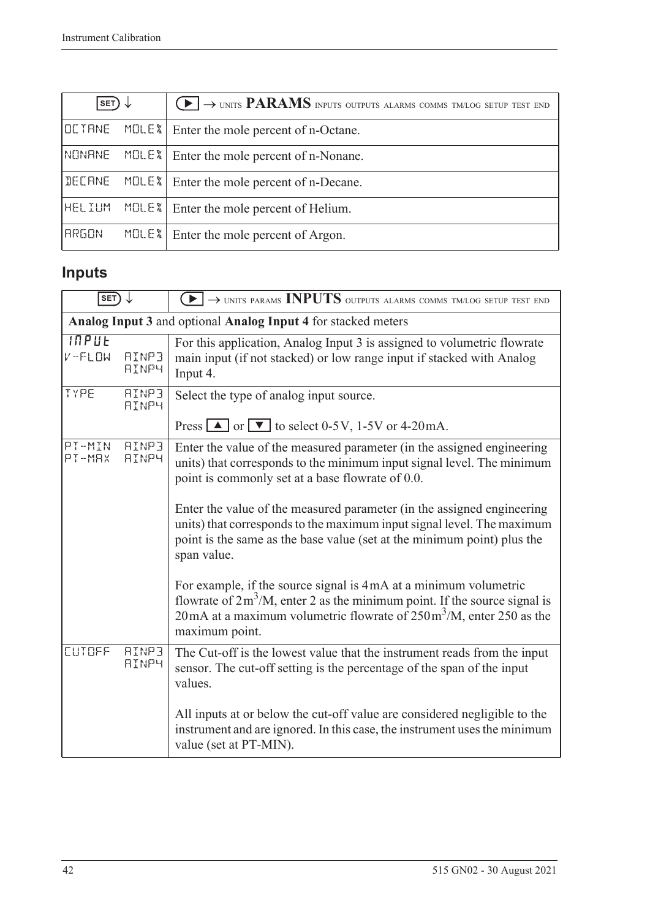| SET ↓ | ▶ → UNITS **PARAMS** INPUTS OUTPUTS ALARMS COMMS TM/LOG SETUP TEST END |
|---|---|
| OCTANE MOLE% | Enter the mole percent of n-Octane. |
| NONANE MOLE% | Enter the mole percent of n-Nonane. |
| DECANE MOLE% | Enter the mole percent of n-Decane. |
| HELIUM MOLE% | Enter the mole percent of Helium. |
| ARGON MOLE% | Enter the mole percent of Argon. |

## Inputs

| SET ↓ | ▶ → UNITS PARAMS **INPUTS** OUTPUTS ALARMS COMMS TM/LOG SETUP TEST END |
|---|---|
| **Analog Input 3** and optional **Analog Input 4** for stacked meters | |
| INPUT V-FLOW AINP3 AINP4 | For this application, Analog Input 3 is assigned to volumetric flowrate main input (if not stacked) or low range input if stacked with Analog Input 4. |
| TYPE AINP3 AINP4 | Select the type of analog input source.<br><br>Press ▲ or ▼ to select 0-5V, 1-5V or 4-20mA. |
| PT-MIN AINP3 PT-MAX AINP4 | Enter the value of the measured parameter (in the assigned engineering units) that corresponds to the minimum input signal level. The minimum point is commonly set at a base flowrate of 0.0.<br><br>Enter the value of the measured parameter (in the assigned engineering units) that corresponds to the maximum input signal level. The maximum point is the same as the base value (set at the minimum point) plus the span value.<br><br>For example, if the source signal is 4mA at a minimum volumetric flowrate of $2\,m^3$/M, enter 2 as the minimum point. If the source signal is 20mA at a maximum volumetric flowrate of $250\,m^3$/M, enter 250 as the maximum point. |
| CUTOFF AINP3 AINP4 | The Cut-off is the lowest value that the instrument reads from the input sensor. The cut-off setting is the percentage of the span of the input values.<br><br>All inputs at or below the cut-off value are considered negligible to the instrument and are ignored. In this case, the instrument uses the minimum value (set at PT-MIN). |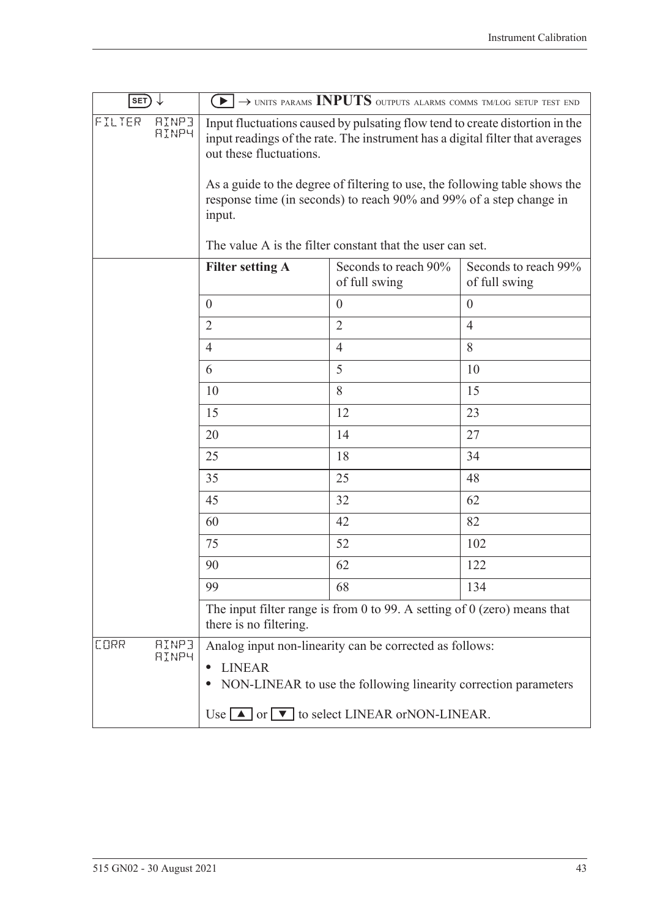| SET ↓ | ▶ → UNITS PARAMS **INPUTS** OUTPUTS ALARMS COMMS TM/LOG SETUP TEST END | | |
|---|---|---|---|
| FILTER AINP3 AINP4 | Input fluctuations caused by pulsating flow tend to create distortion in the input readings of the rate. The instrument has a digital filter that averages out these fluctuations.<br><br>As a guide to the degree of filtering to use, the following table shows the response time (in seconds) to reach 90% and 99% of a step change in input.<br><br>The value A is the filter constant that the user can set. | | |
| | **Filter setting A** | Seconds to reach 90% of full swing | Seconds to reach 99% of full swing |
| | 0 | 0 | 0 |
| | 2 | 2 | 4 |
| | 4 | 4 | 8 |
| | 6 | 5 | 10 |
| | 10 | 8 | 15 |
| | 15 | 12 | 23 |
| | 20 | 14 | 27 |
| | 25 | 18 | 34 |
| | 35 | 25 | 48 |
| | 45 | 32 | 62 |
| | 60 | 42 | 82 |
| | 75 | 52 | 102 |
| | 90 | 62 | 122 |
| | 99 | 68 | 134 |
| | The input filter range is from 0 to 99. A setting of 0 (zero) means that there is no filtering. | | |
| CORR AINP3 AINP4 | Analog input non-linearity can be corrected as follows:<br>• LINEAR<br>• NON-LINEAR to use the following linearity correction parameters<br><br>Use ▲ or ▼ to select LINEAR orNON-LINEAR. | | |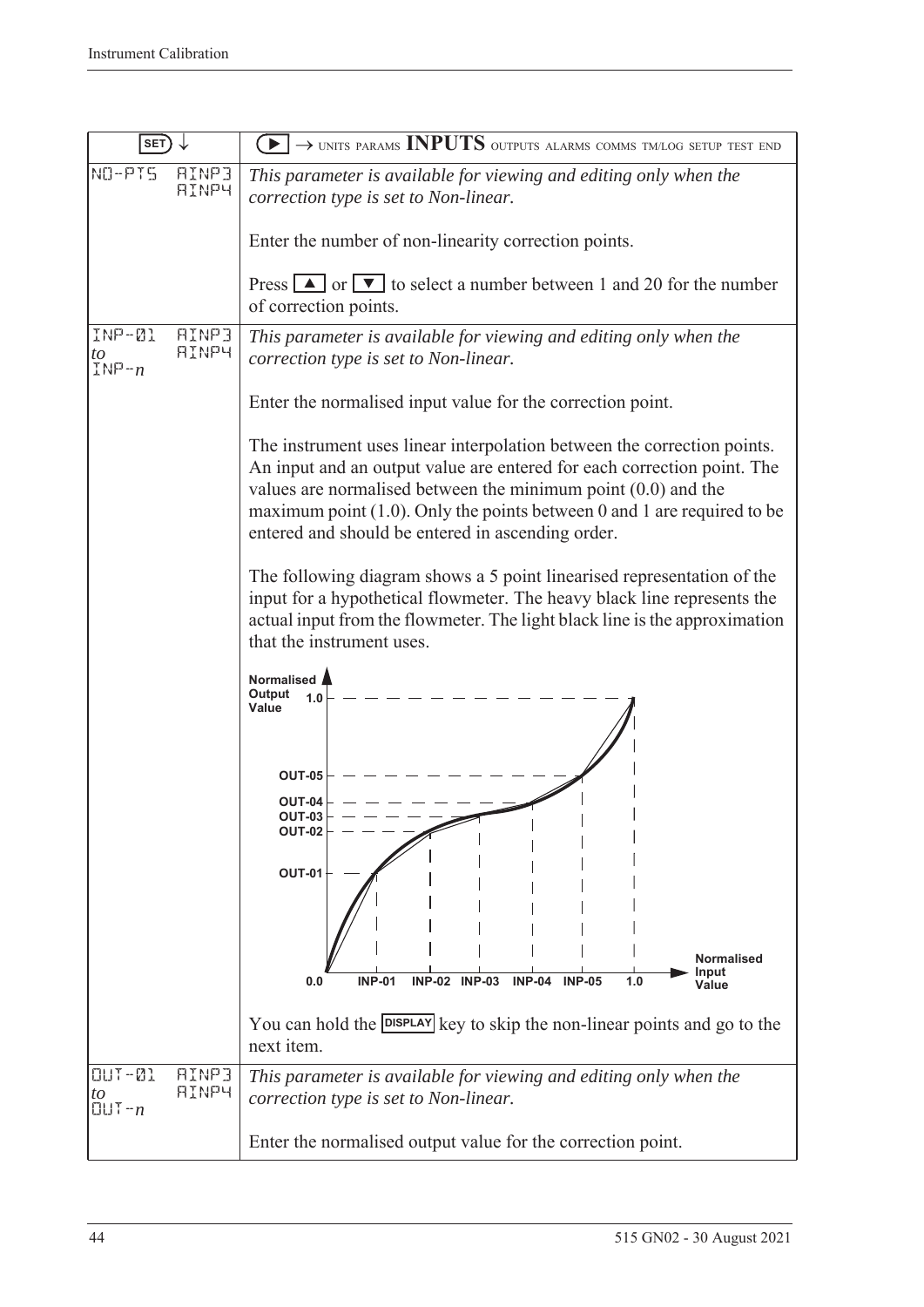| SET ↓ | | ▶ → UNITS PARAMS **INPUTS** OUTPUTS ALARMS COMMS TM/LOG SETUP TEST END |
|---|---|---|
| NO-PTS | AINP3 AINP4 | *This parameter is available for viewing and editing only when the correction type is set to Non-linear.*<br><br>Enter the number of non-linearity correction points.<br><br>Press ▲ or ▼ to select a number between 1 and 20 for the number of correction points. |
| INP-01 *to* INP-*n* | AINP3 AINP4 | *This parameter is available for viewing and editing only when the correction type is set to Non-linear.*<br><br>Enter the normalised input value for the correction point.<br><br>The instrument uses linear interpolation between the correction points. An input and an output value are entered for each correction point. The values are normalised between the minimum point (0.0) and the maximum point (1.0). Only the points between 0 and 1 are required to be entered and should be entered in ascending order.<br><br>The following diagram shows a 5 point linearised representation of the input for a hypothetical flowmeter. The heavy black line represents the actual input from the flowmeter. The light black line is the approximation that the instrument uses.<br><br>You can hold the DISPLAY key to skip the non-linear points and go to the next item. |
| OUT-01 *to* OUT-*n* | AINP3 AINP4 | *This parameter is available for viewing and editing only when the correction type is set to Non-linear.*<br><br>Enter the normalised output value for the correction point. |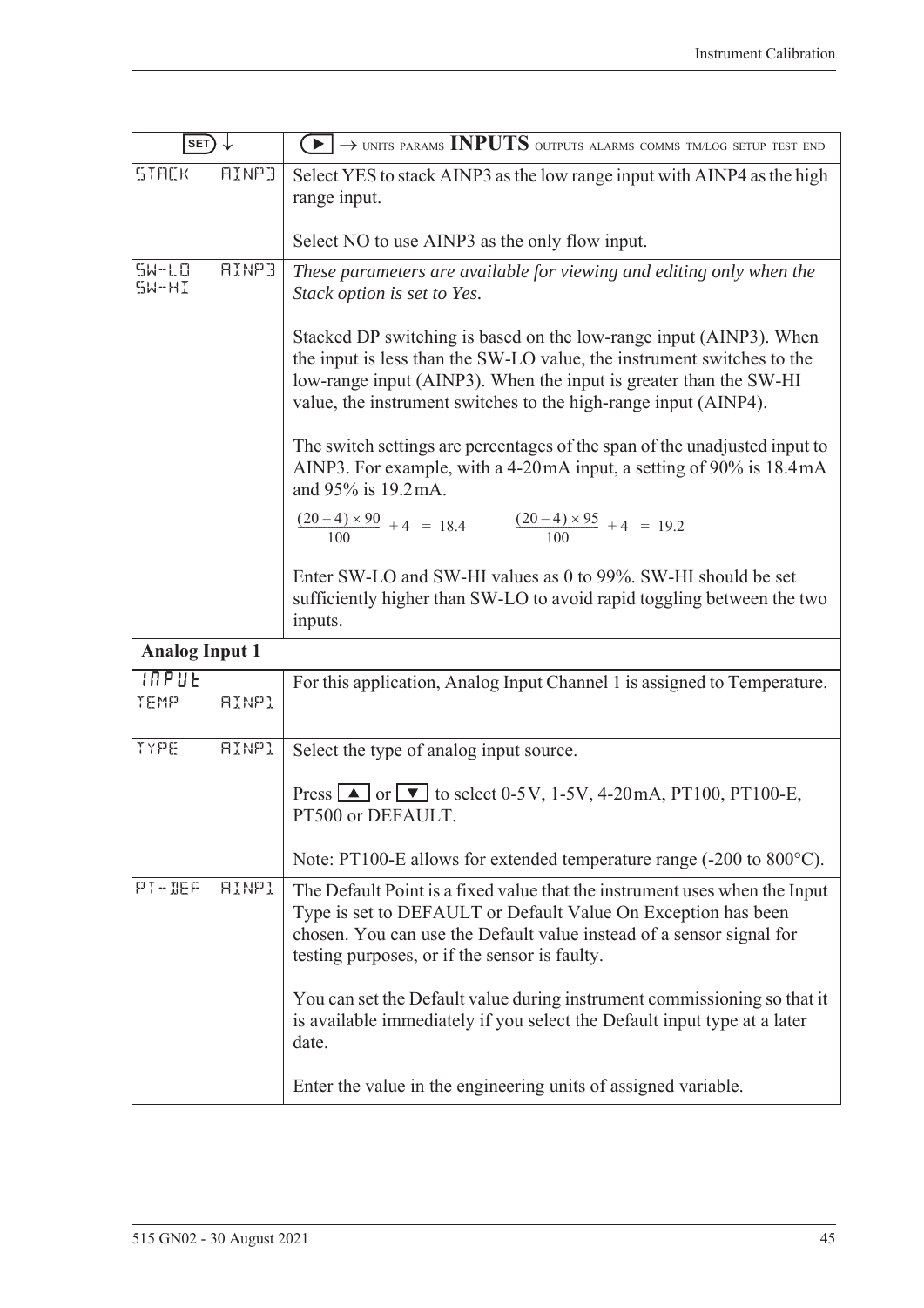| SET ↓ | ▶ → UNITS PARAMS **INPUTS** OUTPUTS ALARMS COMMS TM/LOG SETUP TEST END |
|---|---|
| STACK AINP3 | Select YES to stack AINP3 as the low range input with AINP4 as the high range input.<br><br>Select NO to use AINP3 as the only flow input. |
| SW-LO AINP3<br>SW-HI | *These parameters are available for viewing and editing only when the Stack option is set to Yes.*<br><br>Stacked DP switching is based on the low-range input (AINP3). When the input is less than the SW-LO value, the instrument switches to the low-range input (AINP3). When the input is greater than the SW-HI value, the instrument switches to the high-range input (AINP4).<br><br>The switch settings are percentages of the span of the unadjusted input to AINP3. For example, with a 4-20 mA input, a setting of 90% is 18.4 mA and 95% is 19.2 mA.<br><br>$\frac{(20-4)\times 90}{100} + 4 = 18.4$ $\frac{(20-4)\times 95}{100} + 4 = 19.2$<br><br>Enter SW-LO and SW-HI values as 0 to 99%. SW-HI should be set sufficiently higher than SW-LO to avoid rapid toggling between the two inputs. |
| **Analog Input 1** | |
| *INPUT*<br>TEMP AINP1 | For this application, Analog Input Channel 1 is assigned to Temperature. |
| TYPE AINP1 | Select the type of analog input source.<br><br>Press ▲ or ▼ to select 0-5 V, 1-5 V, 4-20 mA, PT100, PT100-E, PT500 or DEFAULT.<br><br>Note: PT100-E allows for extended temperature range (-200 to 800°C). |
| PT-DEF AINP1 | The Default Point is a fixed value that the instrument uses when the Input Type is set to DEFAULT or Default Value On Exception has been chosen. You can use the Default value instead of a sensor signal for testing purposes, or if the sensor is faulty.<br><br>You can set the Default value during instrument commissioning so that it is available immediately if you select the Default input type at a later date.<br><br>Enter the value in the engineering units of assigned variable. |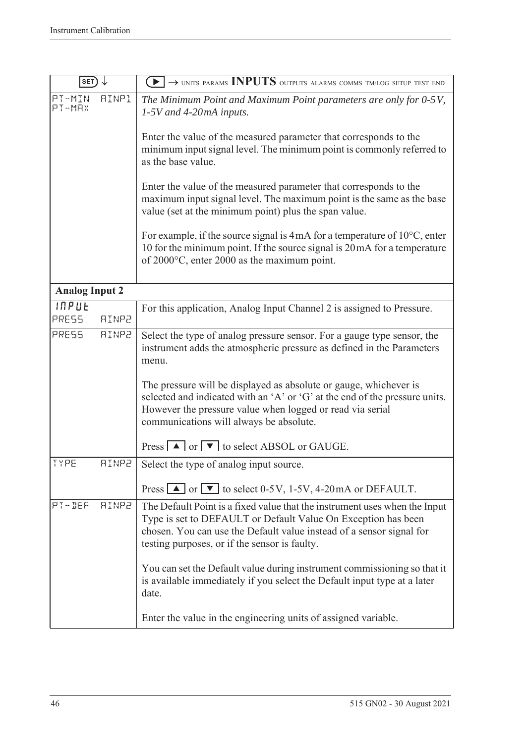| SET ↓ | ▶ → UNITS PARAMS **INPUTS** OUTPUTS ALARMS COMMS TM/LOG SETUP TEST END |
|---|---|
| PT-MIN AINP1<br>PT-MAX | *The Minimum Point and Maximum Point parameters are only for 0-5V, 1-5V and 4-20mA inputs.*<br><br>Enter the value of the measured parameter that corresponds to the minimum input signal level. The minimum point is commonly referred to as the base value.<br><br>Enter the value of the measured parameter that corresponds to the maximum input signal level. The maximum point is the same as the base value (set at the minimum point) plus the span value.<br><br>For example, if the source signal is 4mA for a temperature of 10°C, enter 10 for the minimum point. If the source signal is 20mA for a temperature of 2000°C, enter 2000 as the maximum point. |
| **Analog Input 2** | |
| INPUT<br>PRESS AINP2 | For this application, Analog Input Channel 2 is assigned to Pressure. |
| PRESS AINP2 | Select the type of analog pressure sensor. For a gauge type sensor, the instrument adds the atmospheric pressure as defined in the Parameters menu.<br><br>The pressure will be displayed as absolute or gauge, whichever is selected and indicated with an 'A' or 'G' at the end of the pressure units. However the pressure value when logged or read via serial communications will always be absolute.<br><br>Press ▲ or ▼ to select ABSOL or GAUGE. |
| TYPE AINP2 | Select the type of analog input source.<br><br>Press ▲ or ▼ to select 0-5V, 1-5V, 4-20mA or DEFAULT. |
| PT-DEF AINP2 | The Default Point is a fixed value that the instrument uses when the Input Type is set to DEFAULT or Default Value On Exception has been chosen. You can use the Default value instead of a sensor signal for testing purposes, or if the sensor is faulty.<br><br>You can set the Default value during instrument commissioning so that it is available immediately if you select the Default input type at a later date.<br><br>Enter the value in the engineering units of assigned variable. |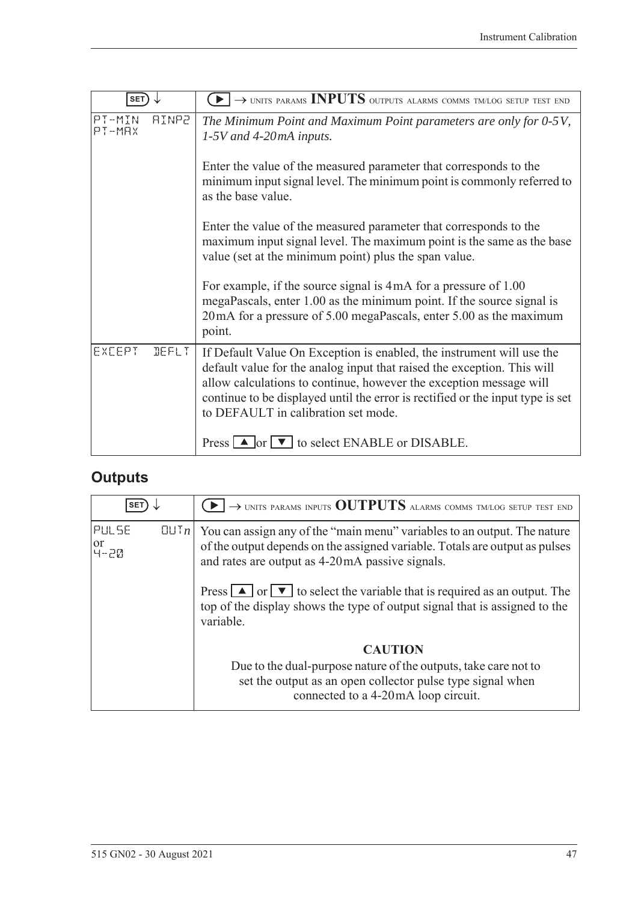| SET ↓ | ▶ → UNITS PARAMS **INPUTS** OUTPUTS ALARMS COMMS TM/LOG SETUP TEST END |
|---|---|
| PT-MIN AINP2<br>PT-MAX | *The Minimum Point and Maximum Point parameters are only for 0-5V, 1-5V and 4-20mA inputs.*<br><br>Enter the value of the measured parameter that corresponds to the minimum input signal level. The minimum point is commonly referred to as the base value.<br><br>Enter the value of the measured parameter that corresponds to the maximum input signal level. The maximum point is the same as the base value (set at the minimum point) plus the span value.<br><br>For example, if the source signal is 4mA for a pressure of 1.00 megaPascals, enter 1.00 as the minimum point. If the source signal is 20mA for a pressure of 5.00 megaPascals, enter 5.00 as the maximum point. |
| EXCEPT DEFLT | If Default Value On Exception is enabled, the instrument will use the default value for the analog input that raised the exception. This will allow calculations to continue, however the exception message will continue to be displayed until the error is rectified or the input type is set to DEFAULT in calibration set mode.<br><br>Press ▲ or ▼ to select ENABLE or DISABLE. |

## Outputs

| SET ↓ | ▶ → UNITS PARAMS INPUTS **OUTPUTS** ALARMS COMMS TM/LOG SETUP TEST END |
|---|---|
| PULSE OUT*n*<br>or<br>4-20 | You can assign any of the "main menu" variables to an output. The nature of the output depends on the assigned variable. Totals are output as pulses and rates are output as 4-20mA passive signals.<br><br>Press ▲ or ▼ to select the variable that is required as an output. The top of the display shows the type of output signal that is assigned to the variable.<br><br>**CAUTION**<br>Due to the dual-purpose nature of the outputs, take care not to set the output as an open collector pulse type signal when connected to a 4-20mA loop circuit. |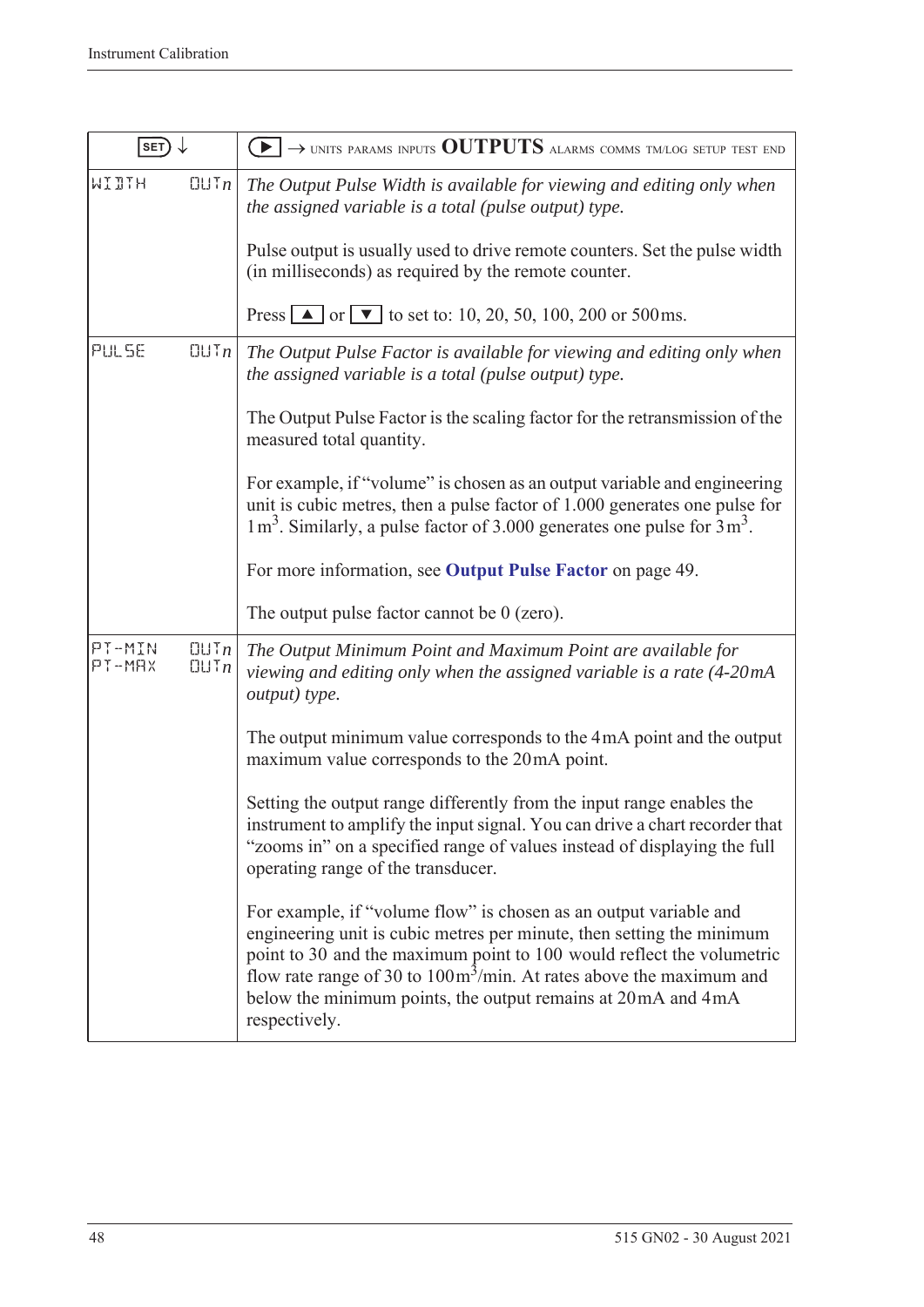| SET ↓ | ▶ → UNITS PARAMS INPUTS **OUTPUTS** ALARMS COMMS TM/LOG SETUP TEST END |
|---|---|
| WIDTH OUT*n* | *The Output Pulse Width is available for viewing and editing only when the assigned variable is a total (pulse output) type.*<br><br>Pulse output is usually used to drive remote counters. Set the pulse width (in milliseconds) as required by the remote counter.<br><br>Press ▲ or ▼ to set to: 10, 20, 50, 100, 200 or 500ms. |
| PULSE OUT*n* | *The Output Pulse Factor is available for viewing and editing only when the assigned variable is a total (pulse output) type.*<br><br>The Output Pulse Factor is the scaling factor for the retransmission of the measured total quantity.<br><br>For example, if "volume" is chosen as an output variable and engineering unit is cubic metres, then a pulse factor of 1.000 generates one pulse for 1 $m^3$. Similarly, a pulse factor of 3.000 generates one pulse for 3 $m^3$.<br><br>For more information, see **Output Pulse Factor** on page 49.<br><br>The output pulse factor cannot be 0 (zero). |
| PT-MIN OUT*n*<br>PT-MAX OUT*n* | *The Output Minimum Point and Maximum Point are available for viewing and editing only when the assigned variable is a rate (4-20mA output) type.*<br><br>The output minimum value corresponds to the 4mA point and the output maximum value corresponds to the 20mA point.<br><br>Setting the output range differently from the input range enables the instrument to amplify the input signal. You can drive a chart recorder that "zooms in" on a specified range of values instead of displaying the full operating range of the transducer.<br><br>For example, if "volume flow" is chosen as an output variable and engineering unit is cubic metres per minute, then setting the minimum point to 30 and the maximum point to 100 would reflect the volumetric flow rate range of 30 to 100 $m^3$/min. At rates above the maximum and below the minimum points, the output remains at 20mA and 4mA respectively. |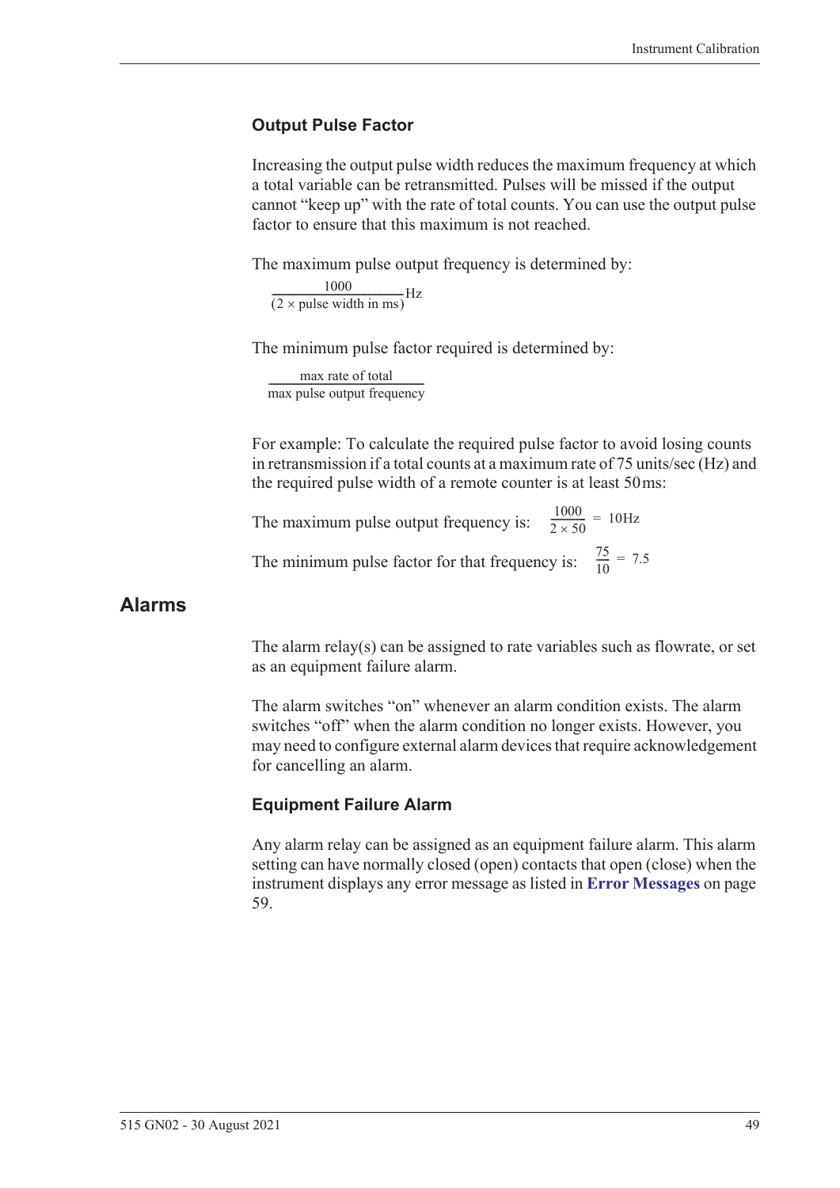### Output Pulse Factor

Increasing the output pulse width reduces the maximum frequency at which a total variable can be retransmitted. Pulses will be missed if the output cannot "keep up" with the rate of total counts. You can use the output pulse factor to ensure that this maximum is not reached.

The maximum pulse output frequency is determined by:

$$\frac{1000}{(2 \times \text{pulse width in ms})}\text{Hz}$$

The minimum pulse factor required is determined by:

$$\frac{\text{max rate of total}}{\text{max pulse output frequency}}$$

For example: To calculate the required pulse factor to avoid losing counts in retransmission if a total counts at a maximum rate of 75 units/sec (Hz) and the required pulse width of a remote counter is at least 50 ms:

The maximum pulse output frequency is: $\frac{1000}{2 \times 50} = 10\text{Hz}$

The minimum pulse factor for that frequency is: $\frac{75}{10} = 7.5$

## Alarms

The alarm relay(s) can be assigned to rate variables such as flowrate, or set as an equipment failure alarm.

The alarm switches "on" whenever an alarm condition exists. The alarm switches "off" when the alarm condition no longer exists. However, you may need to configure external alarm devices that require acknowledgement for cancelling an alarm.

### Equipment Failure Alarm

Any alarm relay can be assigned as an equipment failure alarm. This alarm setting can have normally closed (open) contacts that open (close) when the instrument displays any error message as listed in **Error Messages** on page 59.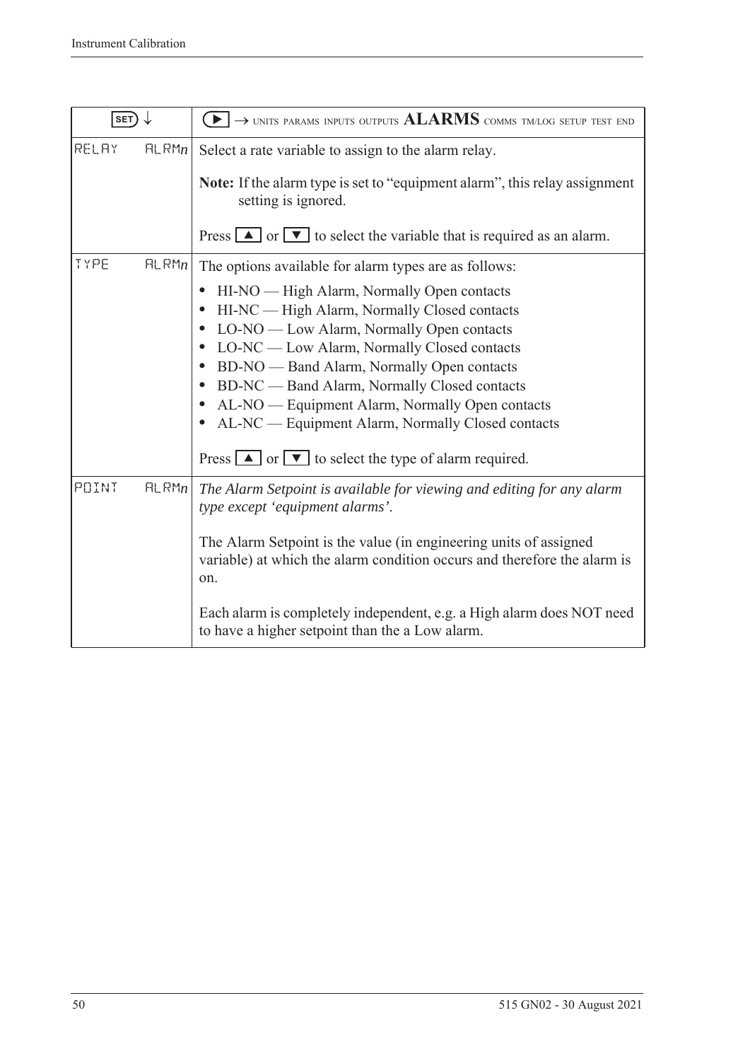| SET ↓ | ▶ → UNITS PARAMS INPUTS OUTPUTS **ALARMS** COMMS TM/LOG SETUP TEST END |
|---|---|
| RELAY ALRM*n* | Select a rate variable to assign to the alarm relay.<br><br>**Note:** If the alarm type is set to "equipment alarm", this relay assignment setting is ignored.<br><br>Press ▲ or ▼ to select the variable that is required as an alarm. |
| TYPE ALRM*n* | The options available for alarm types are as follows:<br><br>• HI-NO — High Alarm, Normally Open contacts<br>• HI-NC — High Alarm, Normally Closed contacts<br>• LO-NO — Low Alarm, Normally Open contacts<br>• LO-NC — Low Alarm, Normally Closed contacts<br>• BD-NO — Band Alarm, Normally Open contacts<br>• BD-NC — Band Alarm, Normally Closed contacts<br>• AL-NO — Equipment Alarm, Normally Open contacts<br>• AL-NC — Equipment Alarm, Normally Closed contacts<br><br>Press ▲ or ▼ to select the type of alarm required. |
| POINT ALRM*n* | *The Alarm Setpoint is available for viewing and editing for any alarm type except 'equipment alarms'.*<br><br>The Alarm Setpoint is the value (in engineering units of assigned variable) at which the alarm condition occurs and therefore the alarm is on.<br><br>Each alarm is completely independent, e.g. a High alarm does NOT need to have a higher setpoint than the a Low alarm. |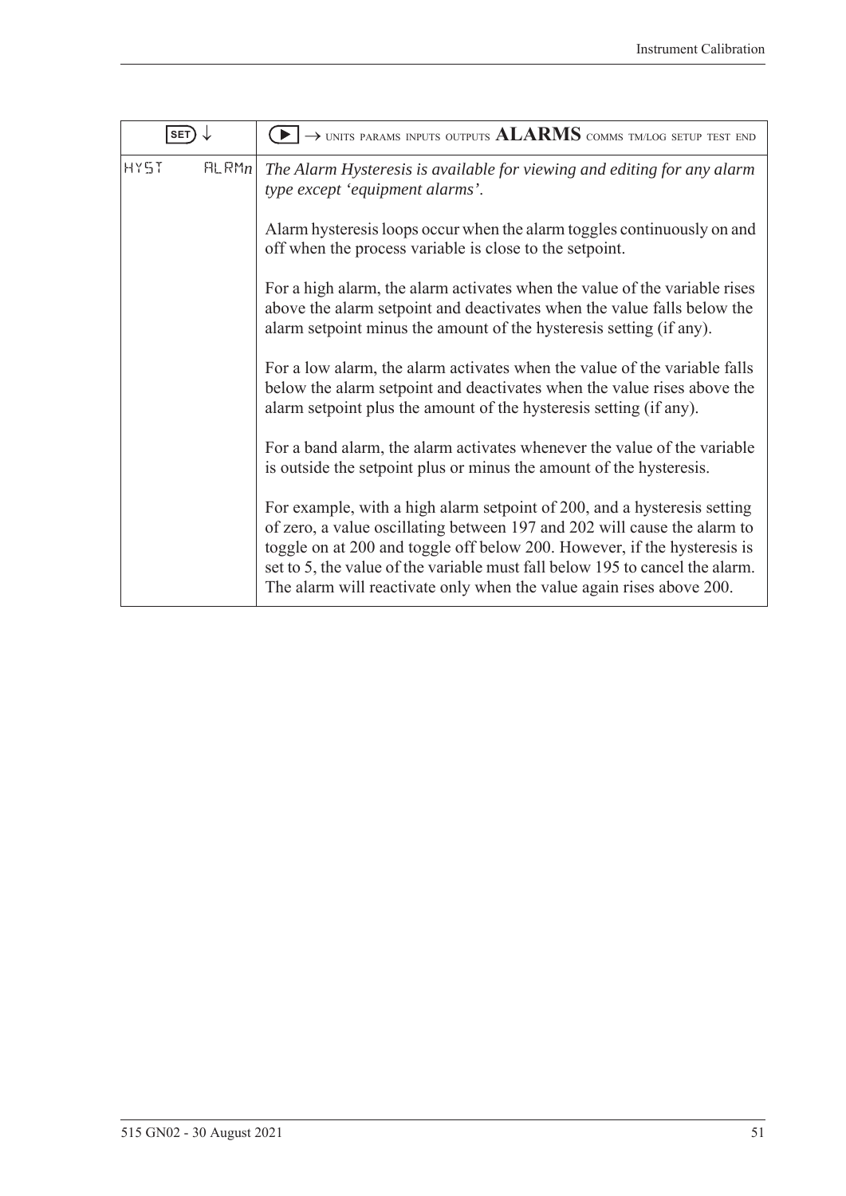| SET ↓ | ▶ → UNITS PARAMS INPUTS OUTPUTS **ALARMS** COMMS TM/LOG SETUP TEST END |
|---|---|
| HYST ALRM*n* | *The Alarm Hysteresis is available for viewing and editing for any alarm type except 'equipment alarms'.*<br><br>Alarm hysteresis loops occur when the alarm toggles continuously on and off when the process variable is close to the setpoint.<br><br>For a high alarm, the alarm activates when the value of the variable rises above the alarm setpoint and deactivates when the value falls below the alarm setpoint minus the amount of the hysteresis setting (if any).<br><br>For a low alarm, the alarm activates when the value of the variable falls below the alarm setpoint and deactivates when the value rises above the alarm setpoint plus the amount of the hysteresis setting (if any).<br><br>For a band alarm, the alarm activates whenever the value of the variable is outside the setpoint plus or minus the amount of the hysteresis.<br><br>For example, with a high alarm setpoint of 200, and a hysteresis setting of zero, a value oscillating between 197 and 202 will cause the alarm to toggle on at 200 and toggle off below 200. However, if the hysteresis is set to 5, the value of the variable must fall below 195 to cancel the alarm. The alarm will reactivate only when the value again rises above 200. |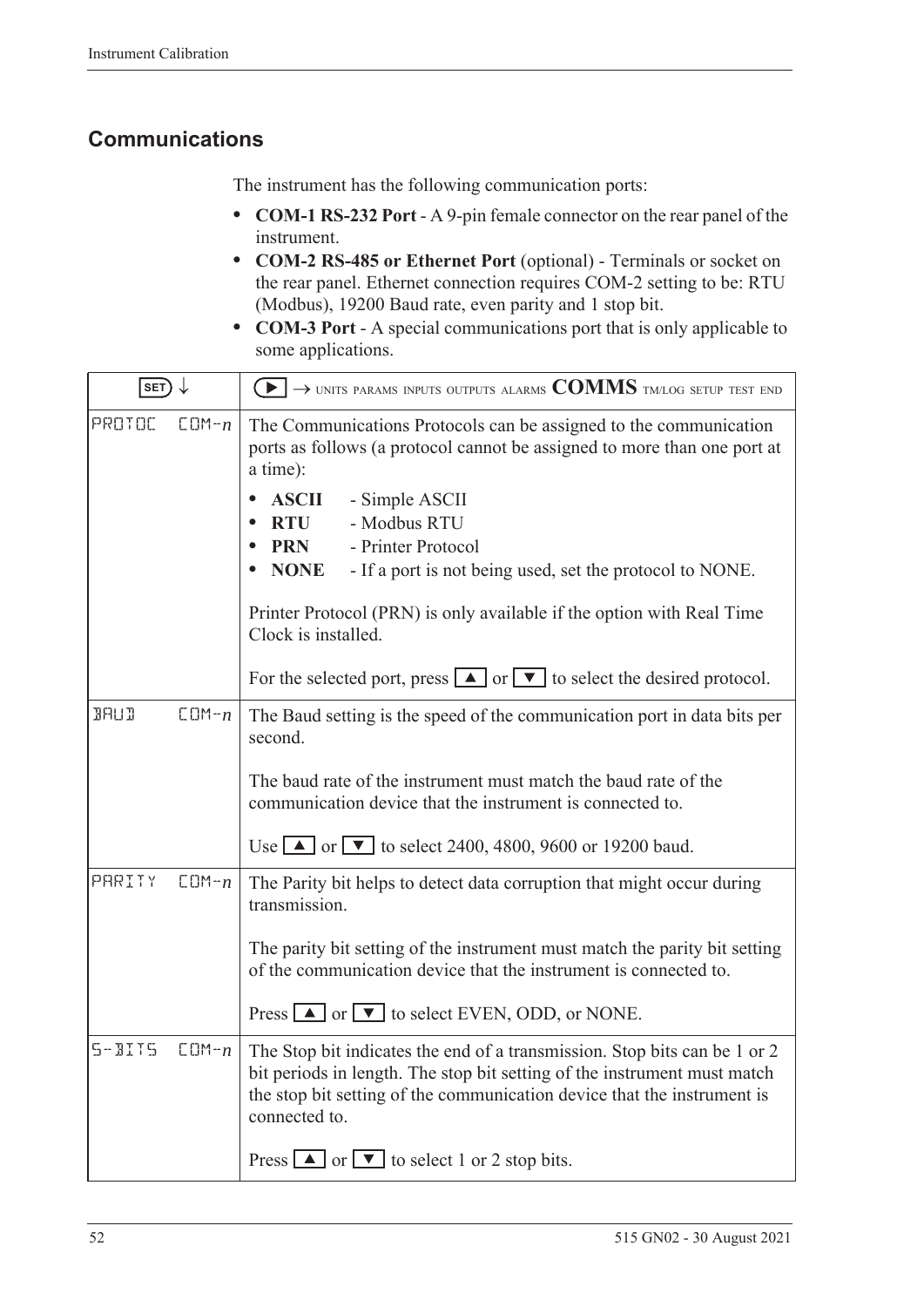## Communications

The instrument has the following communication ports:

- **COM-1 RS-232 Port** - A 9-pin female connector on the rear panel of the instrument.
- **COM-2 RS-485 or Ethernet Port** (optional) - Terminals or socket on the rear panel. Ethernet connection requires COM-2 setting to be: RTU (Modbus), 19200 Baud rate, even parity and 1 stop bit.
- **COM-3 Port** - A special communications port that is only applicable to some applications.

| SET ↓ | ▶ → UNITS PARAMS INPUTS OUTPUTS ALARMS **COMMS** TM/LOG SETUP TEST END |
|---|---|
| PROTOC COM-*n* | The Communications Protocols can be assigned to the communication ports as follows (a protocol cannot be assigned to more than one port at a time):<br>• **ASCII** - Simple ASCII<br>• **RTU** - Modbus RTU<br>• **PRN** - Printer Protocol<br>• **NONE** - If a port is not being used, set the protocol to NONE.<br><br>Printer Protocol (PRN) is only available if the option with Real Time Clock is installed.<br><br>For the selected port, press ▲ or ▼ to select the desired protocol. |
| BAUD COM-*n* | The Baud setting is the speed of the communication port in data bits per second.<br><br>The baud rate of the instrument must match the baud rate of the communication device that the instrument is connected to.<br><br>Use ▲ or ▼ to select 2400, 4800, 9600 or 19200 baud. |
| PARITY COM-*n* | The Parity bit helps to detect data corruption that might occur during transmission.<br><br>The parity bit setting of the instrument must match the parity bit setting of the communication device that the instrument is connected to.<br><br>Press ▲ or ▼ to select EVEN, ODD, or NONE. |
| S-BITS COM-*n* | The Stop bit indicates the end of a transmission. Stop bits can be 1 or 2 bit periods in length. The stop bit setting of the instrument must match the stop bit setting of the communication device that the instrument is connected to.<br><br>Press ▲ or ▼ to select 1 or 2 stop bits. |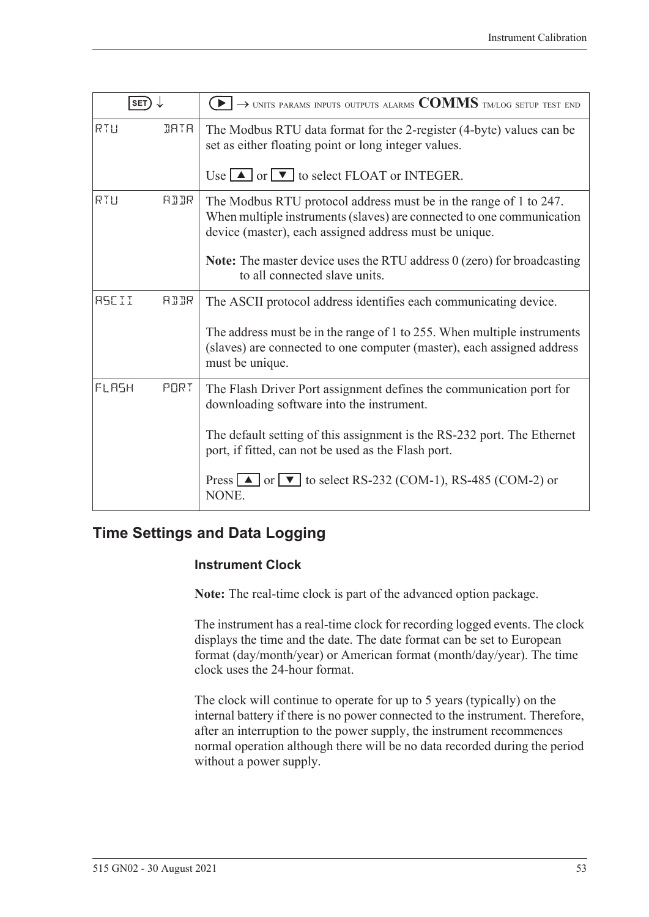| SET ↓ | ▶ → UNITS PARAMS INPUTS OUTPUTS ALARMS **COMMS** TM/LOG SETUP TEST END |
|---|---|
| RTU DATA | The Modbus RTU data format for the 2-register (4-byte) values can be set as either floating point or long integer values.<br><br>Use ▲ or ▼ to select FLOAT or INTEGER. |
| RTU ADDR | The Modbus RTU protocol address must be in the range of 1 to 247. When multiple instruments (slaves) are connected to one communication device (master), each assigned address must be unique.<br><br>**Note:** The master device uses the RTU address 0 (zero) for broadcasting to all connected slave units. |
| ASCII ADDR | The ASCII protocol address identifies each communicating device.<br><br>The address must be in the range of 1 to 255. When multiple instruments (slaves) are connected to one computer (master), each assigned address must be unique. |
| FLASH PORT | The Flash Driver Port assignment defines the communication port for downloading software into the instrument.<br><br>The default setting of this assignment is the RS-232 port. The Ethernet port, if fitted, can not be used as the Flash port.<br><br>Press ▲ or ▼ to select RS-232 (COM-1), RS-485 (COM-2) or NONE. |

## Time Settings and Data Logging

### Instrument Clock

**Note:** The real-time clock is part of the advanced option package.

The instrument has a real-time clock for recording logged events. The clock displays the time and the date. The date format can be set to European format (day/month/year) or American format (month/day/year). The time clock uses the 24-hour format.

The clock will continue to operate for up to 5 years (typically) on the internal battery if there is no power connected to the instrument. Therefore, after an interruption to the power supply, the instrument recommences normal operation although there will be no data recorded during the period without a power supply.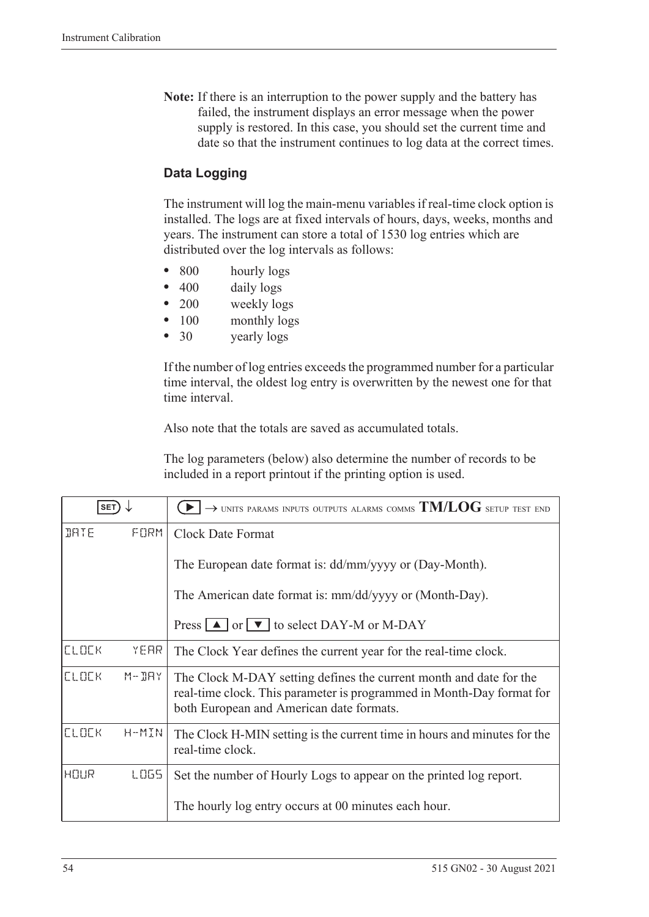**Note:** If there is an interruption to the power supply and the battery has failed, the instrument displays an error message when the power supply is restored. In this case, you should set the current time and date so that the instrument continues to log data at the correct times.

### Data Logging

The instrument will log the main-menu variables if real-time clock option is installed. The logs are at fixed intervals of hours, days, weeks, months and years. The instrument can store a total of 1530 log entries which are distributed over the log intervals as follows:

- 800 hourly logs
- 400 daily logs
- 200 weekly logs
- 100 monthly logs
- 30 yearly logs

If the number of log entries exceeds the programmed number for a particular time interval, the oldest log entry is overwritten by the newest one for that time interval.

Also note that the totals are saved as accumulated totals.

The log parameters (below) also determine the number of records to be included in a report printout if the printing option is used.

| SET ↓ | ▶ → UNITS PARAMS INPUTS OUTPUTS ALARMS COMMS **TM/LOG** SETUP TEST END |
|---|---|
| DATE FORM | Clock Date Format<br><br>The European date format is: dd/mm/yyyy or (Day-Month).<br><br>The American date format is: mm/dd/yyyy or (Month-Day).<br><br>Press ▲ or ▼ to select DAY-M or M-DAY |
| CLOCK YEAR | The Clock Year defines the current year for the real-time clock. |
| CLOCK M-DAY | The Clock M-DAY setting defines the current month and date for the real-time clock. This parameter is programmed in Month-Day format for both European and American date formats. |
| CLOCK H-MIN | The Clock H-MIN setting is the current time in hours and minutes for the real-time clock. |
| HOUR LOGS | Set the number of Hourly Logs to appear on the printed log report.<br><br>The hourly log entry occurs at 00 minutes each hour. |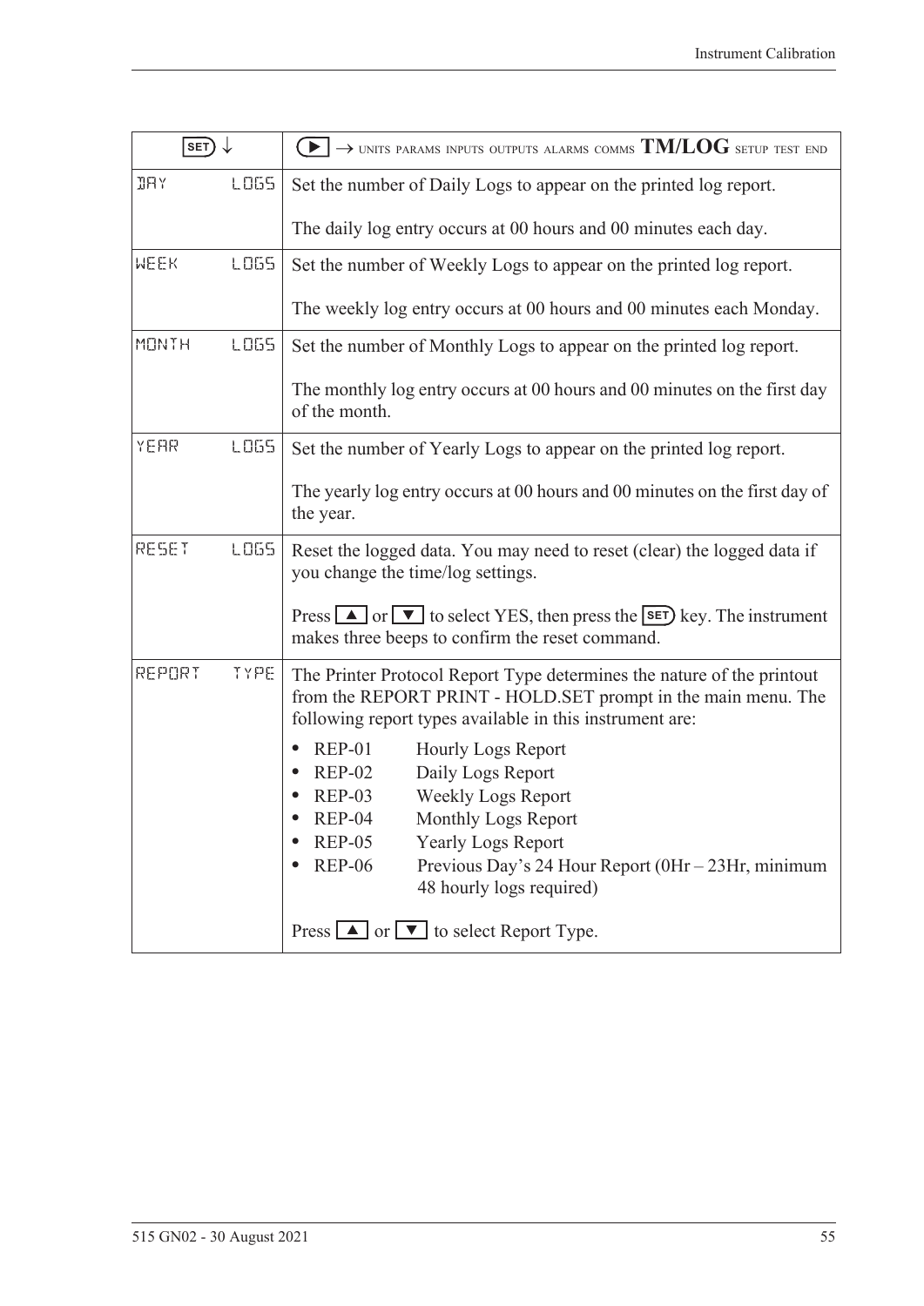| SET ↓ | ▶ → UNITS PARAMS INPUTS OUTPUTS ALARMS COMMS **TM/LOG** SETUP TEST END |
|---|---|
| DAY LOGS | Set the number of Daily Logs to appear on the printed log report.<br><br>The daily log entry occurs at 00 hours and 00 minutes each day. |
| WEEK LOGS | Set the number of Weekly Logs to appear on the printed log report.<br><br>The weekly log entry occurs at 00 hours and 00 minutes each Monday. |
| MONTH LOGS | Set the number of Monthly Logs to appear on the printed log report.<br><br>The monthly log entry occurs at 00 hours and 00 minutes on the first day of the month. |
| YEAR LOGS | Set the number of Yearly Logs to appear on the printed log report.<br><br>The yearly log entry occurs at 00 hours and 00 minutes on the first day of the year. |
| RESET LOGS | Reset the logged data. You may need to reset (clear) the logged data if you change the time/log settings.<br><br>Press ▲ or ▼ to select YES, then press the SET key. The instrument makes three beeps to confirm the reset command. |
| REPORT TYPE | The Printer Protocol Report Type determines the nature of the printout from the REPORT PRINT - HOLD.SET prompt in the main menu. The following report types available in this instrument are:<br><br>• REP-01 Hourly Logs Report<br>• REP-02 Daily Logs Report<br>• REP-03 Weekly Logs Report<br>• REP-04 Monthly Logs Report<br>• REP-05 Yearly Logs Report<br>• REP-06 Previous Day's 24 Hour Report (0Hr – 23Hr, minimum 48 hourly logs required)<br><br>Press ▲ or ▼ to select Report Type. |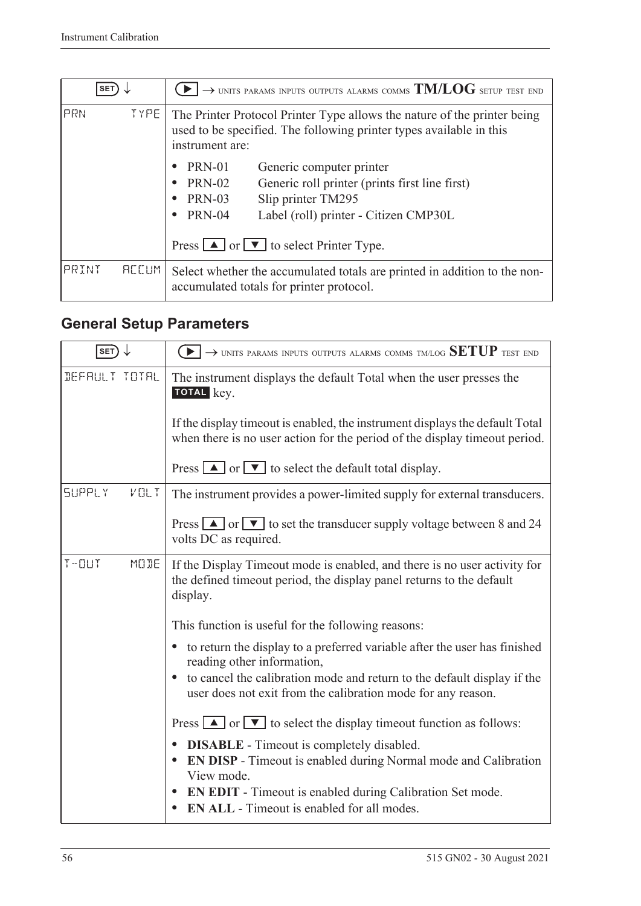| SET ↓ | ▶ → UNITS PARAMS INPUTS OUTPUTS ALARMS COMMS **TM/LOG** SETUP TEST END |
|---|---|
| PRN TYPE | The Printer Protocol Printer Type allows the nature of the printer being used to be specified. The following printer types available in this instrument are:<br><br>• PRN-01 Generic computer printer<br>• PRN-02 Generic roll printer (prints first line first)<br>• PRN-03 Slip printer TM295<br>• PRN-04 Label (roll) printer - Citizen CMP30L<br><br>Press ▲ or ▼ to select Printer Type. |
| PRINT ACCUM | Select whether the accumulated totals are printed in addition to the non-accumulated totals for printer protocol. |

## General Setup Parameters

| SET ↓ | ▶ → UNITS PARAMS INPUTS OUTPUTS ALARMS COMMS TM/LOG **SETUP** TEST END |
|---|---|
| DEFAULT TOTAL | The instrument displays the default Total when the user presses the **TOTAL** key.<br><br>If the display timeout is enabled, the instrument displays the default Total when there is no user action for the period of the display timeout period.<br><br>Press ▲ or ▼ to select the default total display. |
| SUPPLY VOLT | The instrument provides a power-limited supply for external transducers.<br><br>Press ▲ or ▼ to set the transducer supply voltage between 8 and 24 volts DC as required. |
| T-OUT MODE | If the Display Timeout mode is enabled, and there is no user activity for the defined timeout period, the display panel returns to the default display.<br><br>This function is useful for the following reasons:<br><br>• to return the display to a preferred variable after the user has finished reading other information,<br>• to cancel the calibration mode and return to the default display if the user does not exit from the calibration mode for any reason.<br><br>Press ▲ or ▼ to select the display timeout function as follows:<br><br>• **DISABLE** - Timeout is completely disabled.<br>• **EN DISP** - Timeout is enabled during Normal mode and Calibration View mode.<br>• **EN EDIT** - Timeout is enabled during Calibration Set mode.<br>• **EN ALL** - Timeout is enabled for all modes. |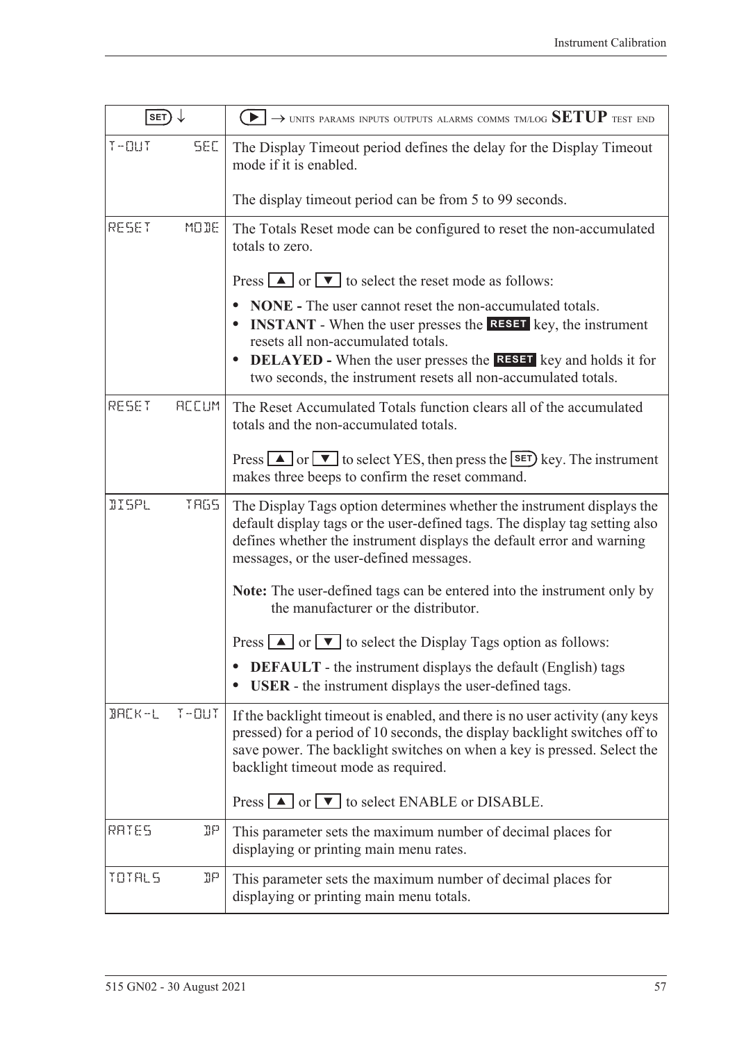| SET ↓ | ▶ → UNITS PARAMS INPUTS OUTPUTS ALARMS COMMS TM/LOG **SETUP** TEST END |
|---|---|
| T-OUT SEC | The Display Timeout period defines the delay for the Display Timeout mode if it is enabled.<br><br>The display timeout period can be from 5 to 99 seconds. |
| RESET MODE | The Totals Reset mode can be configured to reset the non-accumulated totals to zero.<br><br>Press ▲ or ▼ to select the reset mode as follows:<br><br>• **NONE -** The user cannot reset the non-accumulated totals.<br>• **INSTANT** - When the user presses the **RESET** key, the instrument resets all non-accumulated totals.<br>• **DELAYED -** When the user presses the **RESET** key and holds it for two seconds, the instrument resets all non-accumulated totals. |
| RESET ACCUM | The Reset Accumulated Totals function clears all of the accumulated totals and the non-accumulated totals.<br><br>Press ▲ or ▼ to select YES, then press the SET key. The instrument makes three beeps to confirm the reset command. |
| DISPL TAGS | The Display Tags option determines whether the instrument displays the default display tags or the user-defined tags. The display tag setting also defines whether the instrument displays the default error and warning messages, or the user-defined messages.<br><br>**Note:** The user-defined tags can be entered into the instrument only by the manufacturer or the distributor.<br><br>Press ▲ or ▼ to select the Display Tags option as follows:<br><br>• **DEFAULT** - the instrument displays the default (English) tags<br>• **USER** - the instrument displays the user-defined tags. |
| BACK-L T-OUT | If the backlight timeout is enabled, and there is no user activity (any keys pressed) for a period of 10 seconds, the display backlight switches off to save power. The backlight switches on when a key is pressed. Select the backlight timeout mode as required.<br><br>Press ▲ or ▼ to select ENABLE or DISABLE. |
| RATES DP | This parameter sets the maximum number of decimal places for displaying or printing main menu rates. |
| TOTALS DP | This parameter sets the maximum number of decimal places for displaying or printing main menu totals. |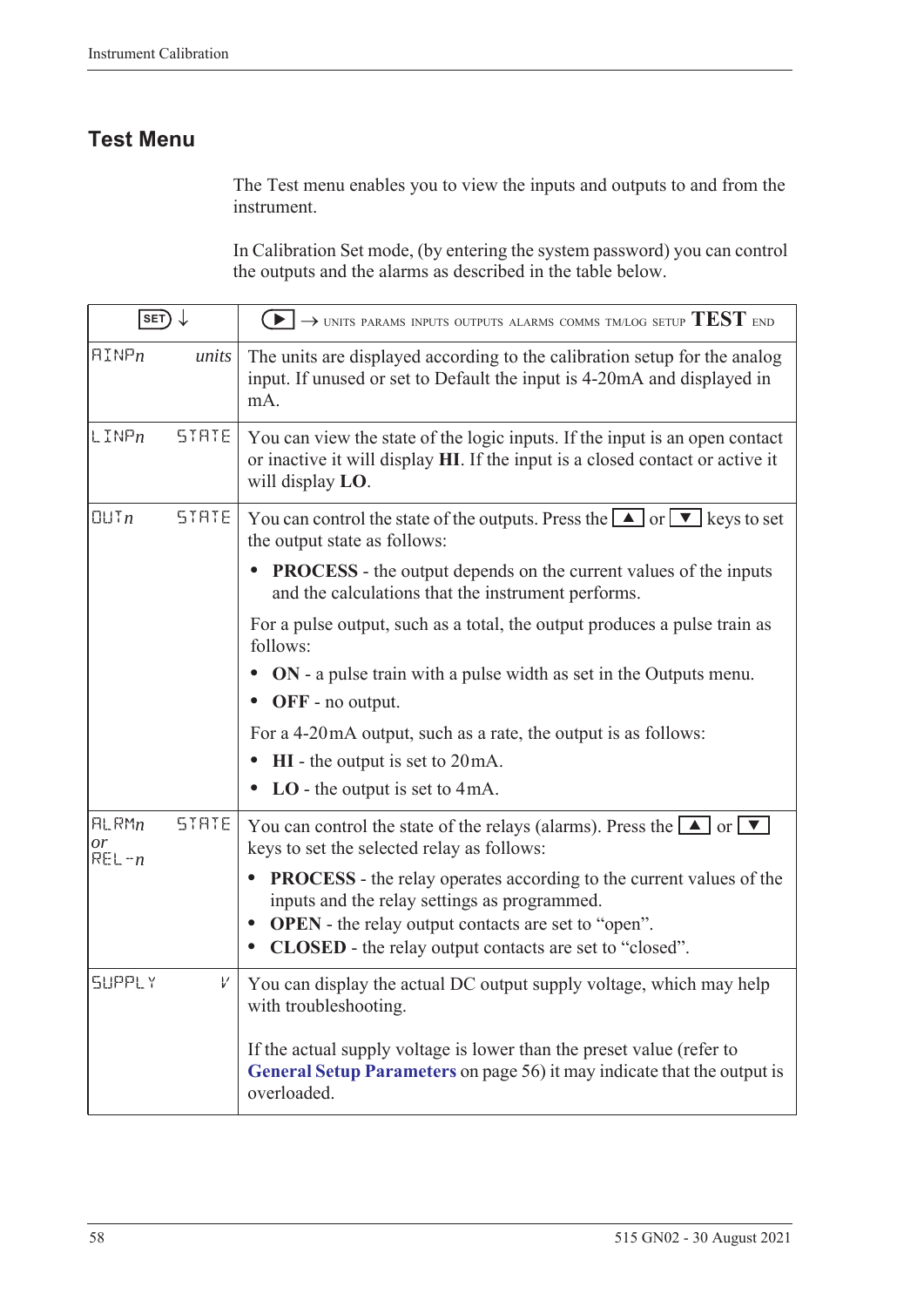## Test Menu

The Test menu enables you to view the inputs and outputs to and from the instrument.

In Calibration Set mode, (by entering the system password) you can control the outputs and the alarms as described in the table below.

| SET ↓ | | ▶ → UNITS PARAMS INPUTS OUTPUTS ALARMS COMMS TM/LOG SETUP **TEST** END |
|---|---|---|
| AINP*n* | *units* | The units are displayed according to the calibration setup for the analog input. If unused or set to Default the input is 4-20mA and displayed in mA. |
| LINP*n* | STATE | You can view the state of the logic inputs. If the input is an open contact or inactive it will display **HI**. If the input is a closed contact or active it will display **LO**. |
| OUT*n* | STATE | You can control the state of the outputs. Press the ▲ or ▼ keys to set the output state as follows:<br>• **PROCESS** - the output depends on the current values of the inputs and the calculations that the instrument performs.<br>For a pulse output, such as a total, the output produces a pulse train as follows:<br>• **ON** - a pulse train with a pulse width as set in the Outputs menu.<br>• **OFF** - no output.<br>For a 4-20mA output, such as a rate, the output is as follows:<br>• **HI** - the output is set to 20mA.<br>• **LO** - the output is set to 4mA. |
| ALRM*n* *or* REL-*n* | STATE | You can control the state of the relays (alarms). Press the ▲ or ▼ keys to set the selected relay as follows:<br>• **PROCESS** - the relay operates according to the current values of the inputs and the relay settings as programmed.<br>• **OPEN** - the relay output contacts are set to “open”.<br>• **CLOSED** - the relay output contacts are set to “closed”. |
| SUPPLY | V | You can display the actual DC output supply voltage, which may help with troubleshooting.<br>If the actual supply voltage is lower than the preset value (refer to **General Setup Parameters** on page 56) it may indicate that the output is overloaded. |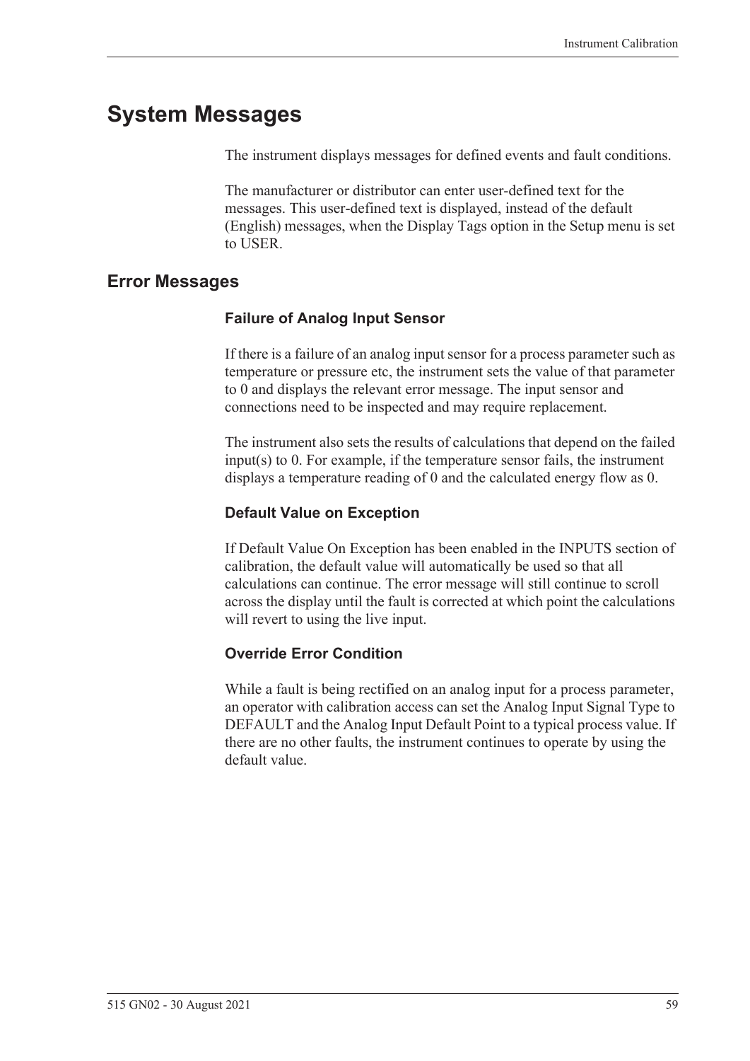# System Messages

The instrument displays messages for defined events and fault conditions.

The manufacturer or distributor can enter user-defined text for the messages. This user-defined text is displayed, instead of the default (English) messages, when the Display Tags option in the Setup menu is set to USER.

## Error Messages

### Failure of Analog Input Sensor

If there is a failure of an analog input sensor for a process parameter such as temperature or pressure etc, the instrument sets the value of that parameter to 0 and displays the relevant error message. The input sensor and connections need to be inspected and may require replacement.

The instrument also sets the results of calculations that depend on the failed input(s) to 0. For example, if the temperature sensor fails, the instrument displays a temperature reading of 0 and the calculated energy flow as 0.

### Default Value on Exception

If Default Value On Exception has been enabled in the INPUTS section of calibration, the default value will automatically be used so that all calculations can continue. The error message will still continue to scroll across the display until the fault is corrected at which point the calculations will revert to using the live input.

### Override Error Condition

While a fault is being rectified on an analog input for a process parameter, an operator with calibration access can set the Analog Input Signal Type to DEFAULT and the Analog Input Default Point to a typical process value. If there are no other faults, the instrument continues to operate by using the default value.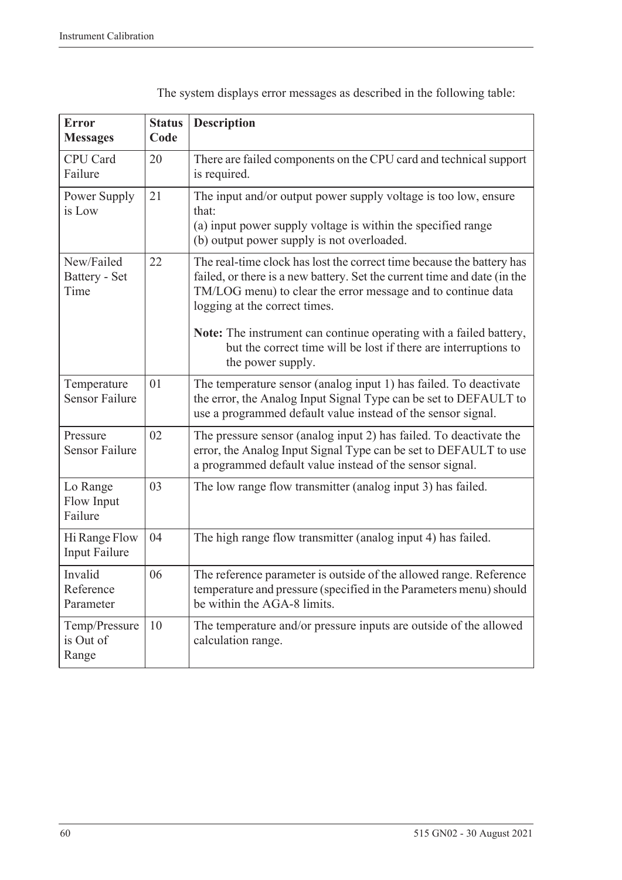The system displays error messages as described in the following table:

| Error Messages | Status Code | Description |
|---|---|---|
| CPU Card Failure | 20 | There are failed components on the CPU card and technical support is required. |
| Power Supply is Low | 21 | The input and/or output power supply voltage is too low, ensure that:<br>(a) input power supply voltage is within the specified range<br>(b) output power supply is not overloaded. |
| New/Failed Battery - Set Time | 22 | The real-time clock has lost the correct time because the battery has failed, or there is a new battery. Set the current time and date (in the TM/LOG menu) to clear the error message and to continue data logging at the correct times.<br><br>**Note:** The instrument can continue operating with a failed battery, but the correct time will be lost if there are interruptions to the power supply. |
| Temperature Sensor Failure | 01 | The temperature sensor (analog input 1) has failed. To deactivate the error, the Analog Input Signal Type can be set to DEFAULT to use a programmed default value instead of the sensor signal. |
| Pressure Sensor Failure | 02 | The pressure sensor (analog input 2) has failed. To deactivate the error, the Analog Input Signal Type can be set to DEFAULT to use a programmed default value instead of the sensor signal. |
| Lo Range Flow Input Failure | 03 | The low range flow transmitter (analog input 3) has failed. |
| Hi Range Flow Input Failure | 04 | The high range flow transmitter (analog input 4) has failed. |
| Invalid Reference Parameter | 06 | The reference parameter is outside of the allowed range. Reference temperature and pressure (specified in the Parameters menu) should be within the AGA-8 limits. |
| Temp/Pressure is Out of Range | 10 | The temperature and/or pressure inputs are outside of the allowed calculation range. |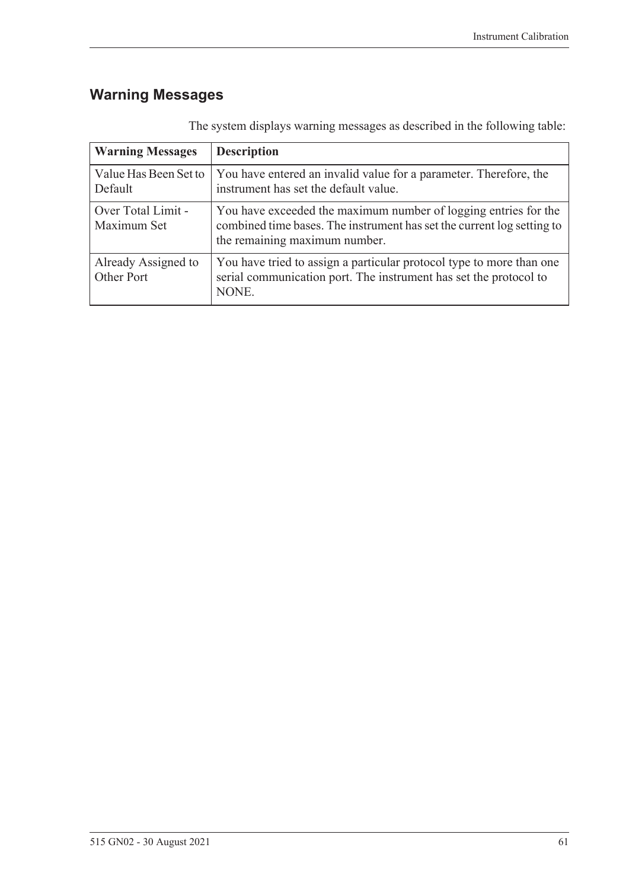## Warning Messages

The system displays warning messages as described in the following table:

| Warning Messages | Description |
| --- | --- |
| Value Has Been Set to Default | You have entered an invalid value for a parameter. Therefore, the instrument has set the default value. |
| Over Total Limit - Maximum Set | You have exceeded the maximum number of logging entries for the combined time bases. The instrument has set the current log setting to the remaining maximum number. |
| Already Assigned to Other Port | You have tried to assign a particular protocol type to more than one serial communication port. The instrument has set the protocol to NONE. |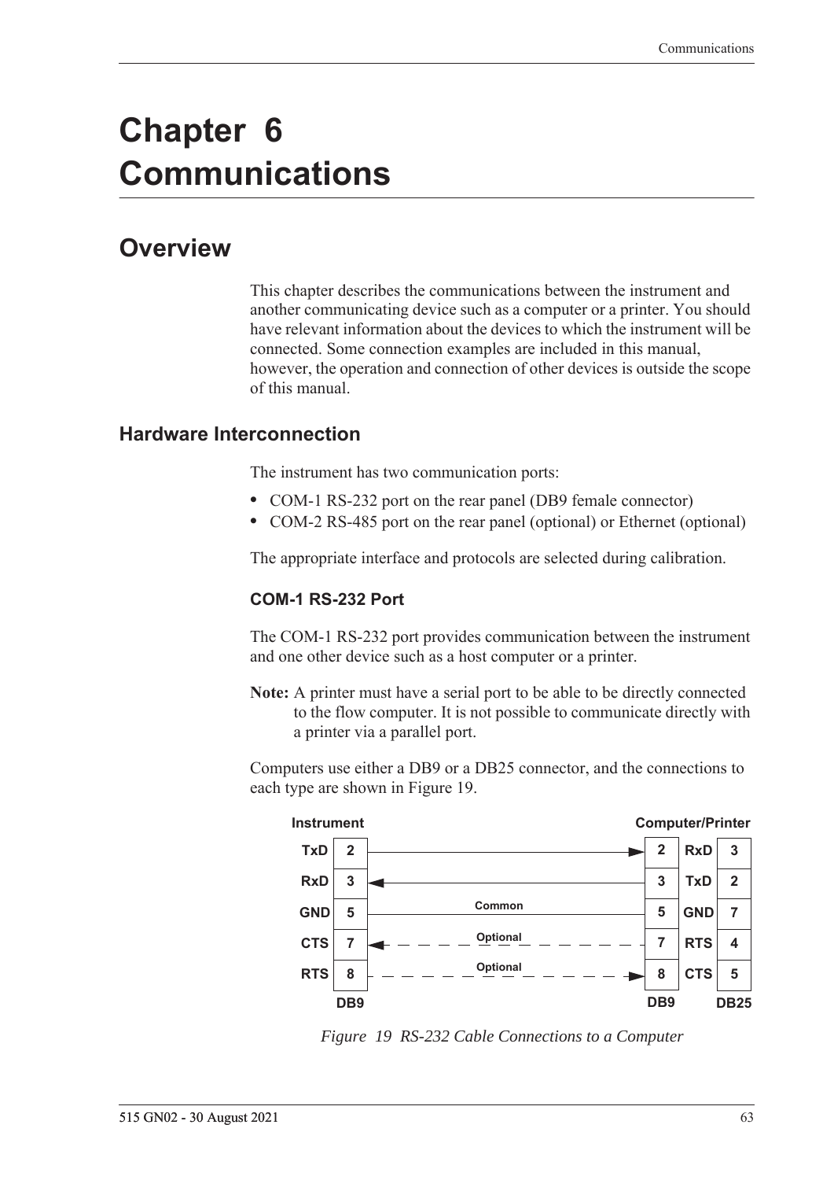# Chapter 6 Communications

## Overview

This chapter describes the communications between the instrument and another communicating device such as a computer or a printer. You should have relevant information about the devices to which the instrument will be connected. Some connection examples are included in this manual, however, the operation and connection of other devices is outside the scope of this manual.

### Hardware Interconnection

The instrument has two communication ports:

- COM-1 RS-232 port on the rear panel (DB9 female connector)
- COM-2 RS-485 port on the rear panel (optional) or Ethernet (optional)

The appropriate interface and protocols are selected during calibration.

#### COM-1 RS-232 Port

The COM-1 RS-232 port provides communication between the instrument and one other device such as a host computer or a printer.

**Note:** A printer must have a serial port to be able to be directly connected to the flow computer. It is not possible to communicate directly with a printer via a parallel port.

Computers use either a DB9 or a DB25 connector, and the connections to each type are shown in Figure 19.

| Instrument | DB9 | | Computer/Printer DB9 | | DB25 |
|---|---|---|---|---|---|
| TxD | 2 | → | 2 | RxD | 3 |
| RxD | 3 | ← | 3 | TxD | 2 |
| GND | 5 | Common | 5 | GND | 7 |
| CTS | 7 | ← Optional | 7 | RTS | 4 |
| RTS | 8 | Optional → | 8 | CTS | 5 |

*Figure 19 RS-232 Cable Connections to a Computer*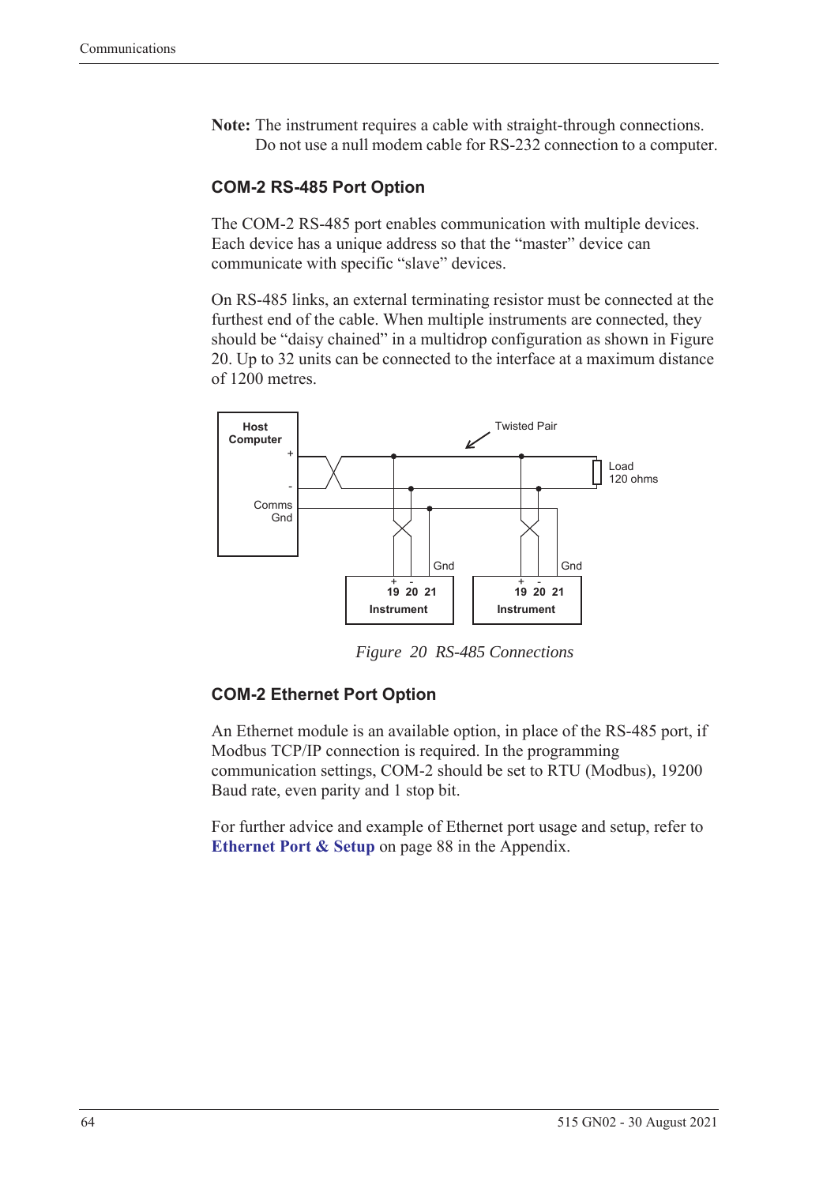**Note:** The instrument requires a cable with straight-through connections. Do not use a null modem cable for RS-232 connection to a computer.

### COM-2 RS-485 Port Option

The COM-2 RS-485 port enables communication with multiple devices. Each device has a unique address so that the "master" device can communicate with specific "slave" devices.

On RS-485 links, an external terminating resistor must be connected at the furthest end of the cable. When multiple instruments are connected, they should be "daisy chained" in a multidrop configuration as shown in Figure 20. Up to 32 units can be connected to the interface at a maximum distance of 1200 metres.

*Figure 20 RS-485 Connections*

### COM-2 Ethernet Port Option

An Ethernet module is an available option, in place of the RS-485 port, if Modbus TCP/IP connection is required. In the programming communication settings, COM-2 should be set to RTU (Modbus), 19200 Baud rate, even parity and 1 stop bit.

For further advice and example of Ethernet port usage and setup, refer to **Ethernet Port & Setup** on page 88 in the Appendix.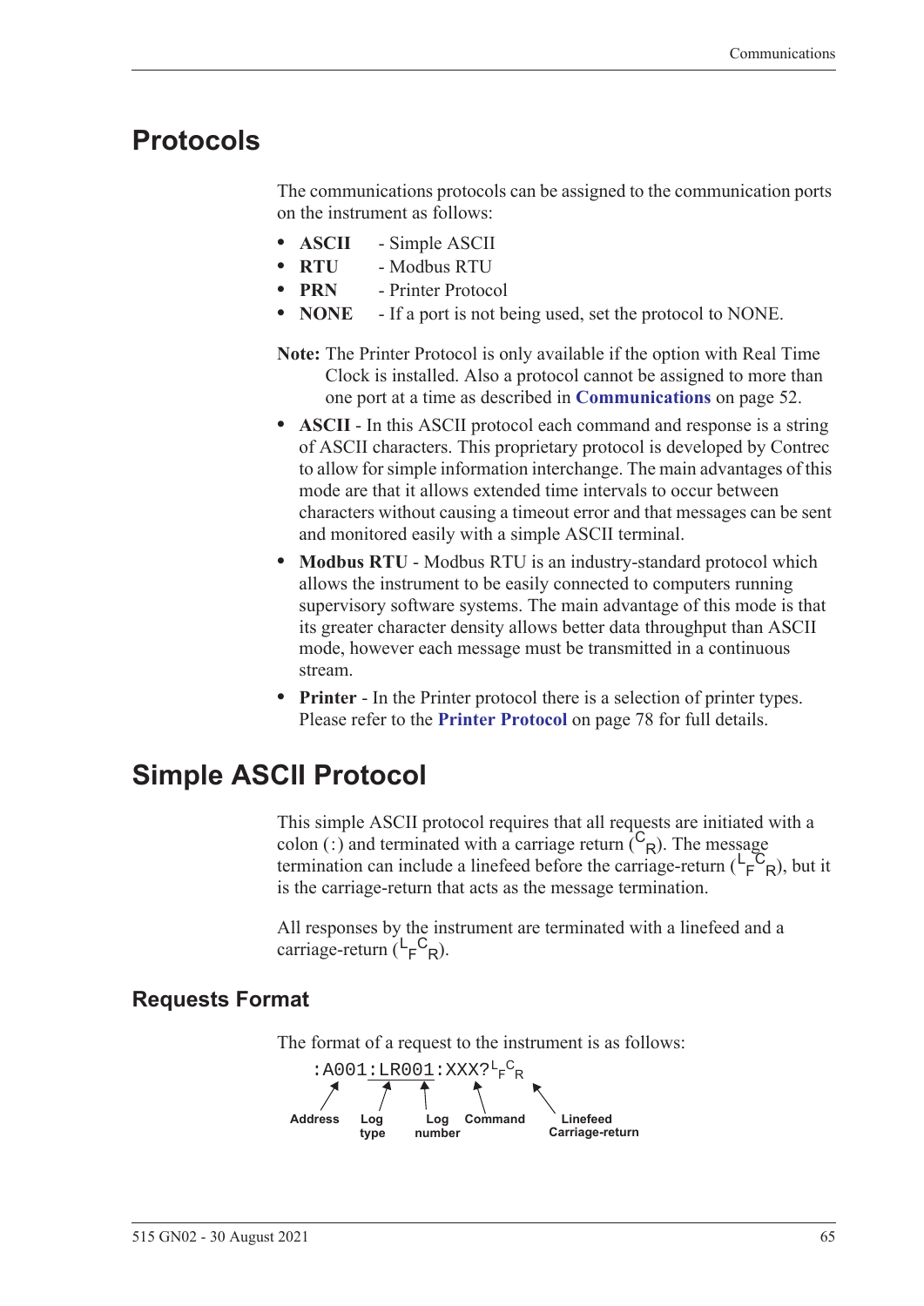# Protocols

The communications protocols can be assigned to the communication ports on the instrument as follows:

- **ASCII** - Simple ASCII
- **RTU** - Modbus RTU
- **PRN** - Printer Protocol
- **NONE** - If a port is not being used, set the protocol to NONE.

**Note:** The Printer Protocol is only available if the option with Real Time Clock is installed. Also a protocol cannot be assigned to more than one port at a time as described in **Communications** on page 52.

- **ASCII** - In this ASCII protocol each command and response is a string of ASCII characters. This proprietary protocol is developed by Contrec to allow for simple information interchange. The main advantages of this mode are that it allows extended time intervals to occur between characters without causing a timeout error and that messages can be sent and monitored easily with a simple ASCII terminal.
- **Modbus RTU** - Modbus RTU is an industry-standard protocol which allows the instrument to be easily connected to computers running supervisory software systems. The main advantage of this mode is that its greater character density allows better data throughput than ASCII mode, however each message must be transmitted in a continuous stream.
- **Printer** - In the Printer protocol there is a selection of printer types. Please refer to the **Printer Protocol** on page 78 for full details.

# Simple ASCII Protocol

This simple ASCII protocol requires that all requests are initiated with a colon (:) and terminated with a carriage return ($^{C}{}_{R}$). The message termination can include a linefeed before the carriage-return ($^{L}{}_{F}{}^{C}{}_{R}$), but it is the carriage-return that acts as the message termination.

All responses by the instrument are terminated with a linefeed and a carriage-return ($^{L}{}_{F}{}^{C}{}_{R}$).

## Requests Format

The format of a request to the instrument is as follows:

```
:A001:LR001:XXX?LFCR
```

Address (A001), Log type (LR), Log number (001), Command (XXX?), Linefeed Carriage-return ($^{L}{}_{F}{}^{C}{}_{R}$)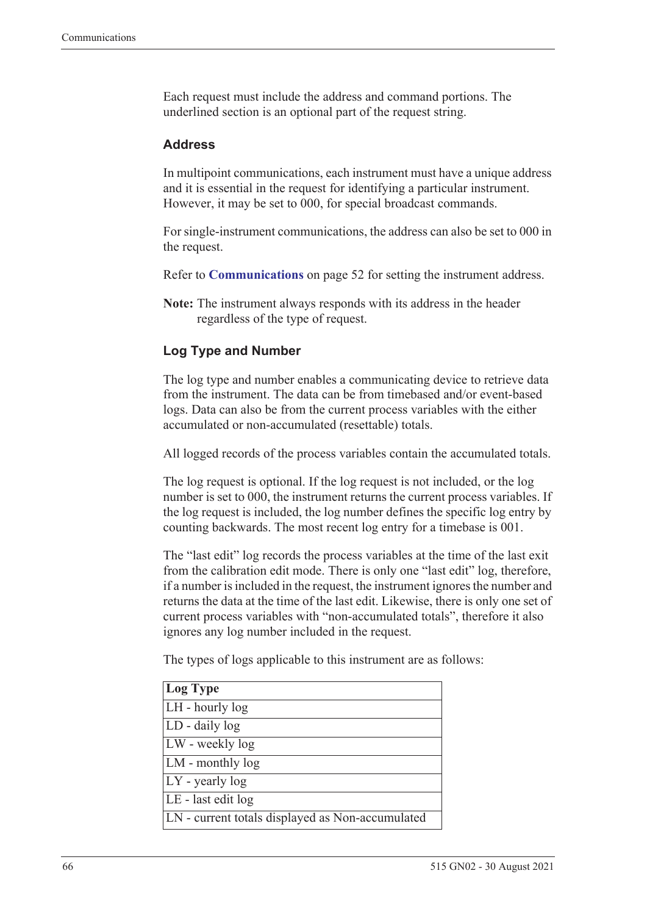Each request must include the address and command portions. The underlined section is an optional part of the request string.

### Address

In multipoint communications, each instrument must have a unique address and it is essential in the request for identifying a particular instrument. However, it may be set to 000, for special broadcast commands.

For single-instrument communications, the address can also be set to 000 in the request.

Refer to **Communications** on page 52 for setting the instrument address.

**Note:** The instrument always responds with its address in the header regardless of the type of request.

### Log Type and Number

The log type and number enables a communicating device to retrieve data from the instrument. The data can be from timebased and/or event-based logs. Data can also be from the current process variables with the either accumulated or non-accumulated (resettable) totals.

All logged records of the process variables contain the accumulated totals.

The log request is optional. If the log request is not included, or the log number is set to 000, the instrument returns the current process variables. If the log request is included, the log number defines the specific log entry by counting backwards. The most recent log entry for a timebase is 001.

The "last edit" log records the process variables at the time of the last exit from the calibration edit mode. There is only one "last edit" log, therefore, if a number is included in the request, the instrument ignores the number and returns the data at the time of the last edit. Likewise, there is only one set of current process variables with "non-accumulated totals", therefore it also ignores any log number included in the request.

The types of logs applicable to this instrument are as follows:

| Log Type |
|---|
| LH - hourly log |
| LD - daily log |
| LW - weekly log |
| LM - monthly log |
| LY - yearly log |
| LE - last edit log |
| LN - current totals displayed as Non-accumulated |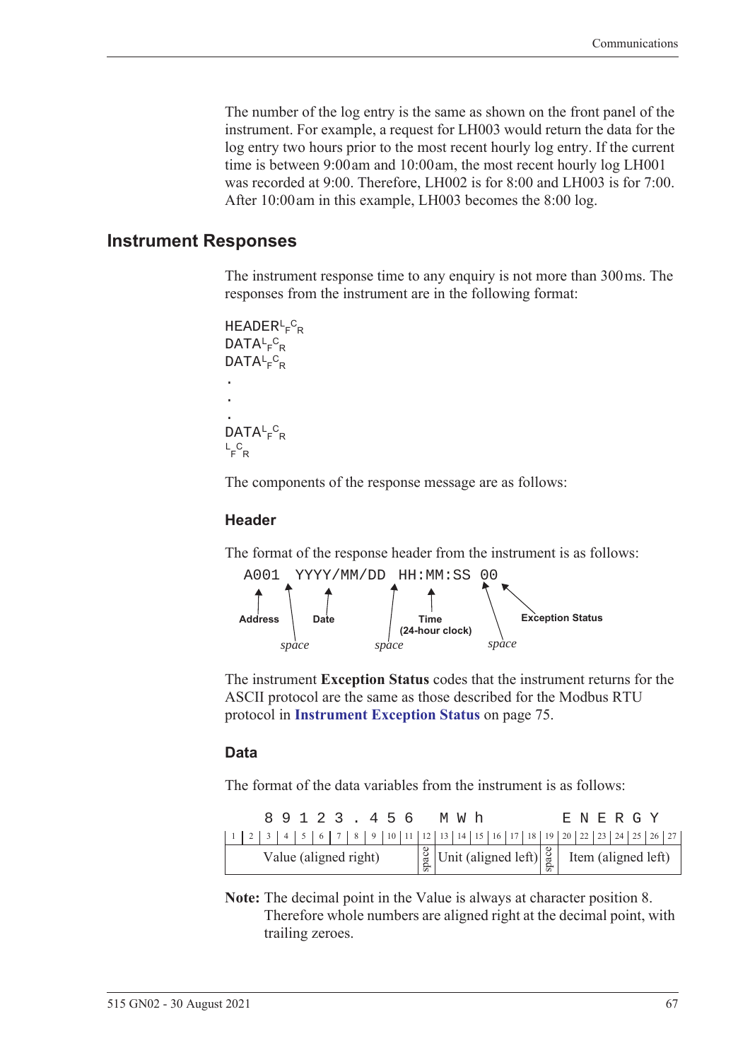The number of the log entry is the same as shown on the front panel of the instrument. For example, a request for LH003 would return the data for the log entry two hours prior to the most recent hourly log entry. If the current time is between 9:00 am and 10:00 am, the most recent hourly log LH001 was recorded at 9:00. Therefore, LH002 is for 8:00 and LH003 is for 7:00. After 10:00 am in this example, LH003 becomes the 8:00 log.

## Instrument Responses

The instrument response time to any enquiry is not more than 300 ms. The responses from the instrument are in the following format:

```
HEADER<LF><CR>
DATA<LF><CR>
DATA<LF><CR>
.
.
.
DATA<LF><CR>
<LF><CR>
```

The components of the response message are as follows:

### Header

The format of the response header from the instrument is as follows:

```
A001 YYYY/MM/DD HH:MM:SS 00
```

- **Address** (A001), followed by a *space*
- **Date** (YYYY/MM/DD), followed by a *space*
- **Time (24-hour clock)** (HH:MM:SS), followed by a *space*
- **Exception Status** (00)

The instrument **Exception Status** codes that the instrument returns for the ASCII protocol are the same as those described for the Modbus RTU protocol in **Instrument Exception Status** on page 75.

### Data

The format of the data variables from the instrument is as follows:

| 1 | 2 | 3 | 4 | 5 | 6 | 7 | 8 | 9 | 10 | 11 | 12 | 13 | 14 | 15 | 16 | 17 | 18 | 19 | 20 | 22 | 23 | 24 | 25 | 26 | 27 |
|---|---|---|---|---|---|---|---|---|---|---|---|---|---|---|---|---|---|---|---|---|---|---|---|---|---|
| | | 8 | 9 | 1 | 2 | 3 | . | 4 | 5 | 6 | | M | W | h | | | | | E | N | E | R | G | Y | |
| Value (aligned right) | | | | | | | | | | | space | Unit (aligned left) | | | | | | space | Item (aligned left) | | | | | | |

**Note:** The decimal point in the Value is always at character position 8. Therefore whole numbers are aligned right at the decimal point, with trailing zeroes.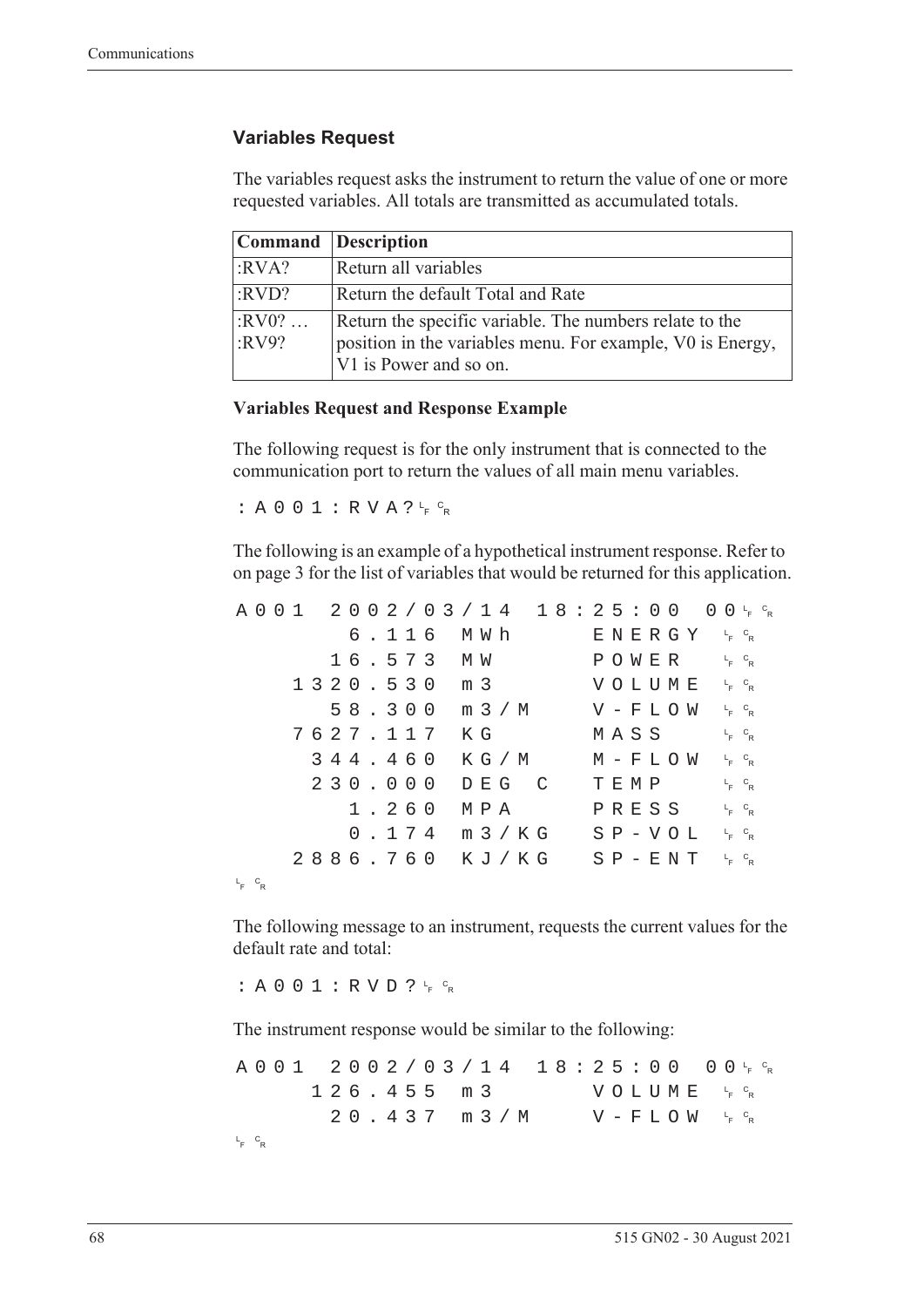### Variables Request

The variables request asks the instrument to return the value of one or more requested variables. All totals are transmitted as accumulated totals.

| Command | Description |
|---|---|
| :RVA? | Return all variables |
| :RVD? | Return the default Total and Rate |
| :RV0? …<br>:RV9? | Return the specific variable. The numbers relate to the position in the variables menu. For example, V0 is Energy, V1 is Power and so on. |

**Variables Request and Response Example**

The following request is for the only instrument that is connected to the communication port to return the values of all main menu variables.

```
:A001:RVA?LFCR
```

The following is an example of a hypothetical instrument response. Refer to on page 3 for the list of variables that would be returned for this application.

```
A001  2002/03/14  18:25:00  00LFCR
       6.116  MWh      ENERGY  LFCR
      16.573  MW       POWER   LFCR
    1320.530  m3       VOLUME  LFCR
      58.300  m3/M     V-FLOW  LFCR
    7627.117  KG       MASS    LFCR
     344.460  KG/M     M-FLOW  LFCR
     230.000  DEG C    TEMP    LFCR
       1.260  MPA      PRESS   LFCR
       0.174  m3/KG    SP-VOL  LFCR
    2886.760  KJ/KG    SP-ENT  LFCR
LFCR
```

The following message to an instrument, requests the current values for the default rate and total:

```
:A001:RVD?LFCR
```

The instrument response would be similar to the following:

```
A001  2002/03/14  18:25:00  00LFCR
     126.455  m3       VOLUME  LFCR
      20.437  m3/M     V-FLOW  LFCR
LFCR
```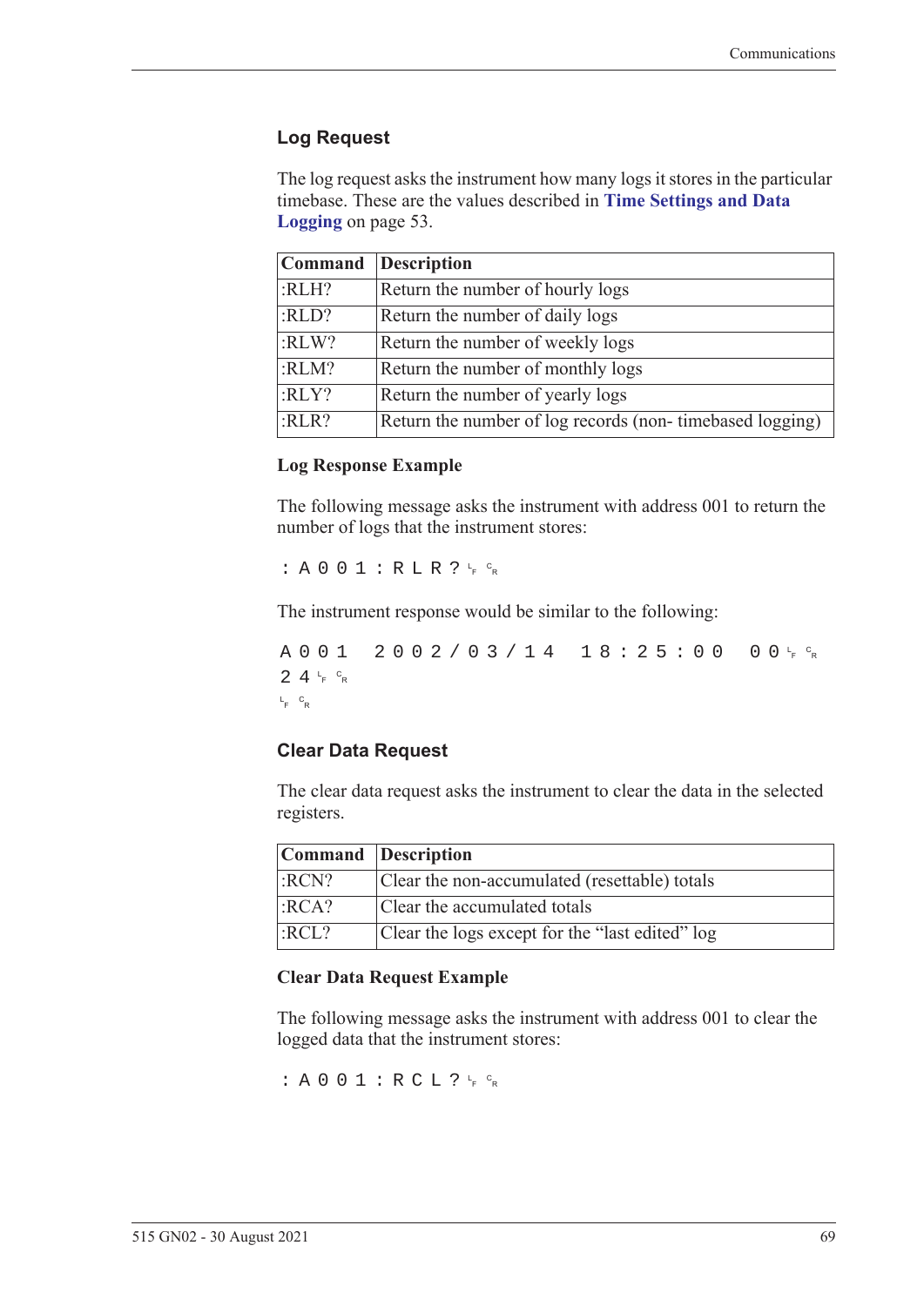## Log Request

The log request asks the instrument how many logs it stores in the particular timebase. These are the values described in **Time Settings and Data Logging** on page 53.

| Command | Description |
|---|---|
| :RLH? | Return the number of hourly logs |
| :RLD? | Return the number of daily logs |
| :RLW? | Return the number of weekly logs |
| :RLM? | Return the number of monthly logs |
| :RLY? | Return the number of yearly logs |
| :RLR? | Return the number of log records (non- timebased logging) |

### Log Response Example

The following message asks the instrument with address 001 to return the number of logs that the instrument stores:

```
:A001:RLR?LFCR
```

The instrument response would be similar to the following:

```
A001 2002/03/14 18:25:00 00LFCR
24LFCR
LFCR
```

## Clear Data Request

The clear data request asks the instrument to clear the data in the selected registers.

| Command | Description |
|---|---|
| :RCN? | Clear the non-accumulated (resettable) totals |
| :RCA? | Clear the accumulated totals |
| :RCL? | Clear the logs except for the "last edited" log |

### Clear Data Request Example

The following message asks the instrument with address 001 to clear the logged data that the instrument stores:

```
:A001:RCL?LFCR
```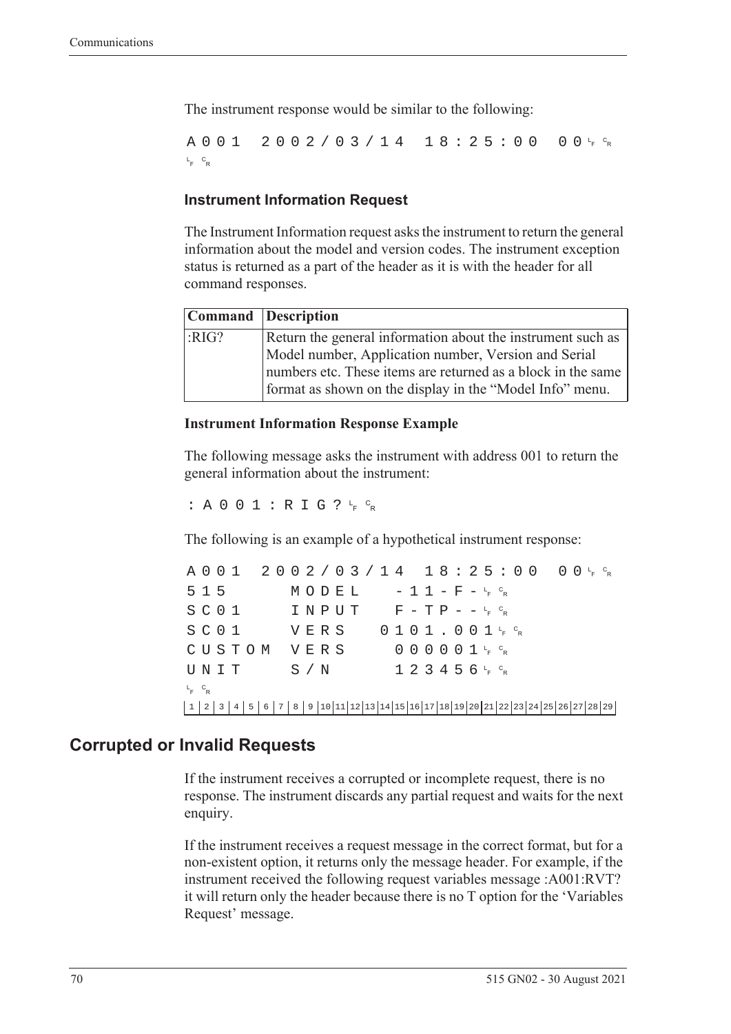The instrument response would be similar to the following:

```
A001  2002/03/14  18:25:00  00 LF CR
LF CR
```

### Instrument Information Request

The Instrument Information request asks the instrument to return the general information about the model and version codes. The instrument exception status is returned as a part of the header as it is with the header for all command responses.

| Command | Description |
|---|---|
| :RIG? | Return the general information about the instrument such as Model number, Application number, Version and Serial numbers etc. These items are returned as a block in the same format as shown on the display in the "Model Info" menu. |

#### Instrument Information Response Example

The following message asks the instrument with address 001 to return the general information about the instrument:

```
:A001:RIG? LF CR
```

The following is an example of a hypothetical instrument response:

```
A001  2002/03/14  18:25:00  00 LF CR
515     MODEL    -11-F- LF CR
SC01    INPUT    F-TP-- LF CR
SC01    VERS   0101.001 LF CR
CUSTOM  VERS     000001 LF CR
UNIT    S/N      123456 LF CR
LF CR
1 2 3 4 5 6 7 8 9 10 11 12 13 14 15 16 17 18 19 20 21 22 23 24 25 26 27 28 29
```

## Corrupted or Invalid Requests

If the instrument receives a corrupted or incomplete request, there is no response. The instrument discards any partial request and waits for the next enquiry.

If the instrument receives a request message in the correct format, but for a non-existent option, it returns only the message header. For example, if the instrument received the following request variables message :A001:RVT? it will return only the header because there is no T option for the 'Variables Request' message.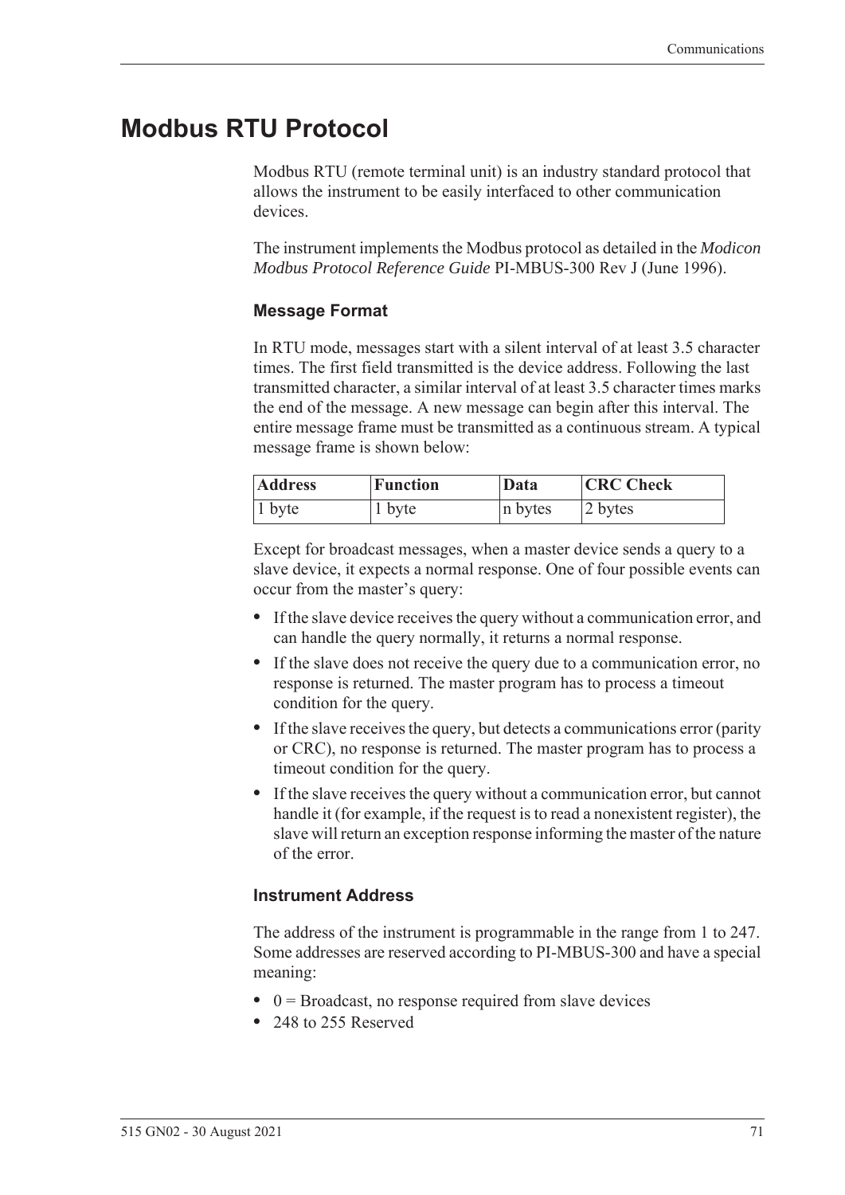# Modbus RTU Protocol

Modbus RTU (remote terminal unit) is an industry standard protocol that allows the instrument to be easily interfaced to other communication devices.

The instrument implements the Modbus protocol as detailed in the *Modicon Modbus Protocol Reference Guide* PI-MBUS-300 Rev J (June 1996).

### Message Format

In RTU mode, messages start with a silent interval of at least 3.5 character times. The first field transmitted is the device address. Following the last transmitted character, a similar interval of at least 3.5 character times marks the end of the message. A new message can begin after this interval. The entire message frame must be transmitted as a continuous stream. A typical message frame is shown below:

| Address | Function | Data | CRC Check |
|---|---|---|---|
| 1 byte | 1 byte | n bytes | 2 bytes |

Except for broadcast messages, when a master device sends a query to a slave device, it expects a normal response. One of four possible events can occur from the master's query:

- If the slave device receives the query without a communication error, and can handle the query normally, it returns a normal response.
- If the slave does not receive the query due to a communication error, no response is returned. The master program has to process a timeout condition for the query.
- If the slave receives the query, but detects a communications error (parity or CRC), no response is returned. The master program has to process a timeout condition for the query.
- If the slave receives the query without a communication error, but cannot handle it (for example, if the request is to read a nonexistent register), the slave will return an exception response informing the master of the nature of the error.

### Instrument Address

The address of the instrument is programmable in the range from 1 to 247. Some addresses are reserved according to PI-MBUS-300 and have a special meaning:

- 0 = Broadcast, no response required from slave devices
- 248 to 255 Reserved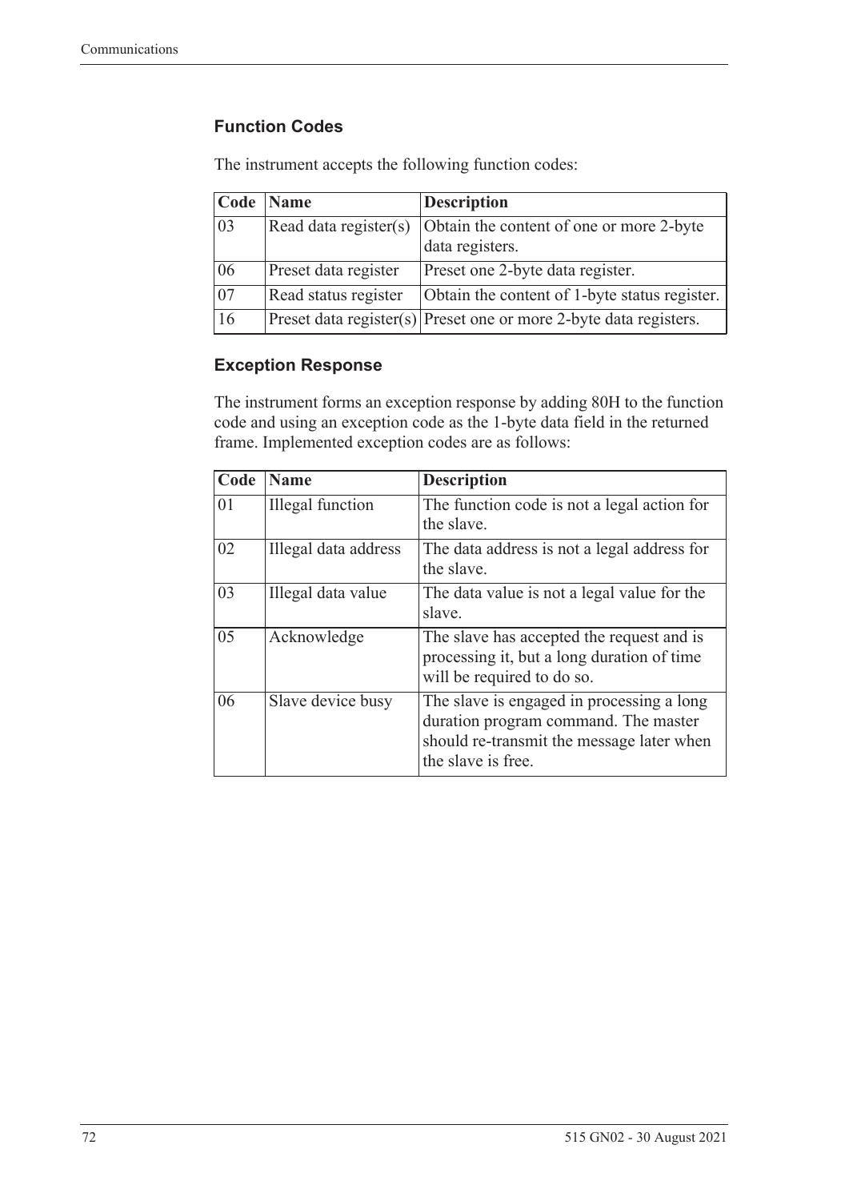### Function Codes

The instrument accepts the following function codes:

| Code | Name | Description |
|---|---|---|
| 03 | Read data register(s) | Obtain the content of one or more 2-byte data registers. |
| 06 | Preset data register | Preset one 2-byte data register. |
| 07 | Read status register | Obtain the content of 1-byte status register. |
| 16 | Preset data register(s) | Preset one or more 2-byte data registers. |

### Exception Response

The instrument forms an exception response by adding 80H to the function code and using an exception code as the 1-byte data field in the returned frame. Implemented exception codes are as follows:

| Code | Name | Description |
|---|---|---|
| 01 | Illegal function | The function code is not a legal action for the slave. |
| 02 | Illegal data address | The data address is not a legal address for the slave. |
| 03 | Illegal data value | The data value is not a legal value for the slave. |
| 05 | Acknowledge | The slave has accepted the request and is processing it, but a long duration of time will be required to do so. |
| 06 | Slave device busy | The slave is engaged in processing a long duration program command. The master should re-transmit the message later when the slave is free. |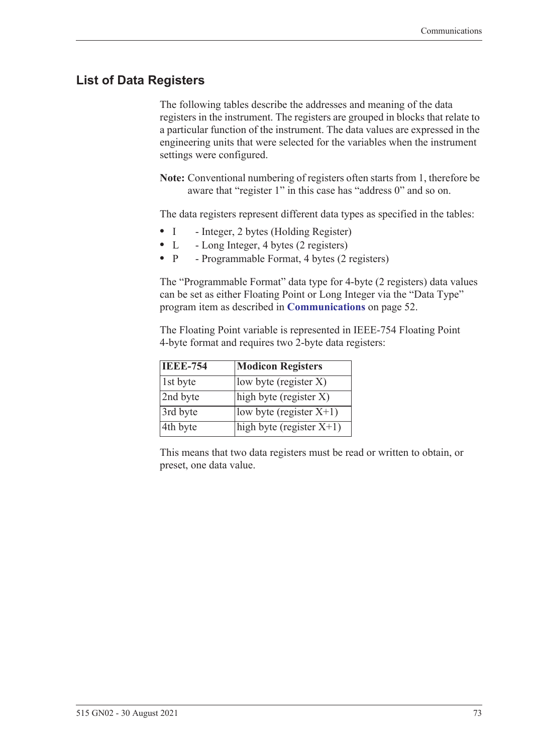## List of Data Registers

The following tables describe the addresses and meaning of the data registers in the instrument. The registers are grouped in blocks that relate to a particular function of the instrument. The data values are expressed in the engineering units that were selected for the variables when the instrument settings were configured.

**Note:** Conventional numbering of registers often starts from 1, therefore be aware that "register 1" in this case has "address 0" and so on.

The data registers represent different data types as specified in the tables:

- I - Integer, 2 bytes (Holding Register)
- L - Long Integer, 4 bytes (2 registers)
- P - Programmable Format, 4 bytes (2 registers)

The "Programmable Format" data type for 4-byte (2 registers) data values can be set as either Floating Point or Long Integer via the "Data Type" program item as described in **Communications** on page 52.

The Floating Point variable is represented in IEEE-754 Floating Point 4-byte format and requires two 2-byte data registers:

| IEEE-754 | Modicon Registers |
|---|---|
| 1st byte | low byte (register X) |
| 2nd byte | high byte (register X) |
| 3rd byte | low byte (register X+1) |
| 4th byte | high byte (register X+1) |

This means that two data registers must be read or written to obtain, or preset, one data value.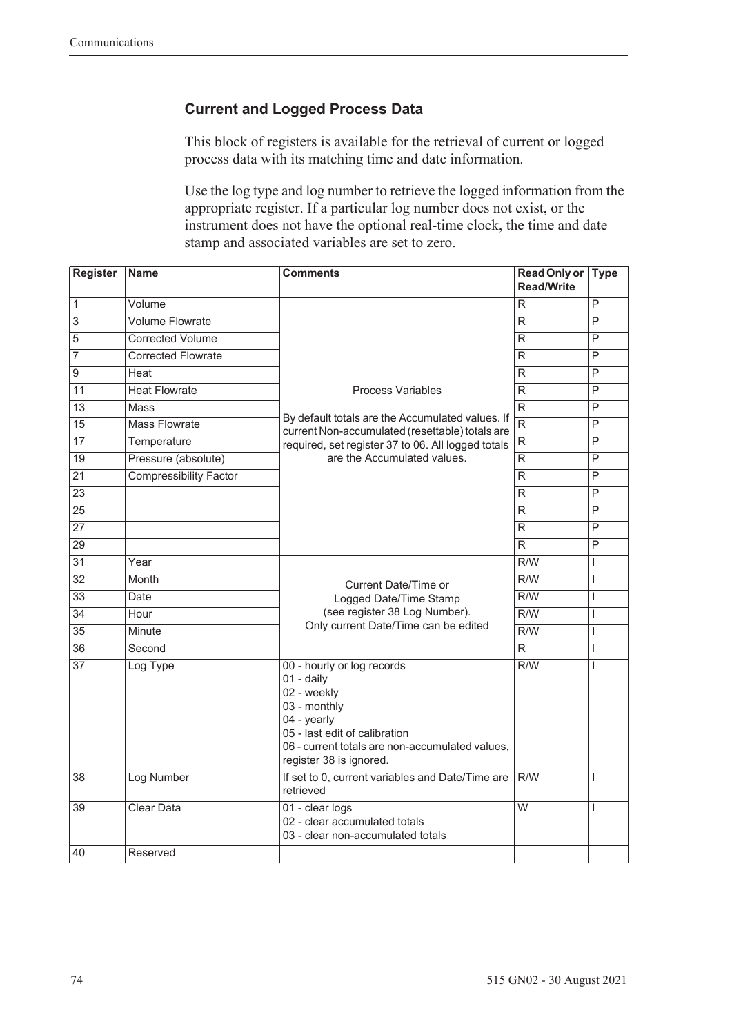### Current and Logged Process Data

This block of registers is available for the retrieval of current or logged process data with its matching time and date information.

Use the log type and log number to retrieve the logged information from the appropriate register. If a particular log number does not exist, or the instrument does not have the optional real-time clock, the time and date stamp and associated variables are set to zero.

| Register | Name | Comments | Read Only or Read/Write | Type |
|---|---|---|---|---|
| 1 | Volume | Process Variables<br><br>By default totals are the Accumulated values. If current Non-accumulated (resettable) totals are required, set register 37 to 06. All logged totals are the Accumulated values. | R | P |
| 3 | Volume Flowrate | | R | P |
| 5 | Corrected Volume | | R | P |
| 7 | Corrected Flowrate | | R | P |
| 9 | Heat | | R | P |
| 11 | Heat Flowrate | | R | P |
| 13 | Mass | | R | P |
| 15 | Mass Flowrate | | R | P |
| 17 | Temperature | | R | P |
| 19 | Pressure (absolute) | | R | P |
| 21 | Compressibility Factor | | R | P |
| 23 | | | R | P |
| 25 | | | R | P |
| 27 | | | R | P |
| 29 | | | R | P |
| 31 | Year | Current Date/Time or Logged Date/Time Stamp (see register 38 Log Number). Only current Date/Time can be edited | R/W | I |
| 32 | Month | | R/W | I |
| 33 | Date | | R/W | I |
| 34 | Hour | | R/W | I |
| 35 | Minute | | R/W | I |
| 36 | Second | | R | I |
| 37 | Log Type | 00 - hourly or log records<br>01 - daily<br>02 - weekly<br>03 - monthly<br>04 - yearly<br>05 - last edit of calibration<br>06 - current totals are non-accumulated values, register 38 is ignored. | R/W | I |
| 38 | Log Number | If set to 0, current variables and Date/Time are retrieved | R/W | I |
| 39 | Clear Data | 01 - clear logs<br>02 - clear accumulated totals<br>03 - clear non-accumulated totals | W | I |
| 40 | Reserved | | | |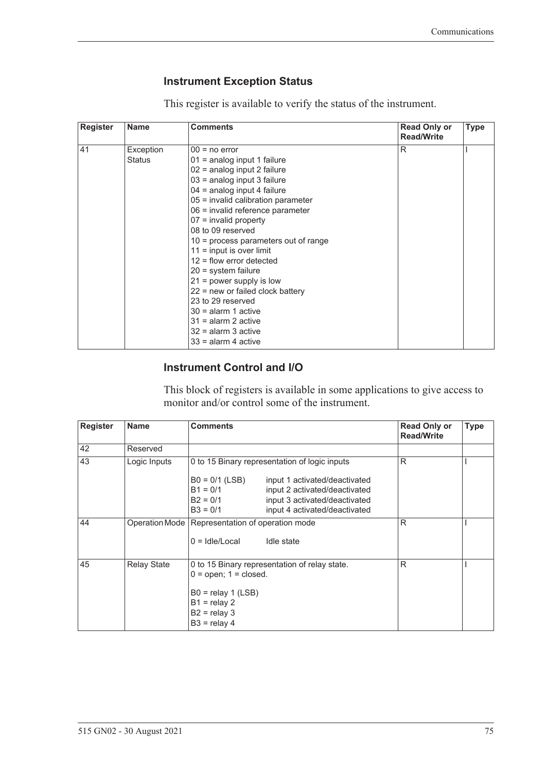### Instrument Exception Status

This register is available to verify the status of the instrument.

| Register | Name | Comments | Read Only or Read/Write | Type |
|---|---|---|---|---|
| 41 | Exception Status | 00 = no error<br>01 = analog input 1 failure<br>02 = analog input 2 failure<br>03 = analog input 3 failure<br>04 = analog input 4 failure<br>05 = invalid calibration parameter<br>06 = invalid reference parameter<br>07 = invalid property<br>08 to 09 reserved<br>10 = process parameters out of range<br>11 = input is over limit<br>12 = flow error detected<br>20 = system failure<br>21 = power supply is low<br>22 = new or failed clock battery<br>23 to 29 reserved<br>30 = alarm 1 active<br>31 = alarm 2 active<br>32 = alarm 3 active<br>33 = alarm 4 active | R | I |

### Instrument Control and I/O

This block of registers is available in some applications to give access to monitor and/or control some of the instrument.

| Register | Name | Comments | Read Only or Read/Write | Type |
|---|---|---|---|---|
| 42 | Reserved | | | |
| 43 | Logic Inputs | 0 to 15 Binary representation of logic inputs<br><br>B0 = 0/1 (LSB) input 1 activated/deactivated<br>B1 = 0/1 input 2 activated/deactivated<br>B2 = 0/1 input 3 activated/deactivated<br>B3 = 0/1 input 4 activated/deactivated | R | I |
| 44 | Operation Mode | Representation of operation mode<br><br>0 = Idle/Local Idle state | R | I |
| 45 | Relay State | 0 to 15 Binary representation of relay state.<br>0 = open; 1 = closed.<br><br>B0 = relay 1 (LSB)<br>B1 = relay 2<br>B2 = relay 3<br>B3 = relay 4 | R | I |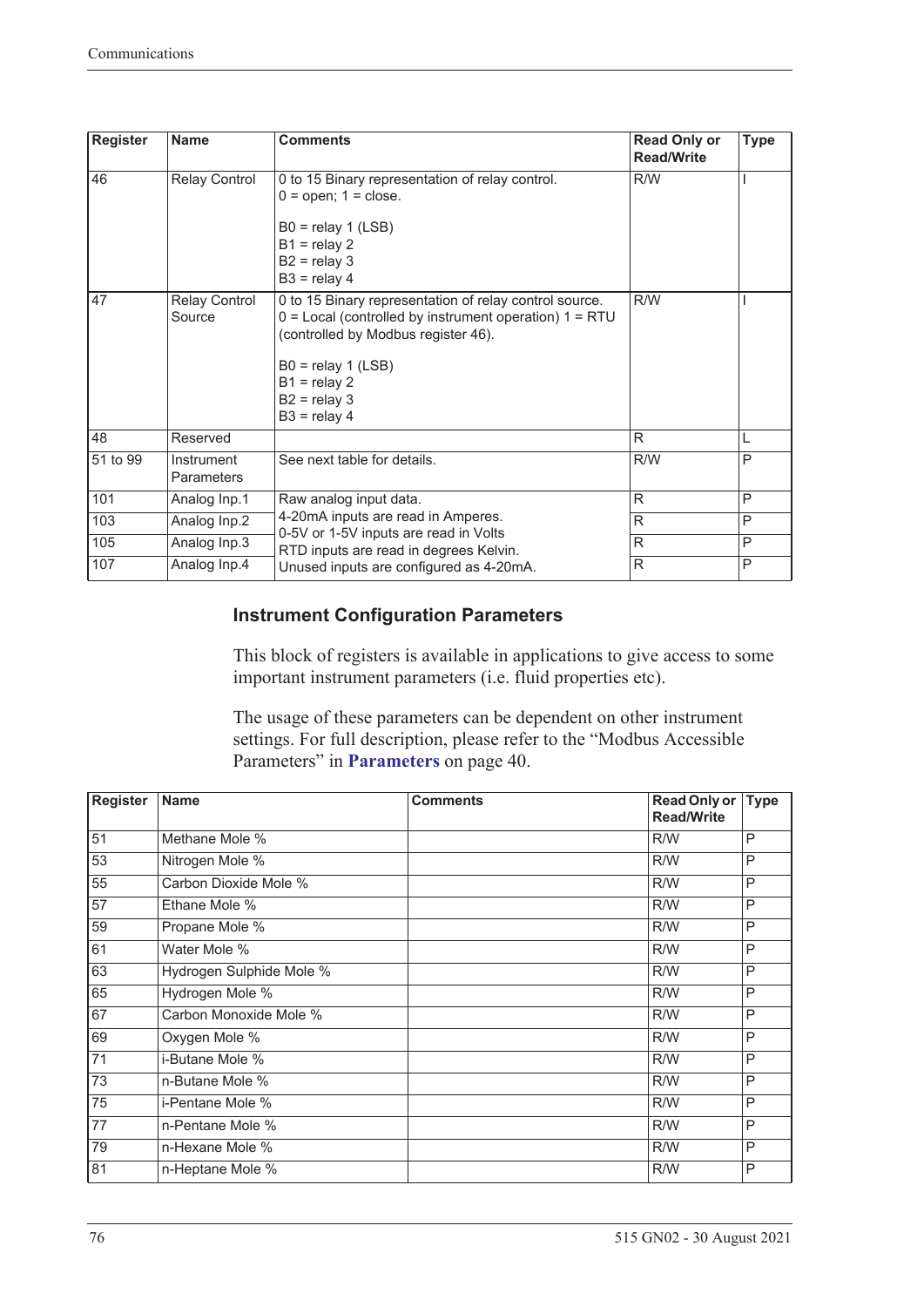| Register | Name | Comments | Read Only or Read/Write | Type |
|---|---|---|---|---|
| 46 | Relay Control | 0 to 15 Binary representation of relay control.<br>0 = open; 1 = close.<br><br>B0 = relay 1 (LSB)<br>B1 = relay 2<br>B2 = relay 3<br>B3 = relay 4 | R/W | I |
| 47 | Relay Control Source | 0 to 15 Binary representation of relay control source.<br>0 = Local (controlled by instrument operation) 1 = RTU (controlled by Modbus register 46).<br><br>B0 = relay 1 (LSB)<br>B1 = relay 2<br>B2 = relay 3<br>B3 = relay 4 | R/W | I |
| 48 | Reserved | | R | L |
| 51 to 99 | Instrument Parameters | See next table for details. | R/W | P |
| 101 | Analog Inp.1 | Raw analog input data.<br>4-20mA inputs are read in Amperes.<br>0-5V or 1-5V inputs are read in Volts<br>RTD inputs are read in degrees Kelvin.<br>Unused inputs are configured as 4-20mA. | R | P |
| 103 | Analog Inp.2 | | R | P |
| 105 | Analog Inp.3 | | R | P |
| 107 | Analog Inp.4 | | R | P |

### Instrument Configuration Parameters

This block of registers is available in applications to give access to some important instrument parameters (i.e. fluid properties etc).

The usage of these parameters can be dependent on other instrument settings. For full description, please refer to the "Modbus Accessible Parameters" in **Parameters** on page 40.

| Register | Name | Comments | Read Only or Read/Write | Type |
|---|---|---|---|---|
| 51 | Methane Mole % | | R/W | P |
| 53 | Nitrogen Mole % | | R/W | P |
| 55 | Carbon Dioxide Mole % | | R/W | P |
| 57 | Ethane Mole % | | R/W | P |
| 59 | Propane Mole % | | R/W | P |
| 61 | Water Mole % | | R/W | P |
| 63 | Hydrogen Sulphide Mole % | | R/W | P |
| 65 | Hydrogen Mole % | | R/W | P |
| 67 | Carbon Monoxide Mole % | | R/W | P |
| 69 | Oxygen Mole % | | R/W | P |
| 71 | i-Butane Mole % | | R/W | P |
| 73 | n-Butane Mole % | | R/W | P |
| 75 | i-Pentane Mole % | | R/W | P |
| 77 | n-Pentane Mole % | | R/W | P |
| 79 | n-Hexane Mole % | | R/W | P |
| 81 | n-Heptane Mole % | | R/W | P |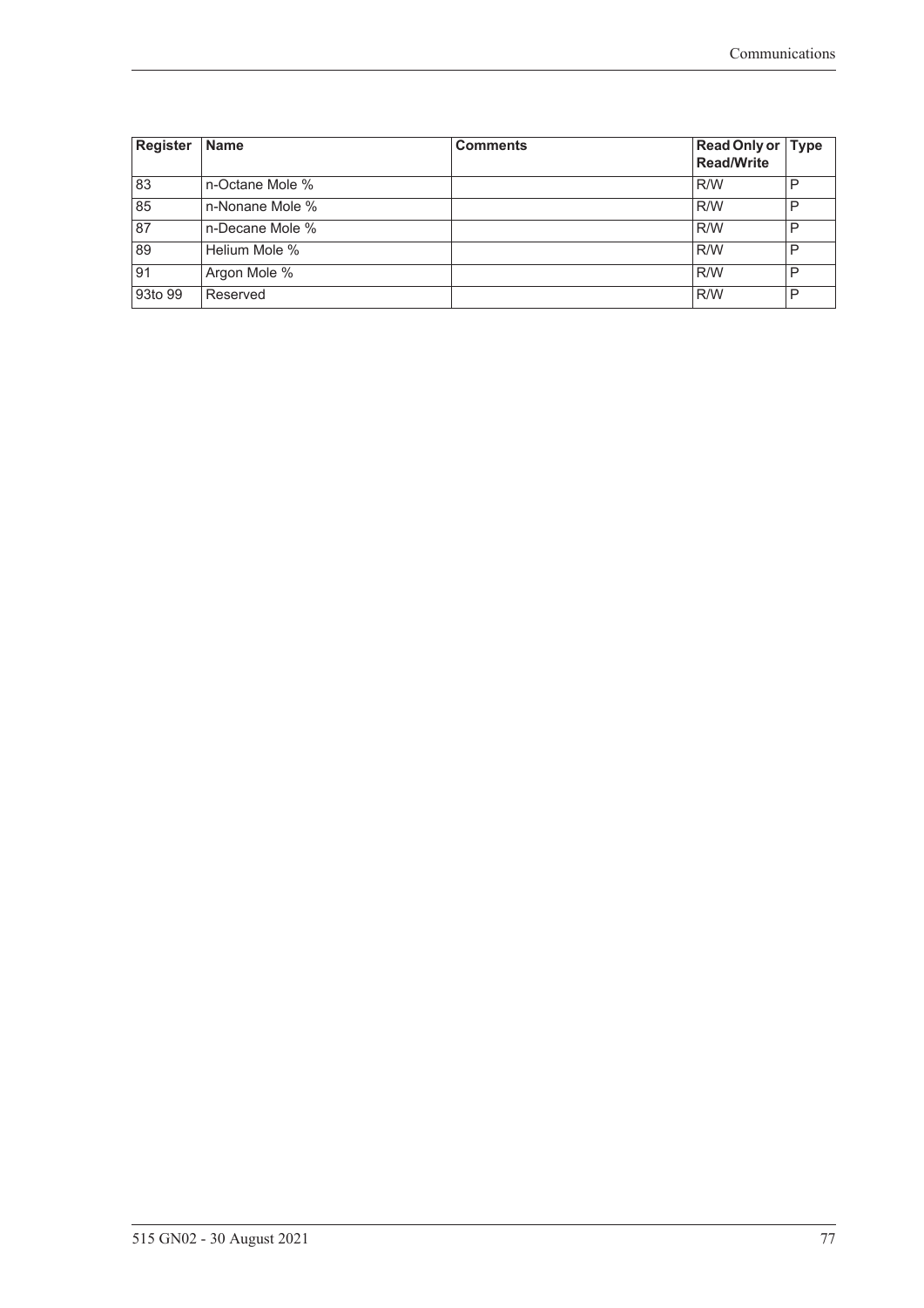| Register | Name | Comments | Read Only or Read/Write | Type |
|---|---|---|---|---|
| 83 | n-Octane Mole % | | R/W | P |
| 85 | n-Nonane Mole % | | R/W | P |
| 87 | n-Decane Mole % | | R/W | P |
| 89 | Helium Mole % | | R/W | P |
| 91 | Argon Mole % | | R/W | P |
| 93to 99 | Reserved | | R/W | P |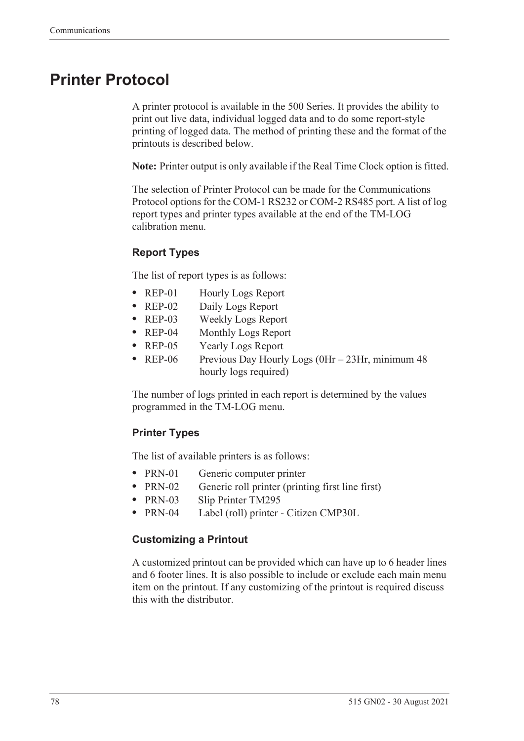# Printer Protocol

A printer protocol is available in the 500 Series. It provides the ability to print out live data, individual logged data and to do some report-style printing of logged data. The method of printing these and the format of the printouts is described below.

**Note:** Printer output is only available if the Real Time Clock option is fitted.

The selection of Printer Protocol can be made for the Communications Protocol options for the COM-1 RS232 or COM-2 RS485 port. A list of log report types and printer types available at the end of the TM-LOG calibration menu.

### Report Types

The list of report types is as follows:

- REP-01 Hourly Logs Report
- REP-02 Daily Logs Report
- REP-03 Weekly Logs Report
- REP-04 Monthly Logs Report
- REP-05 Yearly Logs Report
- REP-06 Previous Day Hourly Logs (0Hr – 23Hr, minimum 48 hourly logs required)

The number of logs printed in each report is determined by the values programmed in the TM-LOG menu.

### Printer Types

The list of available printers is as follows:

- PRN-01 Generic computer printer
- PRN-02 Generic roll printer (printing first line first)
- PRN-03 Slip Printer TM295
- PRN-04 Label (roll) printer - Citizen CMP30L

### Customizing a Printout

A customized printout can be provided which can have up to 6 header lines and 6 footer lines. It is also possible to include or exclude each main menu item on the printout. If any customizing of the printout is required discuss this with the distributor.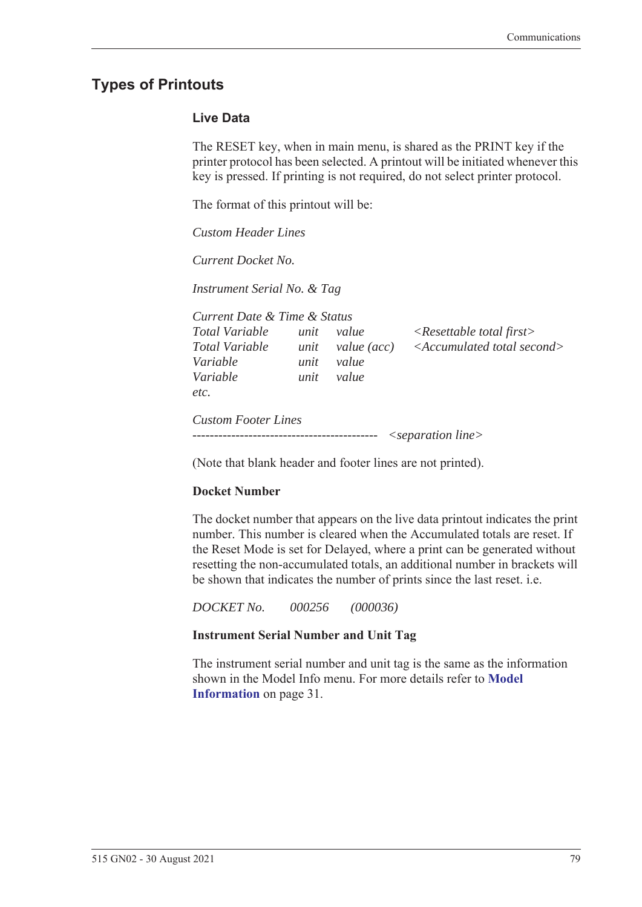## Types of Printouts

### Live Data

The RESET key, when in main menu, is shared as the PRINT key if the printer protocol has been selected. A printout will be initiated whenever this key is pressed. If printing is not required, do not select printer protocol.

The format of this printout will be:

*Custom Header Lines*

*Current Docket No.*

*Instrument Serial No. & Tag*

*Current Date & Time & Status*

| | | | |
|---|---|---|---|
| *Total Variable* | *unit* | *value* | *<Resettable total first>* |
| *Total Variable* | *unit* | *value (acc)* | *<Accumulated total second>* |
| *Variable* | *unit* | *value* | |
| *Variable* | *unit* | *value* | |
| *etc.* | | | |

*Custom Footer Lines*

------------------------------------------- *<separation line>*

(Note that blank header and footer lines are not printed).

**Docket Number**

The docket number that appears on the live data printout indicates the print number. This number is cleared when the Accumulated totals are reset. If the Reset Mode is set for Delayed, where a print can be generated without resetting the non-accumulated totals, an additional number in brackets will be shown that indicates the number of prints since the last reset. i.e.

*DOCKET No.　　000256　　(000036)*

**Instrument Serial Number and Unit Tag**

The instrument serial number and unit tag is the same as the information shown in the Model Info menu. For more details refer to **Model Information** on page 31.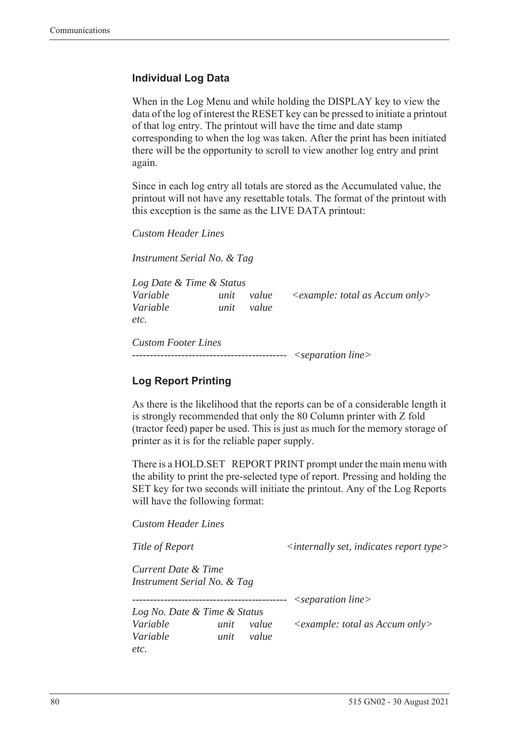### Individual Log Data

When in the Log Menu and while holding the DISPLAY key to view the data of the log of interest the RESET key can be pressed to initiate a printout of that log entry. The printout will have the time and date stamp corresponding to when the log was taken. After the print has been initiated there will be the opportunity to scroll to view another log entry and print again.

Since in each log entry all totals are stored as the Accumulated value, the printout will not have any resettable totals. The format of the printout with this exception is the same as the LIVE DATA printout:

*Custom Header Lines*

*Instrument Serial No. & Tag*

*Log Date & Time & Status*
*Variable unit value <example: total as Accum only>*
*Variable unit value*
*etc.*

*Custom Footer Lines*
*-------------------------------------------- <separation line>*

### Log Report Printing

As there is the likelihood that the reports can be of a considerable length it is strongly recommended that only the 80 Column printer with Z fold (tractor feed) paper be used. This is just as much for the memory storage of printer as it is for the reliable paper supply.

There is a HOLD.SET REPORT PRINT prompt under the main menu with the ability to print the pre-selected type of report. Pressing and holding the SET key for two seconds will initiate the printout. Any of the Log Reports will have the following format:

*Custom Header Lines*

*Title of Report <internally set, indicates report type>*

*Current Date & Time*
*Instrument Serial No. & Tag*

*-------------------------------------------- <separation line>*
*Log No. Date & Time & Status*
*Variable unit value <example: total as Accum only>*
*Variable unit value*
*etc.*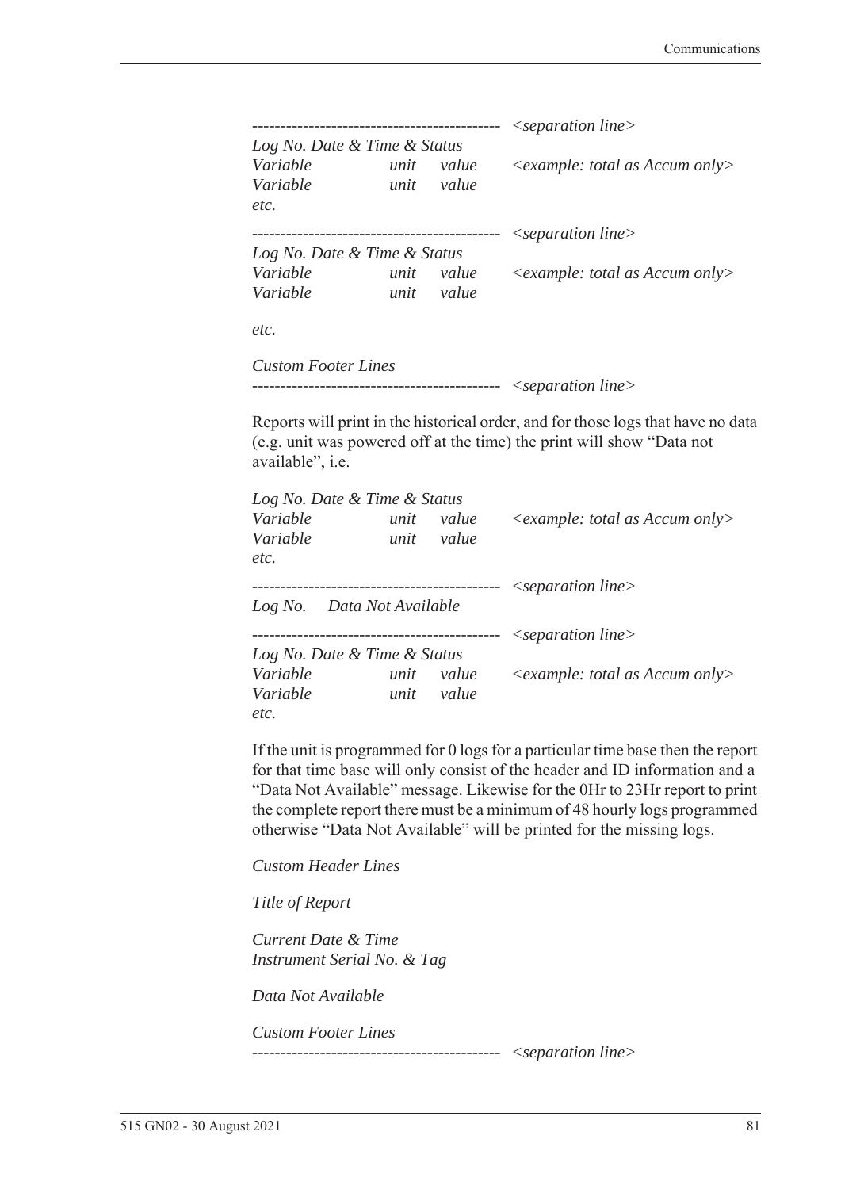```
-------------------------------------------  <separation line>
Log No. Date & Time & Status
Variable          unit    value      <example: total as Accum only>
Variable          unit    value
etc.
-------------------------------------------  <separation line>
Log No. Date & Time & Status
Variable          unit    value      <example: total as Accum only>
Variable          unit    value

etc.

Custom Footer Lines
-------------------------------------------  <separation line>
```

Reports will print in the historical order, and for those logs that have no data (e.g. unit was powered off at the time) the print will show "Data not available", i.e.

```
Log No. Date & Time & Status
Variable          unit    value      <example: total as Accum only>
Variable          unit    value
etc.
-------------------------------------------  <separation line>
Log No.    Data Not Available
-------------------------------------------  <separation line>
Log No. Date & Time & Status
Variable          unit    value      <example: total as Accum only>
Variable          unit    value
etc.
```

If the unit is programmed for 0 logs for a particular time base then the report for that time base will only consist of the header and ID information and a "Data Not Available" message. Likewise for the 0Hr to 23Hr report to print the complete report there must be a minimum of 48 hourly logs programmed otherwise "Data Not Available" will be printed for the missing logs.

```
Custom Header Lines

Title of Report

Current Date & Time
Instrument Serial No. & Tag

Data Not Available

Custom Footer Lines
-------------------------------------------  <separation line>
```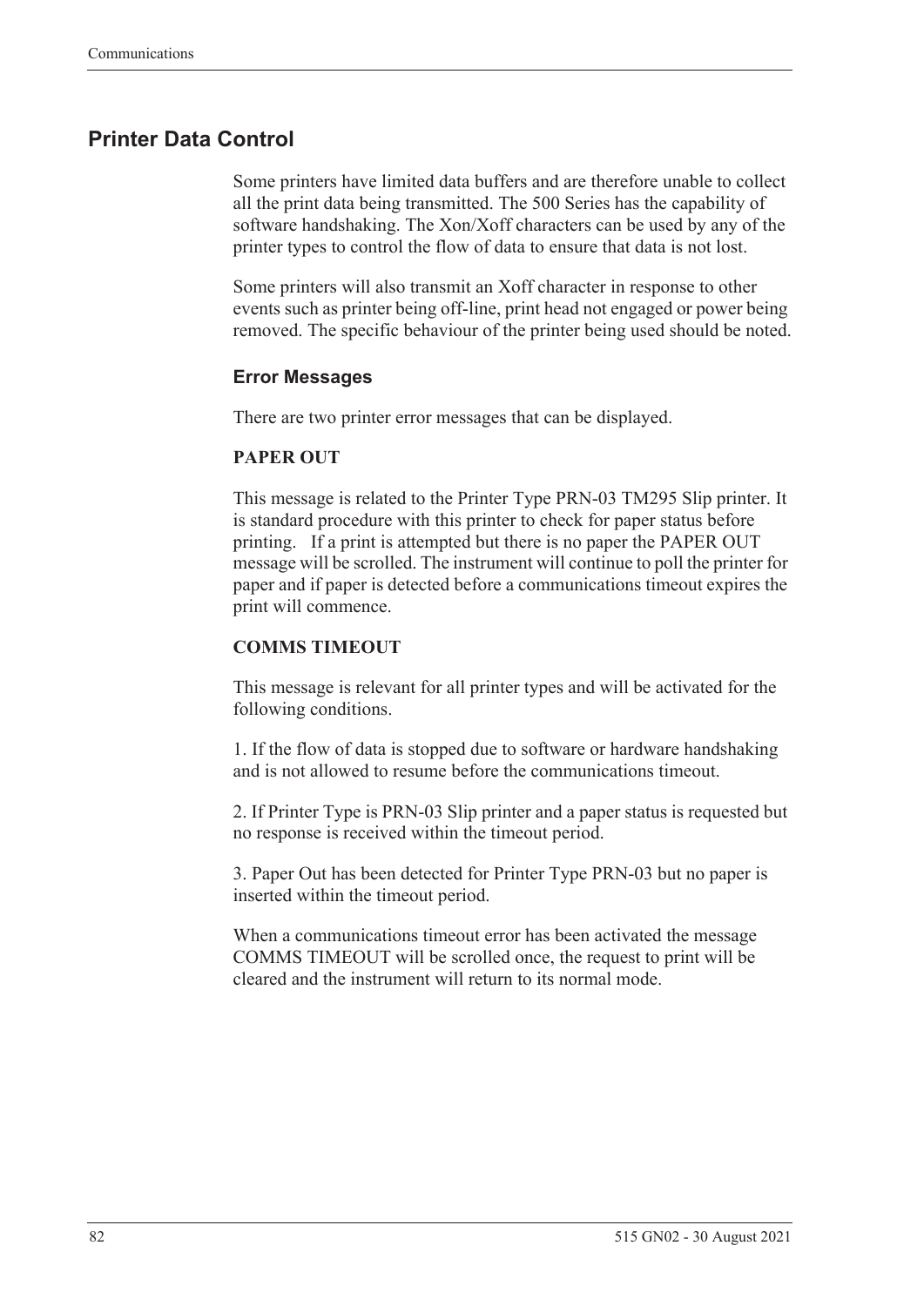## Printer Data Control

Some printers have limited data buffers and are therefore unable to collect all the print data being transmitted. The 500 Series has the capability of software handshaking. The Xon/Xoff characters can be used by any of the printer types to control the flow of data to ensure that data is not lost.

Some printers will also transmit an Xoff character in response to other events such as printer being off-line, print head not engaged or power being removed. The specific behaviour of the printer being used should be noted.

### Error Messages

There are two printer error messages that can be displayed.

**PAPER OUT**

This message is related to the Printer Type PRN-03 TM295 Slip printer. It is standard procedure with this printer to check for paper status before printing. If a print is attempted but there is no paper the PAPER OUT message will be scrolled. The instrument will continue to poll the printer for paper and if paper is detected before a communications timeout expires the print will commence.

**COMMS TIMEOUT**

This message is relevant for all printer types and will be activated for the following conditions.

1. If the flow of data is stopped due to software or hardware handshaking and is not allowed to resume before the communications timeout.

2. If Printer Type is PRN-03 Slip printer and a paper status is requested but no response is received within the timeout period.

3. Paper Out has been detected for Printer Type PRN-03 but no paper is inserted within the timeout period.

When a communications timeout error has been activated the message COMMS TIMEOUT will be scrolled once, the request to print will be cleared and the instrument will return to its normal mode.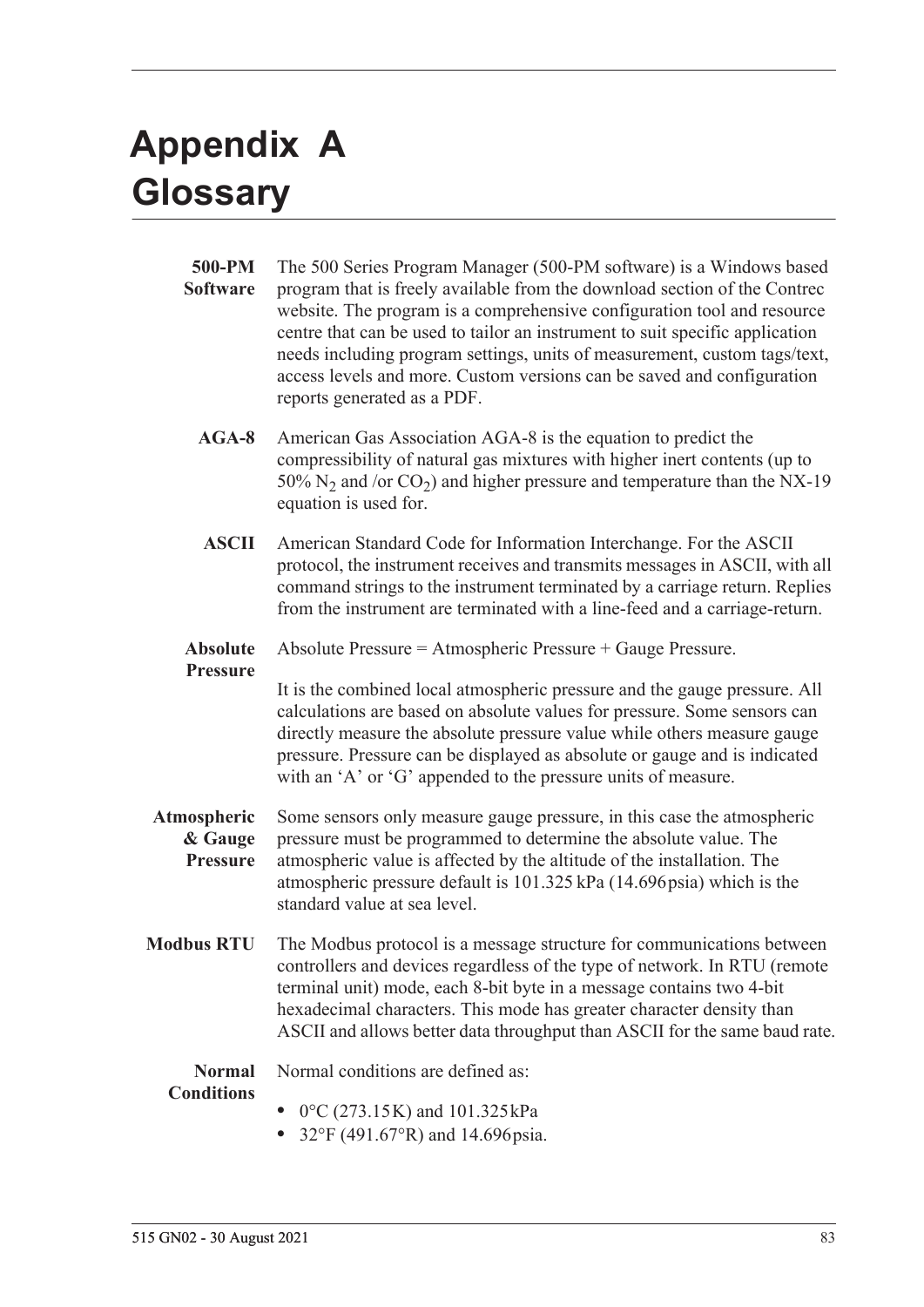# Appendix A Glossary

**500-PM Software** The 500 Series Program Manager (500-PM software) is a Windows based program that is freely available from the download section of the Contrec website. The program is a comprehensive configuration tool and resource centre that can be used to tailor an instrument to suit specific application needs including program settings, units of measurement, custom tags/text, access levels and more. Custom versions can be saved and configuration reports generated as a PDF.

**AGA-8** American Gas Association AGA-8 is the equation to predict the compressibility of natural gas mixtures with higher inert contents (up to 50% $N_2$ and /or $CO_2$) and higher pressure and temperature than the NX-19 equation is used for.

**ASCII** American Standard Code for Information Interchange. For the ASCII protocol, the instrument receives and transmits messages in ASCII, with all command strings to the instrument terminated by a carriage return. Replies from the instrument are terminated with a line-feed and a carriage-return.

**Absolute Pressure** Absolute Pressure = Atmospheric Pressure + Gauge Pressure.

It is the combined local atmospheric pressure and the gauge pressure. All calculations are based on absolute values for pressure. Some sensors can directly measure the absolute pressure value while others measure gauge pressure. Pressure can be displayed as absolute or gauge and is indicated with an 'A' or 'G' appended to the pressure units of measure.

**Atmospheric & Gauge Pressure** Some sensors only measure gauge pressure, in this case the atmospheric pressure must be programmed to determine the absolute value. The atmospheric value is affected by the altitude of the installation. The atmospheric pressure default is 101.325 kPa (14.696 psia) which is the standard value at sea level.

**Modbus RTU** The Modbus protocol is a message structure for communications between controllers and devices regardless of the type of network. In RTU (remote terminal unit) mode, each 8-bit byte in a message contains two 4-bit hexadecimal characters. This mode has greater character density than ASCII and allows better data throughput than ASCII for the same baud rate.

**Normal Conditions** Normal conditions are defined as:

- 0°C (273.15 K) and 101.325 kPa
- 32°F (491.67°R) and 14.696 psia.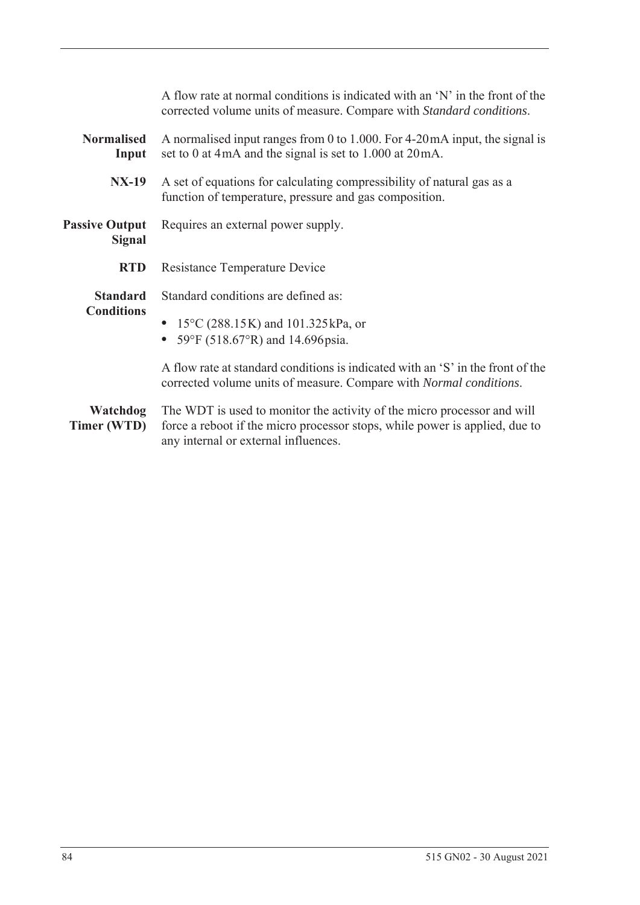A flow rate at normal conditions is indicated with an 'N' in the front of the corrected volume units of measure. Compare with *Standard conditions*.

**Normalised Input** A normalised input ranges from 0 to 1.000. For 4-20 mA input, the signal is set to 0 at 4 mA and the signal is set to 1.000 at 20 mA.

**NX-19** A set of equations for calculating compressibility of natural gas as a function of temperature, pressure and gas composition.

**Passive Output Signal** Requires an external power supply.

**RTD** Resistance Temperature Device

**Standard Conditions** Standard conditions are defined as:

- 15°C (288.15 K) and 101.325 kPa, or
- 59°F (518.67°R) and 14.696 psia.

A flow rate at standard conditions is indicated with an 'S' in the front of the corrected volume units of measure. Compare with *Normal conditions*.

**Watchdog Timer (WTD)** The WDT is used to monitor the activity of the micro processor and will force a reboot if the micro processor stops, while power is applied, due to any internal or external influences.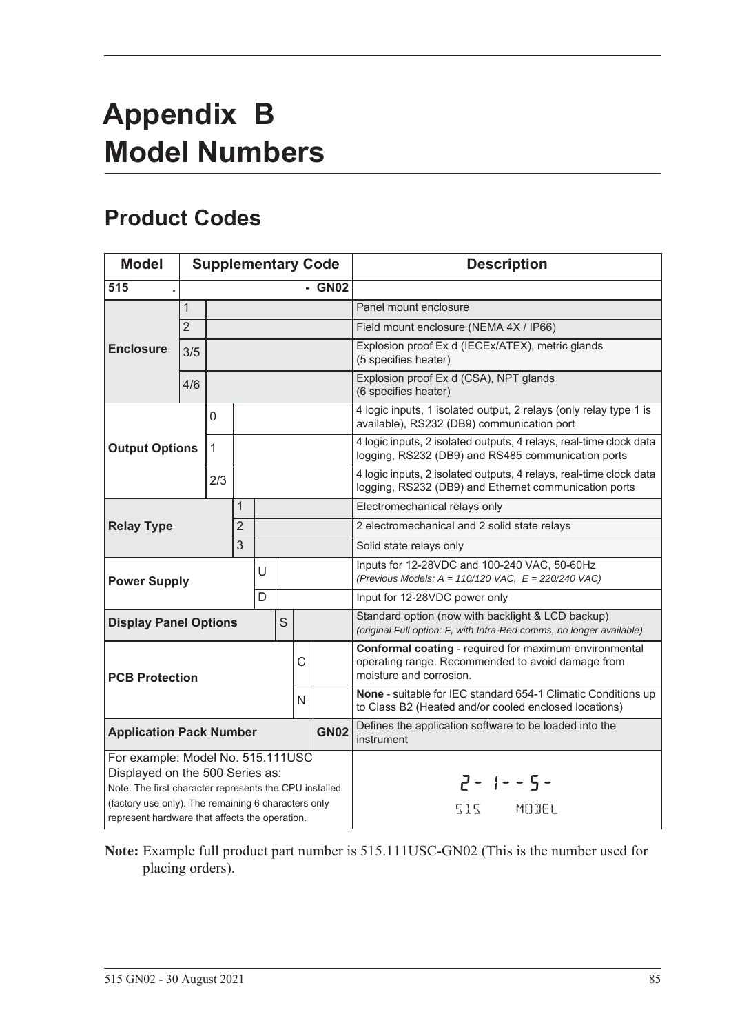# Appendix B Model Numbers

## Product Codes

| Model | Supplementary Code | | | | | | | Description |
|---|---|---|---|---|---|---|---|---|
| **515** | **.** | | | | | | **- GN02** | |
| **Enclosure** | 1 | | | | | | | Panel mount enclosure |
| | 2 | | | | | | | Field mount enclosure (NEMA 4X / IP66) |
| | 3/5 | | | | | | | Explosion proof Ex d (IECEx/ATEX), metric glands (5 specifies heater) |
| | 4/6 | | | | | | | Explosion proof Ex d (CSA), NPT glands (6 specifies heater) |
| **Output Options** | | 0 | | | | | | 4 logic inputs, 1 isolated output, 2 relays (only relay type 1 is available), RS232 (DB9) communication port |
| | | 1 | | | | | | 4 logic inputs, 2 isolated outputs, 4 relays, real-time clock data logging, RS232 (DB9) and RS485 communication ports |
| | | 2/3 | | | | | | 4 logic inputs, 2 isolated outputs, 4 relays, real-time clock data logging, RS232 (DB9) and Ethernet communication ports |
| **Relay Type** | | | 1 | | | | | Electromechanical relays only |
| | | | 2 | | | | | 2 electromechanical and 2 solid state relays |
| | | | 3 | | | | | Solid state relays only |
| **Power Supply** | | | | U | | | | Inputs for 12-28VDC and 100-240 VAC, 50-60Hz *(Previous Models: A = 110/120 VAC, E = 220/240 VAC)* |
| | | | | D | | | | Input for 12-28VDC power only |
| **Display Panel Options** | | | | | S | | | Standard option (now with backlight & LCD backup) *(original Full option: F, with Infra-Red comms, no longer available)* |
| **PCB Protection** | | | | | | C | | **Conformal coating** - required for maximum environmental operating range. Recommended to avoid damage from moisture and corrosion. |
| | | | | | | N | | **None** - suitable for IEC standard 654-1 Climatic Conditions up to Class B2 (Heated and/or cooled enclosed locations) |
| **Application Pack Number** | | | | | | | **GN02** | Defines the application software to be loaded into the instrument |
| For example: Model No. 515.111USC Displayed on the 500 Series as: Note: The first character represents the CPU installed (factory use only). The remaining 6 characters only represent hardware that affects the operation. | | | | | | | | 2- 1--5- 515 MODEL |

**Note:** Example full product part number is 515.111USC-GN02 (This is the number used for placing orders).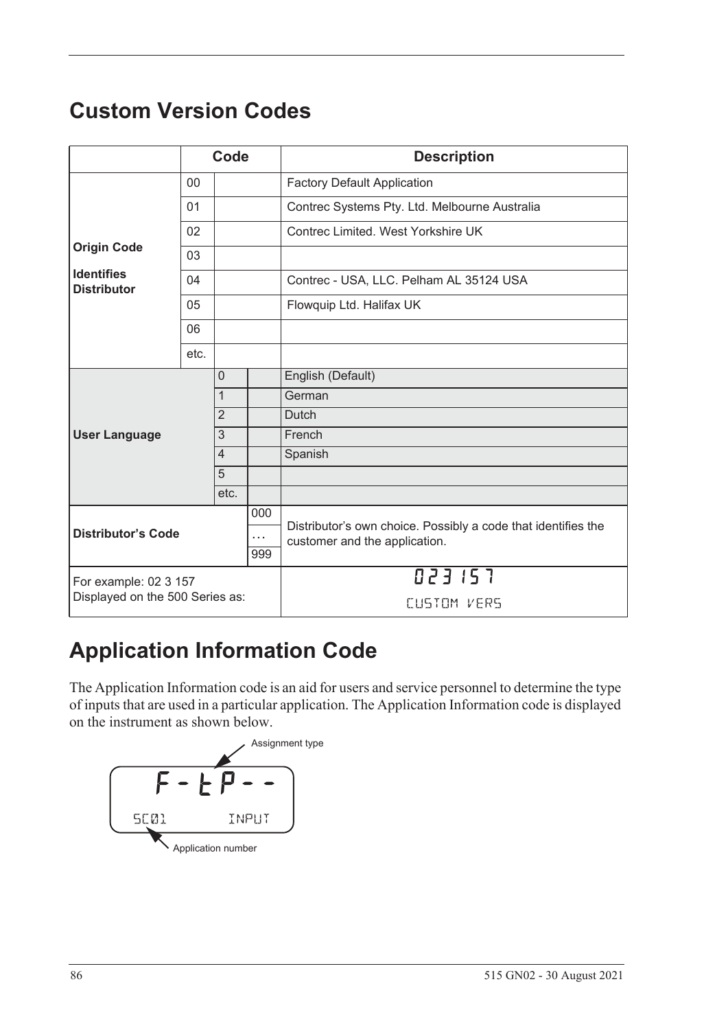# Custom Version Codes

| | Code | | | Description |
|---|---|---|---|---|
| **Origin Code**<br><br>**Identifies Distributor** | 00 | | | Factory Default Application |
| | 01 | | | Contrec Systems Pty. Ltd. Melbourne Australia |
| | 02 | | | Contrec Limited. West Yorkshire UK |
| | 03 | | | |
| | 04 | | | Contrec - USA, LLC. Pelham AL 35124 USA |
| | 05 | | | Flowquip Ltd. Halifax UK |
| | 06 | | | |
| | etc. | | | |
| **User Language** | | 0 | | English (Default) |
| | | 1 | | German |
| | | 2 | | Dutch |
| | | 3 | | French |
| | | 4 | | Spanish |
| | | 5 | | |
| | | etc. | | |
| **Distributor's Code** | | | 000 | Distributor's own choice. Possibly a code that identifies the customer and the application. |
| | | | … | |
| | | | 999 | |
| For example: 02 3 157<br>Displayed on the 500 Series as: | | | | 023 157<br>CUSTOM VERS |

# Application Information Code

The Application Information code is an aid for users and service personnel to determine the type of inputs that are used in a particular application. The Application Information code is displayed on the instrument as shown below.

Assignment type

F - t P - -

SC01 INPUT

Application number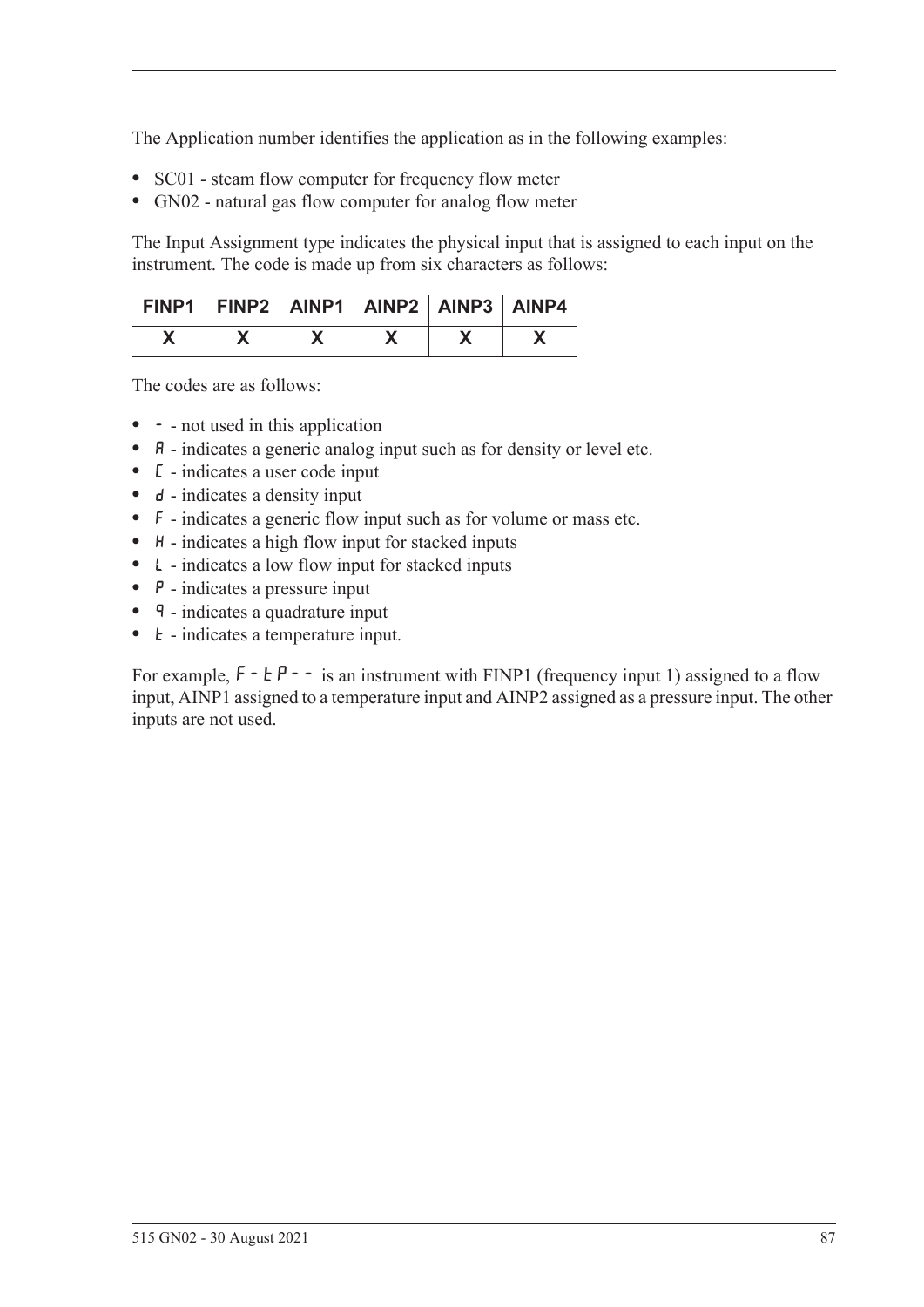The Application number identifies the application as in the following examples:

- SC01 - steam flow computer for frequency flow meter
- GN02 - natural gas flow computer for analog flow meter

The Input Assignment type indicates the physical input that is assigned to each input on the instrument. The code is made up from six characters as follows:

| FINP1 | FINP2 | AINP1 | AINP2 | AINP3 | AINP4 |
|---|---|---|---|---|---|
| X | X | X | X | X | X |

The codes are as follows:

- - - not used in this application
- A - indicates a generic analog input such as for density or level etc.
- C - indicates a user code input
- d - indicates a density input
- F - indicates a generic flow input such as for volume or mass etc.
- H - indicates a high flow input for stacked inputs
- L - indicates a low flow input for stacked inputs
- P - indicates a pressure input
- q - indicates a quadrature input
- t - indicates a temperature input.

For example, F-tP-- is an instrument with FINP1 (frequency input 1) assigned to a flow input, AINP1 assigned to a temperature input and AINP2 assigned as a pressure input. The other inputs are not used.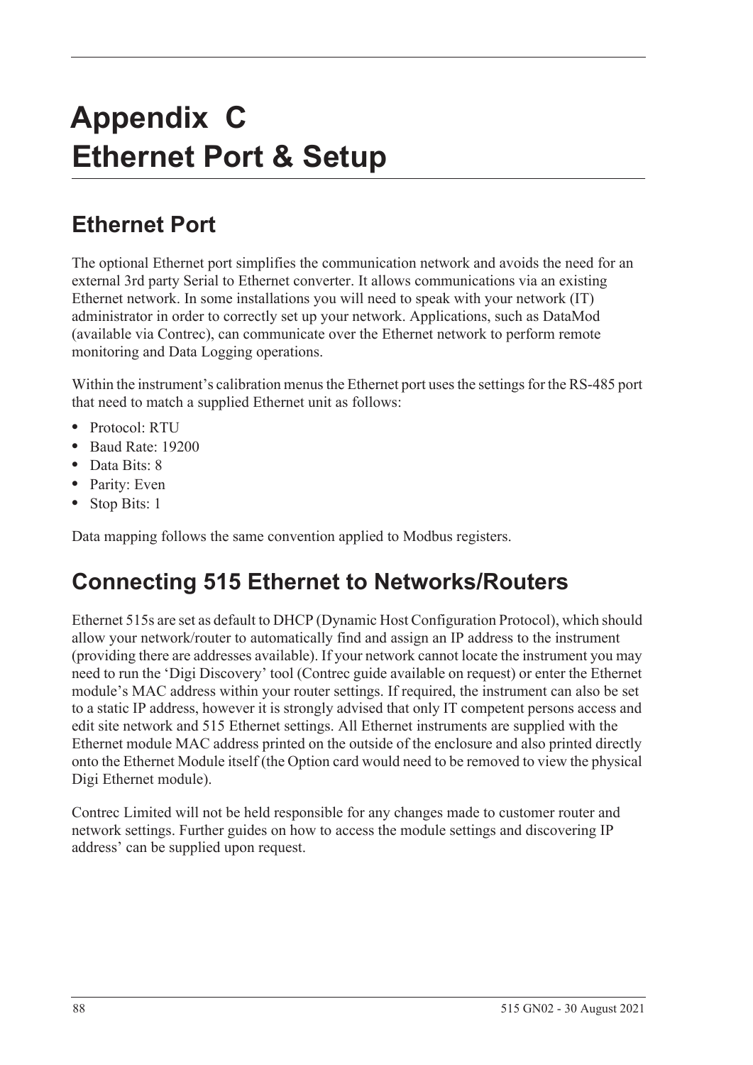# Appendix C
# Ethernet Port & Setup

## Ethernet Port

The optional Ethernet port simplifies the communication network and avoids the need for an external 3rd party Serial to Ethernet converter. It allows communications via an existing Ethernet network. In some installations you will need to speak with your network (IT) administrator in order to correctly set up your network. Applications, such as DataMod (available via Contrec), can communicate over the Ethernet network to perform remote monitoring and Data Logging operations.

Within the instrument's calibration menus the Ethernet port uses the settings for the RS-485 port that need to match a supplied Ethernet unit as follows:

- Protocol: RTU
- Baud Rate: 19200
- Data Bits: 8
- Parity: Even
- Stop Bits: 1

Data mapping follows the same convention applied to Modbus registers.

## Connecting 515 Ethernet to Networks/Routers

Ethernet 515s are set as default to DHCP (Dynamic Host Configuration Protocol), which should allow your network/router to automatically find and assign an IP address to the instrument (providing there are addresses available). If your network cannot locate the instrument you may need to run the 'Digi Discovery' tool (Contrec guide available on request) or enter the Ethernet module's MAC address within your router settings. If required, the instrument can also be set to a static IP address, however it is strongly advised that only IT competent persons access and edit site network and 515 Ethernet settings. All Ethernet instruments are supplied with the Ethernet module MAC address printed on the outside of the enclosure and also printed directly onto the Ethernet Module itself (the Option card would need to be removed to view the physical Digi Ethernet module).

Contrec Limited will not be held responsible for any changes made to customer router and network settings. Further guides on how to access the module settings and discovering IP address' can be supplied upon request.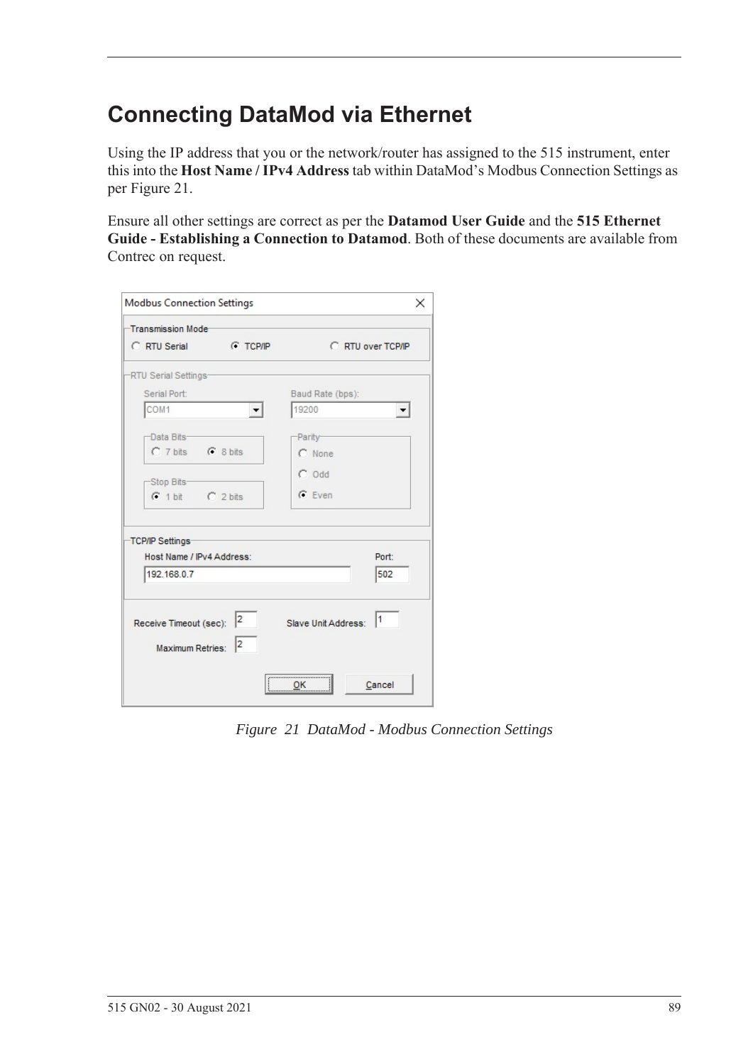# Connecting DataMod via Ethernet

Using the IP address that you or the network/router has assigned to the 515 instrument, enter this into the **Host Name / IPv4 Address** tab within DataMod's Modbus Connection Settings as per Figure 21.

Ensure all other settings are correct as per the **Datamod User Guide** and the **515 Ethernet Guide - Establishing a Connection to Datamod**. Both of these documents are available from Contrec on request.

*Figure 21 DataMod - Modbus Connection Settings*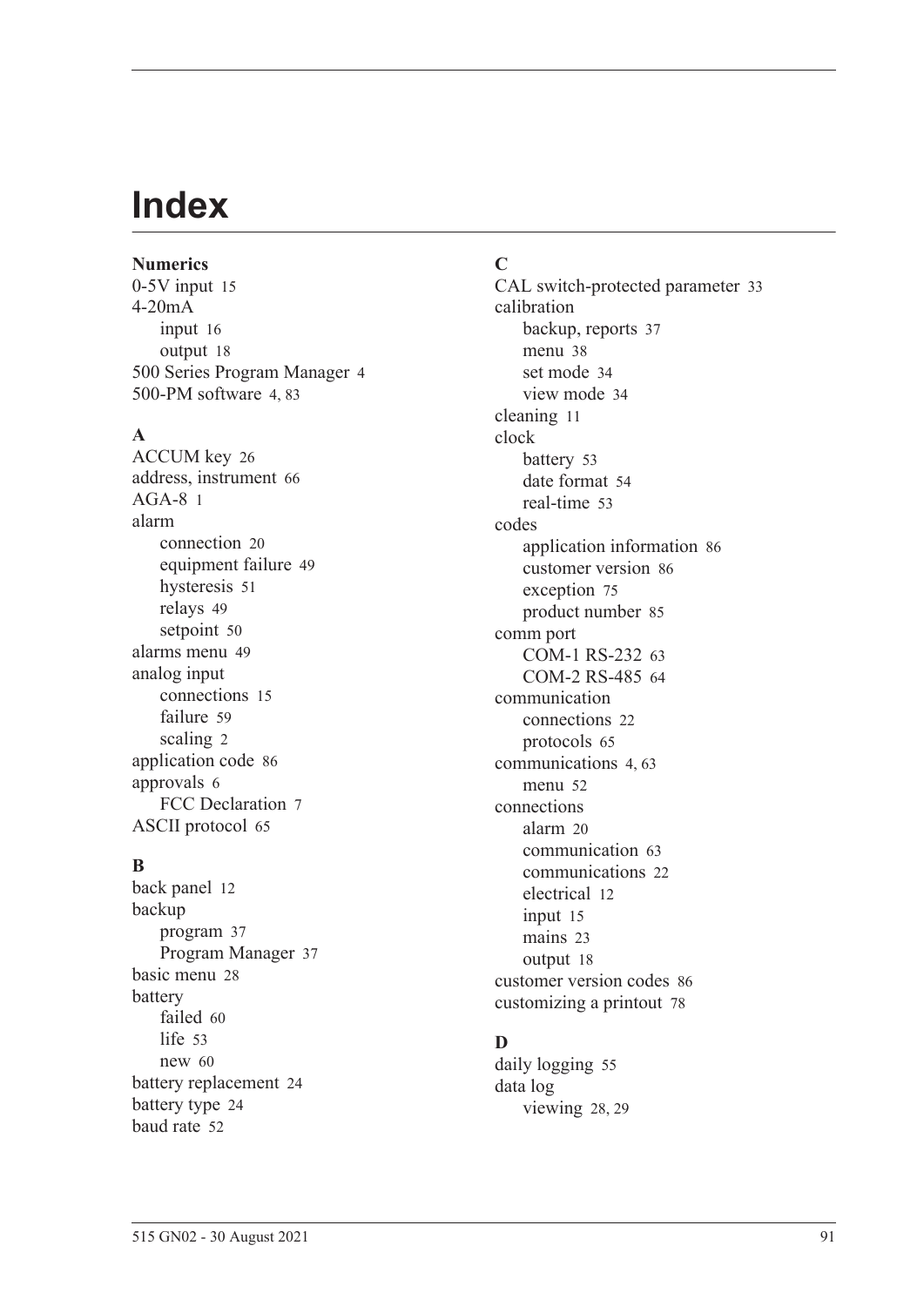# Index

**Numerics**

0-5V input 15
4-20mA
- input 16
- output 18

500 Series Program Manager 4
500-PM software 4, 83

**A**

ACCUM key 26
address, instrument 66
AGA-8 1
alarm
- connection 20
- equipment failure 49
- hysteresis 51
- relays 49
- setpoint 50

alarms menu 49
analog input
- connections 15
- failure 59
- scaling 2

application code 86
approvals 6
- FCC Declaration 7

ASCII protocol 65

**B**

back panel 12
backup
- program 37
- Program Manager 37

basic menu 28
battery
- failed 60
- life 53
- new 60

battery replacement 24
battery type 24
baud rate 52

**C**

CAL switch-protected parameter 33
calibration
- backup, reports 37
- menu 38
- set mode 34
- view mode 34

cleaning 11
clock
- battery 53
- date format 54
- real-time 53

codes
- application information 86
- customer version 86
- exception 75
- product number 85

comm port
- COM-1 RS-232 63
- COM-2 RS-485 64

communication
- connections 22
- protocols 65

communications 4, 63
- menu 52

connections
- alarm 20
- communication 63
- communications 22
- electrical 12
- input 15
- mains 23
- output 18

customer version codes 86
customizing a printout 78

**D**

daily logging 55
data log
- viewing 28, 29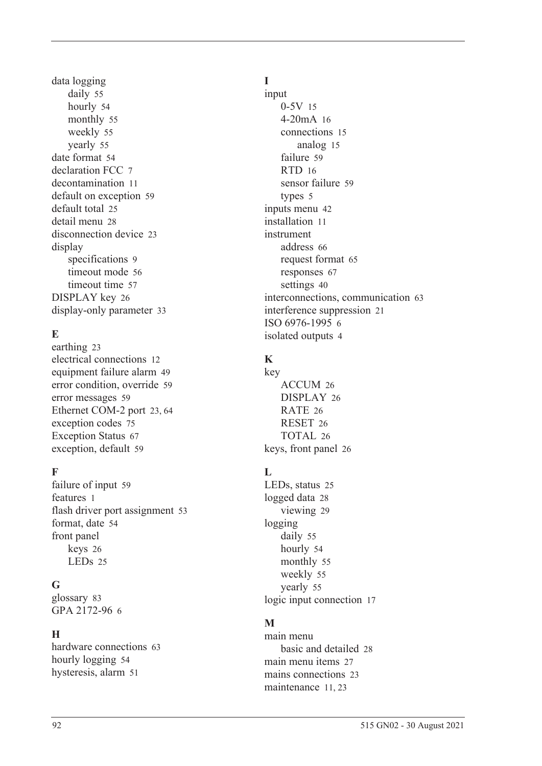data logging
- daily 55
- hourly 54
- monthly 55
- weekly 55
- yearly 55

date format 54
declaration FCC 7
decontamination 11
default on exception 59
default total 25
detail menu 28
disconnection device 23
display
- specifications 9
- timeout mode 56
- timeout time 57

DISPLAY key 26
display-only parameter 33

**E**

earthing 23
electrical connections 12
equipment failure alarm 49
error condition, override 59
error messages 59
Ethernet COM-2 port 23, 64
exception codes 75
Exception Status 67
exception, default 59

**F**

failure of input 59
features 1
flash driver port assignment 53
format, date 54
front panel
- keys 26
- LEDs 25

**G**

glossary 83
GPA 2172-96 6

**H**

hardware connections 63
hourly logging 54
hysteresis, alarm 51

**I**

input
- 0-5V 15
- 4-20mA 16
- connections 15
  - analog 15
- failure 59
- RTD 16
- sensor failure 59
- types 5

inputs menu 42
installation 11
instrument
- address 66
- request format 65
- responses 67
- settings 40

interconnections, communication 63
interference suppression 21
ISO 6976-1995 6
isolated outputs 4

**K**

key
- ACCUM 26
- DISPLAY 26
- RATE 26
- RESET 26
- TOTAL 26

keys, front panel 26

**L**

LEDs, status 25
logged data 28
- viewing 29

logging
- daily 55
- hourly 54
- monthly 55
- weekly 55
- yearly 55

logic input connection 17

**M**

main menu
- basic and detailed 28

main menu items 27
mains connections 23
maintenance 11, 23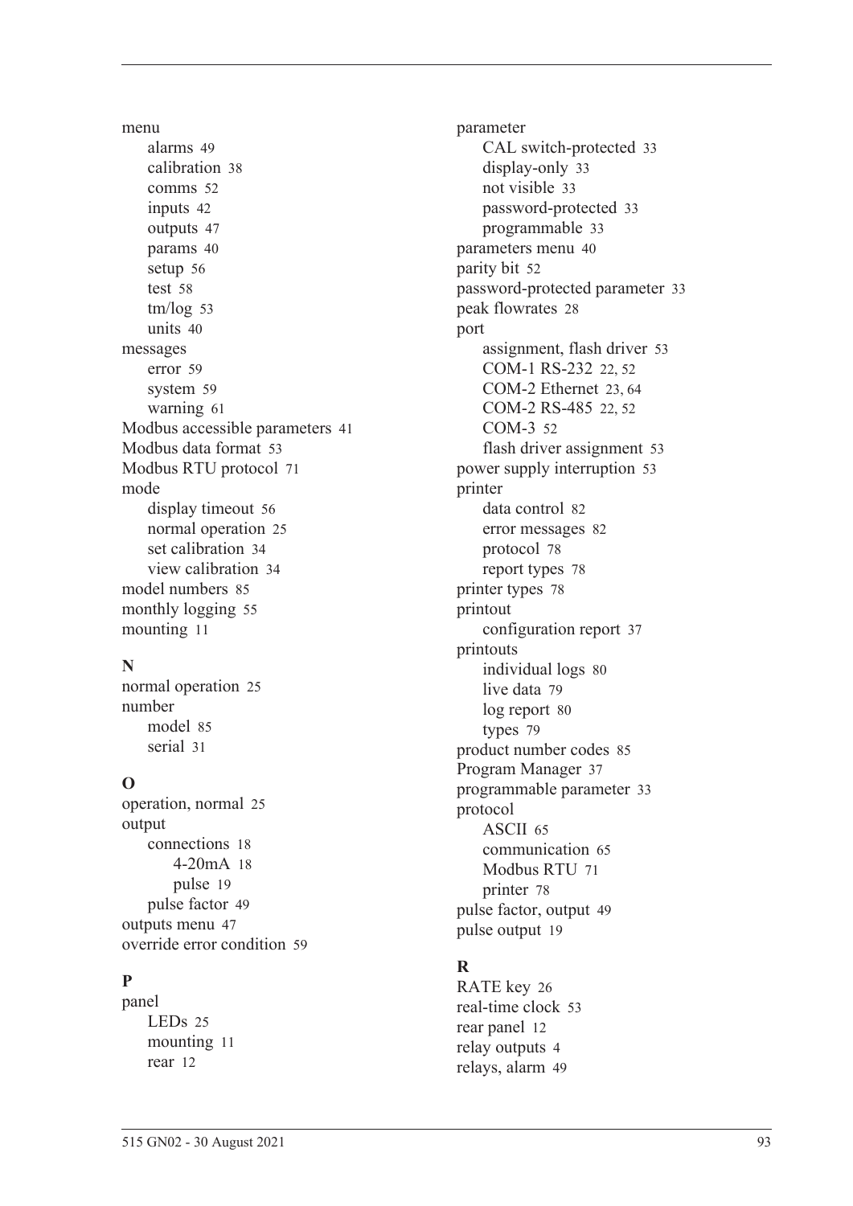menu
- alarms 49
- calibration 38
- comms 52
- inputs 42
- outputs 47
- params 40
- setup 56
- test 58
- tm/log 53
- units 40

messages
- error 59
- system 59
- warning 61

Modbus accessible parameters 41
Modbus data format 53
Modbus RTU protocol 71
mode
- display timeout 56
- normal operation 25
- set calibration 34
- view calibration 34

model numbers 85
monthly logging 55
mounting 11

**N**

normal operation 25
number
- model 85
- serial 31

**O**

operation, normal 25
output
- connections 18
  - 4-20mA 18
  - pulse 19
- pulse factor 49

outputs menu 47
override error condition 59

**P**

panel
- LEDs 25
- mounting 11
- rear 12

parameter
- CAL switch-protected 33
- display-only 33
- not visible 33
- password-protected 33
- programmable 33

parameters menu 40
parity bit 52
password-protected parameter 33
peak flowrates 28
port
- assignment, flash driver 53
- COM-1 RS-232 22, 52
- COM-2 Ethernet 23, 64
- COM-2 RS-485 22, 52
- COM-3 52
- flash driver assignment 53

power supply interruption 53
printer
- data control 82
- error messages 82
- protocol 78
- report types 78

printer types 78
printout
- configuration report 37

printouts
- individual logs 80
- live data 79
- log report 80
- types 79

product number codes 85
Program Manager 37
programmable parameter 33
protocol
- ASCII 65
- communication 65
- Modbus RTU 71
- printer 78

pulse factor, output 49
pulse output 19

**R**

RATE key 26
real-time clock 53
rear panel 12
relay outputs 4
relays, alarm 49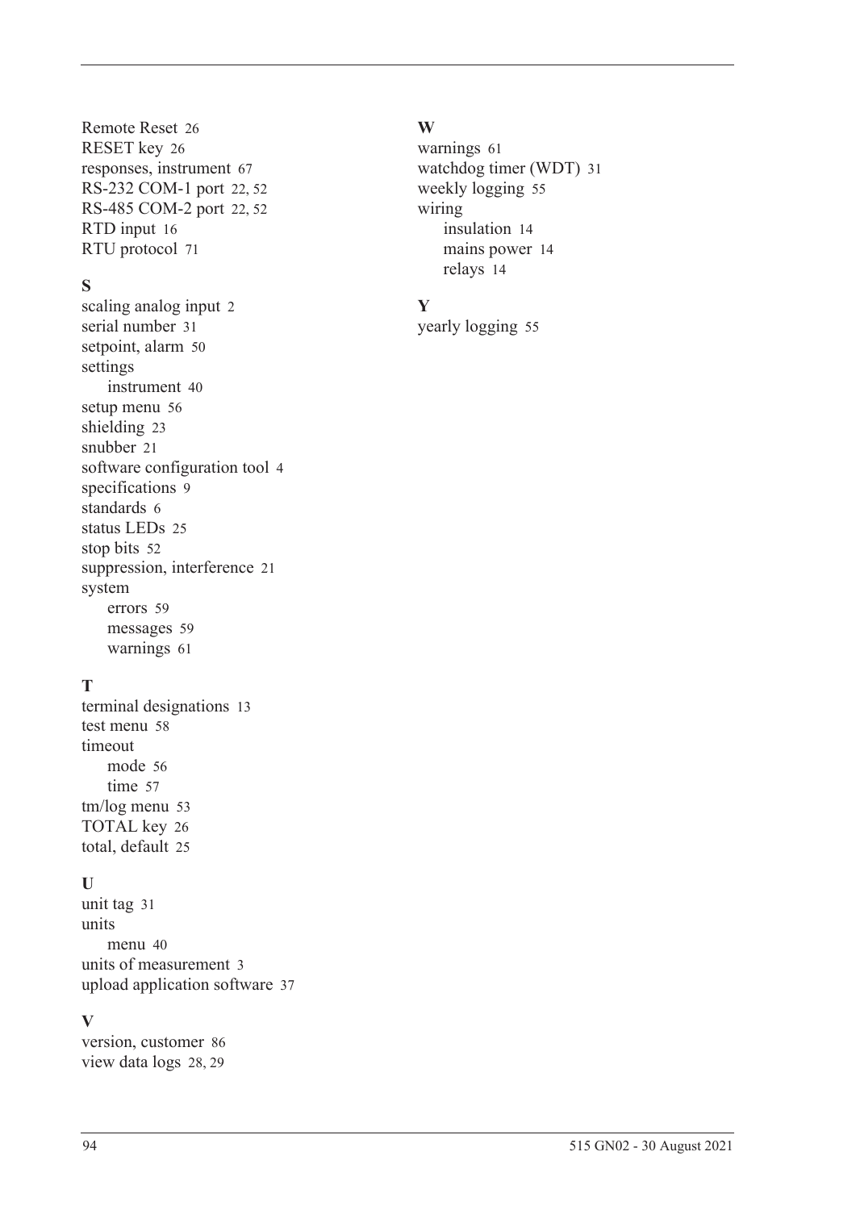Remote Reset 26
RESET key 26
responses, instrument 67
RS-232 COM-1 port 22, 52
RS-485 COM-2 port 22, 52
RTD input 16
RTU protocol 71

**S**

scaling analog input 2
serial number 31
setpoint, alarm 50
settings
  instrument 40
setup menu 56
shielding 23
snubber 21
software configuration tool 4
specifications 9
standards 6
status LEDs 25
stop bits 52
suppression, interference 21
system
  errors 59
  messages 59
  warnings 61

**T**

terminal designations 13
test menu 58
timeout
  mode 56
  time 57
tm/log menu 53
TOTAL key 26
total, default 25

**U**

unit tag 31
units
  menu 40
units of measurement 3
upload application software 37

**V**

version, customer 86
view data logs 28, 29

**W**

warnings 61
watchdog timer (WDT) 31
weekly logging 55
wiring
  insulation 14
  mains power 14
  relays 14

**Y**

yearly logging 55